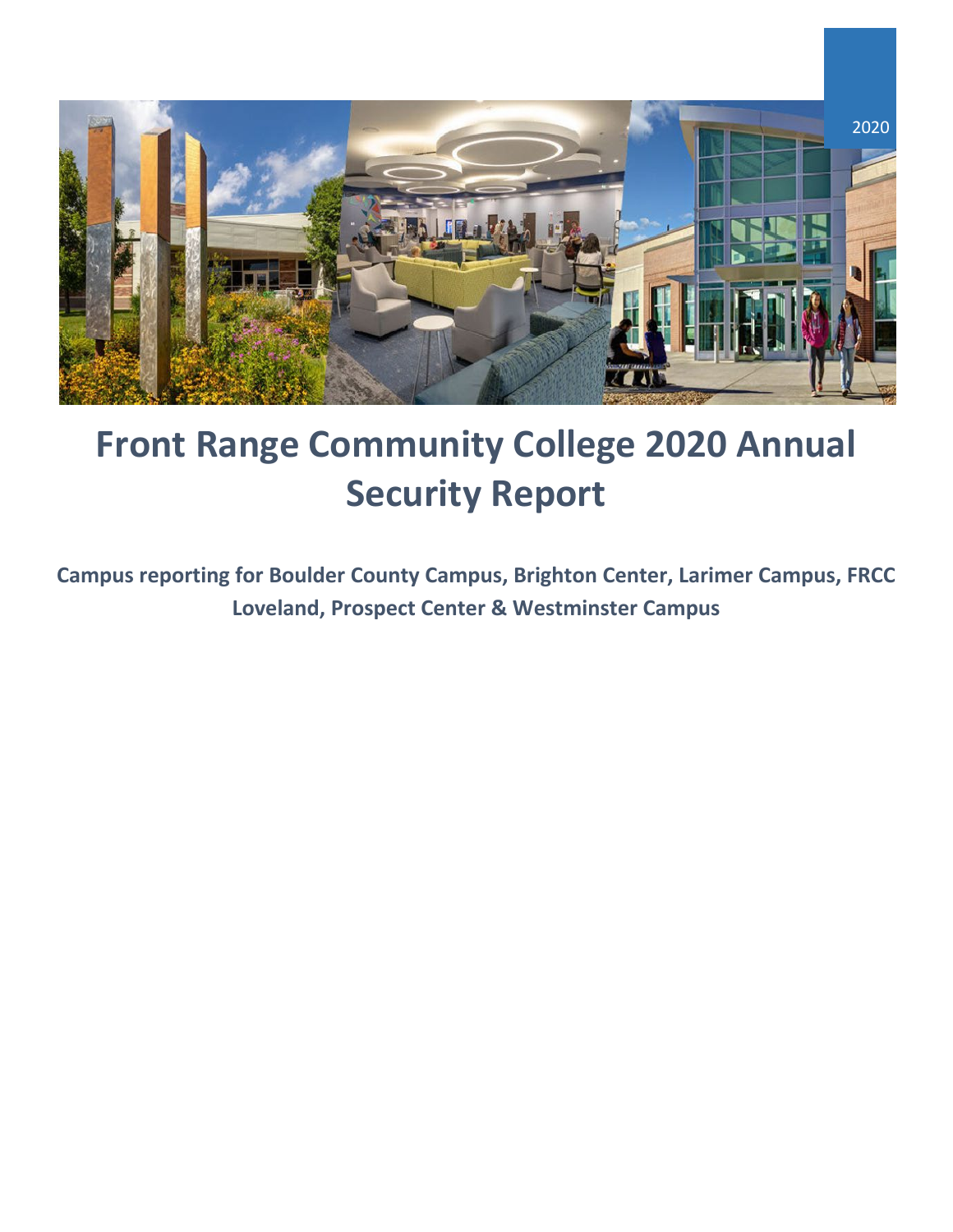2020

# Front Range Community College 2020 Annual Security Report

**Campus reporting for Boulder County Campus, Brighton Center, Larimer Campus, FRCC Loveland, Prospect Center & Westminster Campus**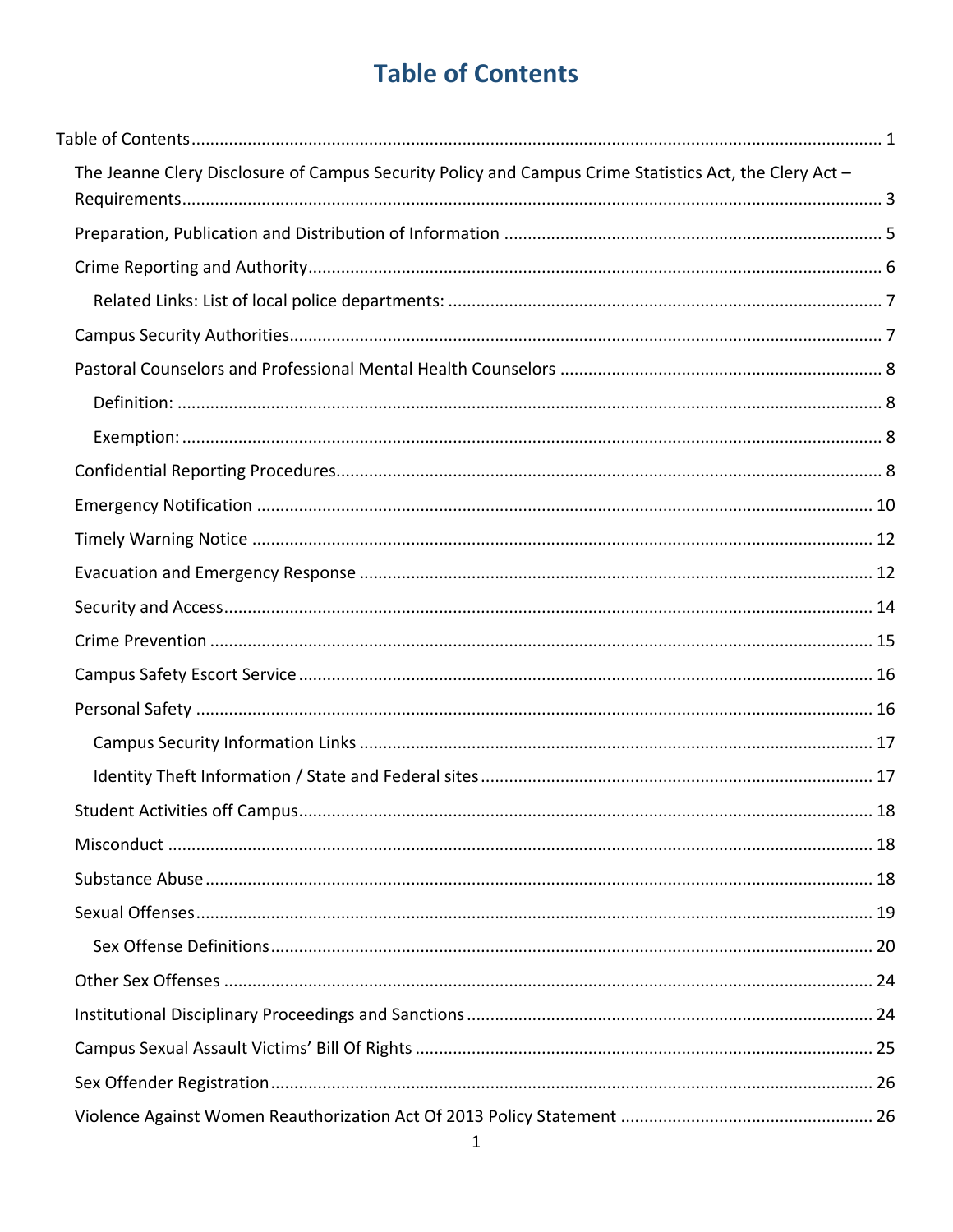# Table of Contents

Table of Contents ........................................................................................................................................ 1

- The Jeanne Clery Disclosure of Campus Security Policy and Campus Crime Statistics Act, the Clery Act – Requirements ........................................................................................................................................ 3
- Preparation, Publication and Distribution of Information ........................................................................ 5
- Crime Reporting and Authority ................................................................................................................. 6
  - Related Links: List of local police departments: ................................................................................. 7
- Campus Security Authorities ..................................................................................................................... 7
- Pastoral Counselors and Professional Mental Health Counselors ............................................................ 8
  - Definition: ............................................................................................................................................ 8
  - Exemption: ........................................................................................................................................... 8
- Confidential Reporting Procedures ............................................................................................................ 8
- Emergency Notification ........................................................................................................................... 10
- Timely Warning Notice ............................................................................................................................ 12
- Evacuation and Emergency Response ..................................................................................................... 12
- Security and Access .................................................................................................................................. 14
- Crime Prevention ..................................................................................................................................... 15
- Campus Safety Escort Service .................................................................................................................. 16
- Personal Safety ........................................................................................................................................ 16
  - Campus Security Information Links ..................................................................................................... 17
  - Identity Theft Information / State and Federal sites ........................................................................... 17
- Student Activities off Campus .................................................................................................................. 18
- Misconduct .............................................................................................................................................. 18
- Substance Abuse ...................................................................................................................................... 18
- Sexual Offenses ........................................................................................................................................ 19
  - Sex Offense Definitions ....................................................................................................................... 20
- Other Sex Offenses .................................................................................................................................. 24
- Institutional Disciplinary Proceedings and Sanctions .............................................................................. 24
- Campus Sexual Assault Victims' Bill Of Rights ......................................................................................... 25
- Sex Offender Registration ........................................................................................................................ 26
- Violence Against Women Reauthorization Act Of 2013 Policy Statement .............................................. 26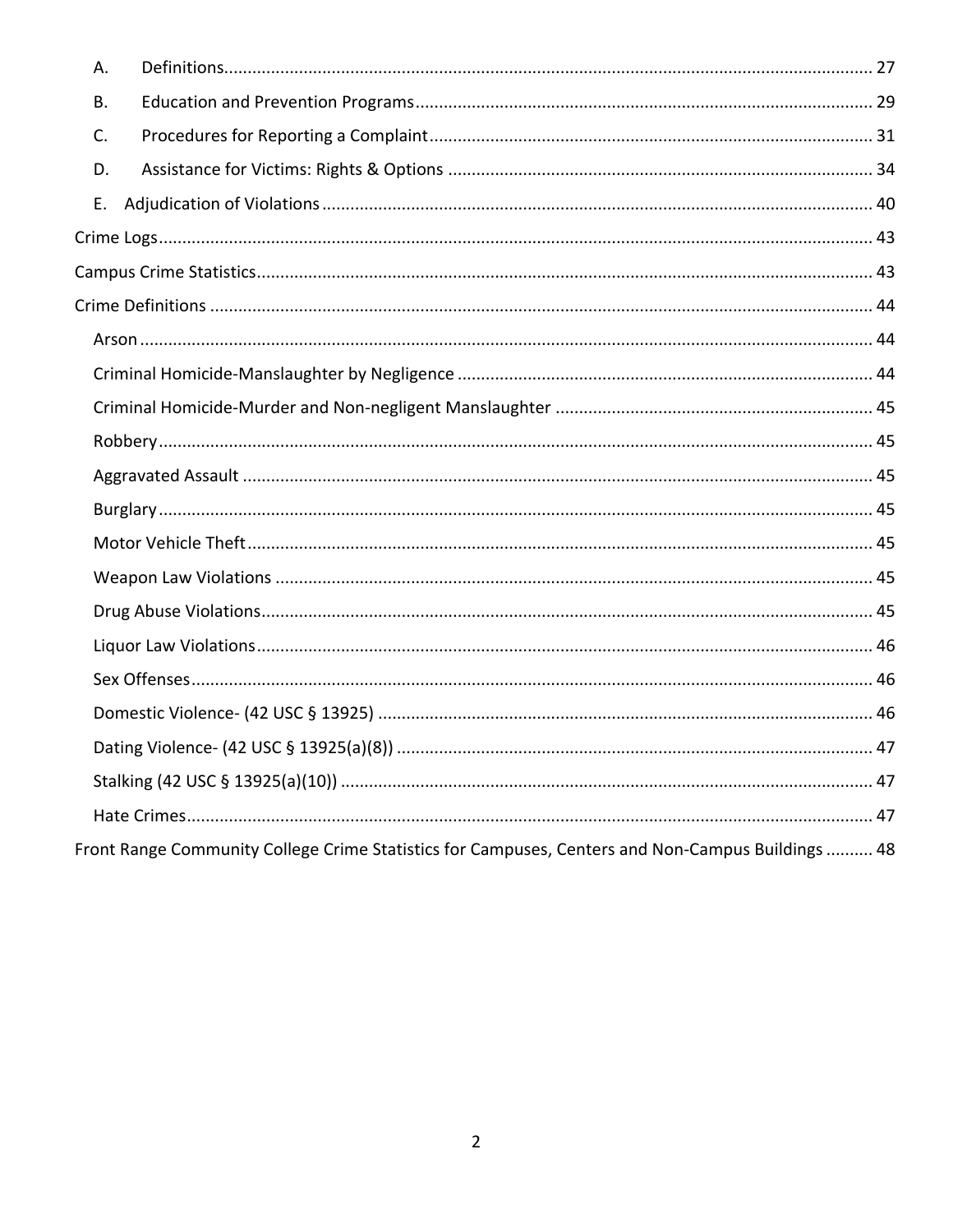- A. Definitions ........................................................................................................................ 27
- B. Education and Prevention Programs ................................................................................ 29
- C. Procedures for Reporting a Complaint ............................................................................. 31
- D. Assistance for Victims: Rights & Options .......................................................................... 34
- E. Adjudication of Violations .................................................................................................... 40

Crime Logs ....................................................................................................................................... 43

Campus Crime Statistics .................................................................................................................. 43

Crime Definitions ............................................................................................................................ 44

- Arson ......................................................................................................................................... 44
- Criminal Homicide-Manslaughter by Negligence ........................................................................ 44
- Criminal Homicide-Murder and Non-negligent Manslaughter ................................................... 45
- Robbery ...................................................................................................................................... 45
- Aggravated Assault ..................................................................................................................... 45
- Burglary ...................................................................................................................................... 45
- Motor Vehicle Theft .................................................................................................................... 45
- Weapon Law Violations .............................................................................................................. 45
- Drug Abuse Violations ................................................................................................................. 45
- Liquor Law Violations .................................................................................................................. 46
- Sex Offenses ............................................................................................................................... 46
- Domestic Violence- (42 USC § 13925) ......................................................................................... 46
- Dating Violence- (42 USC § 13925(a)(8)) ..................................................................................... 47
- Stalking (42 USC § 13925(a)(10)) ................................................................................................ 47
- Hate Crimes ................................................................................................................................ 47

Front Range Community College Crime Statistics for Campuses, Centers and Non-Campus Buildings .......... 48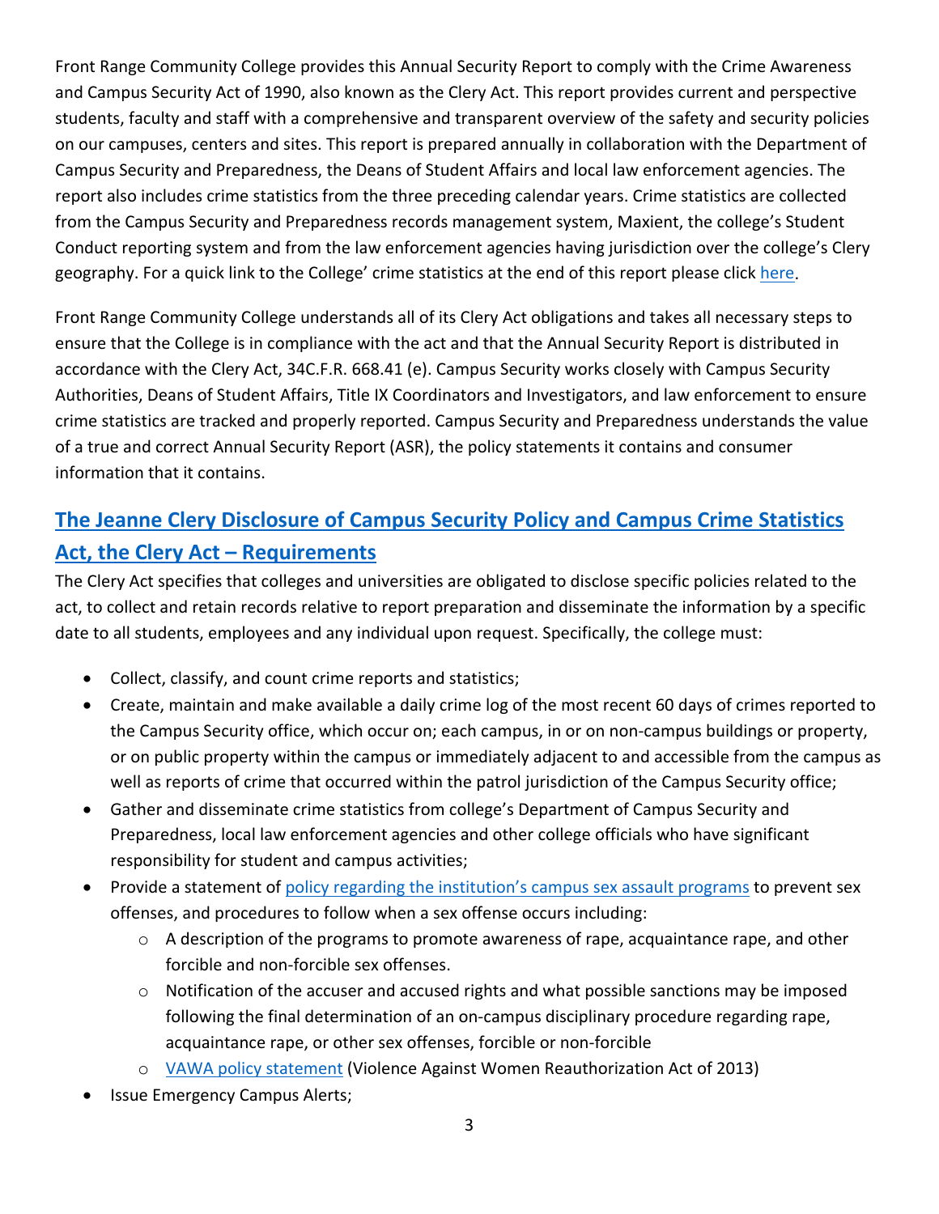Front Range Community College provides this Annual Security Report to comply with the Crime Awareness and Campus Security Act of 1990, also known as the Clery Act. This report provides current and perspective students, faculty and staff with a comprehensive and transparent overview of the safety and security policies on our campuses, centers and sites. This report is prepared annually in collaboration with the Department of Campus Security and Preparedness, the Deans of Student Affairs and local law enforcement agencies. The report also includes crime statistics from the three preceding calendar years. Crime statistics are collected from the Campus Security and Preparedness records management system, Maxient, the college's Student Conduct reporting system and from the law enforcement agencies having jurisdiction over the college's Clery geography. For a quick link to the College' crime statistics at the end of this report please click here.

Front Range Community College understands all of its Clery Act obligations and takes all necessary steps to ensure that the College is in compliance with the act and that the Annual Security Report is distributed in accordance with the Clery Act, 34C.F.R. 668.41 (e). Campus Security works closely with Campus Security Authorities, Deans of Student Affairs, Title IX Coordinators and Investigators, and law enforcement to ensure crime statistics are tracked and properly reported. Campus Security and Preparedness understands the value of a true and correct Annual Security Report (ASR), the policy statements it contains and consumer information that it contains.

## The Jeanne Clery Disclosure of Campus Security Policy and Campus Crime Statistics Act, the Clery Act – Requirements

The Clery Act specifies that colleges and universities are obligated to disclose specific policies related to the act, to collect and retain records relative to report preparation and disseminate the information by a specific date to all students, employees and any individual upon request. Specifically, the college must:

- Collect, classify, and count crime reports and statistics;
- Create, maintain and make available a daily crime log of the most recent 60 days of crimes reported to the Campus Security office, which occur on; each campus, in or on non-campus buildings or property, or on public property within the campus or immediately adjacent to and accessible from the campus as well as reports of crime that occurred within the patrol jurisdiction of the Campus Security office;
- Gather and disseminate crime statistics from college's Department of Campus Security and Preparedness, local law enforcement agencies and other college officials who have significant responsibility for student and campus activities;
- Provide a statement of policy regarding the institution's campus sex assault programs to prevent sex offenses, and procedures to follow when a sex offense occurs including:
  - A description of the programs to promote awareness of rape, acquaintance rape, and other forcible and non-forcible sex offenses.
  - Notification of the accuser and accused rights and what possible sanctions may be imposed following the final determination of an on-campus disciplinary procedure regarding rape, acquaintance rape, or other sex offenses, forcible or non-forcible
  - VAWA policy statement (Violence Against Women Reauthorization Act of 2013)
- Issue Emergency Campus Alerts;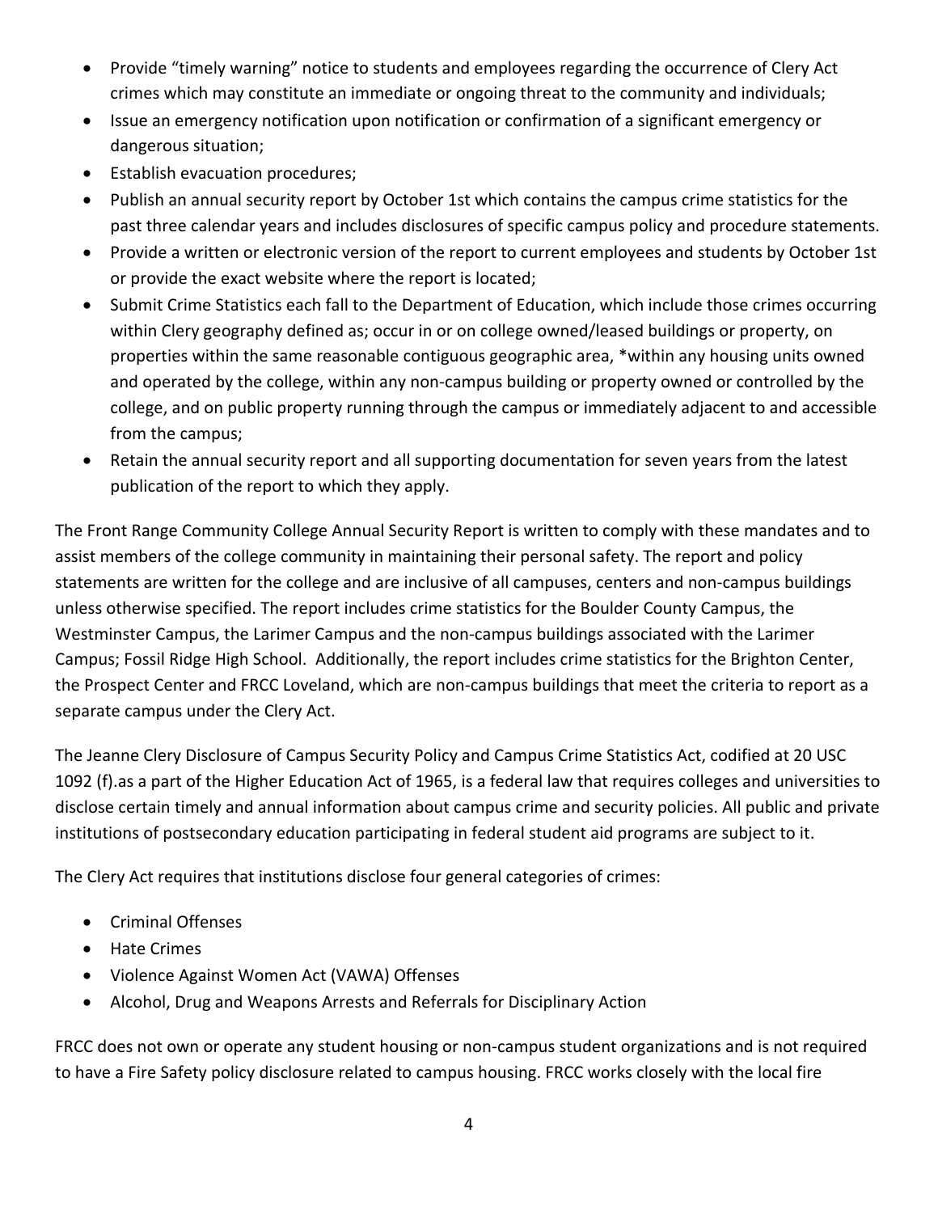- Provide “timely warning” notice to students and employees regarding the occurrence of Clery Act crimes which may constitute an immediate or ongoing threat to the community and individuals;
- Issue an emergency notification upon notification or confirmation of a significant emergency or dangerous situation;
- Establish evacuation procedures;
- Publish an annual security report by October 1st which contains the campus crime statistics for the past three calendar years and includes disclosures of specific campus policy and procedure statements.
- Provide a written or electronic version of the report to current employees and students by October 1st or provide the exact website where the report is located;
- Submit Crime Statistics each fall to the Department of Education, which include those crimes occurring within Clery geography defined as; occur in or on college owned/leased buildings or property, on properties within the same reasonable contiguous geographic area, *within any housing units owned and operated by the college, within any non-campus building or property owned or controlled by the college, and on public property running through the campus or immediately adjacent to and accessible from the campus;
- Retain the annual security report and all supporting documentation for seven years from the latest publication of the report to which they apply.

The Front Range Community College Annual Security Report is written to comply with these mandates and to assist members of the college community in maintaining their personal safety. The report and policy statements are written for the college and are inclusive of all campuses, centers and non-campus buildings unless otherwise specified. The report includes crime statistics for the Boulder County Campus, the Westminster Campus, the Larimer Campus and the non-campus buildings associated with the Larimer Campus; Fossil Ridge High School. Additionally, the report includes crime statistics for the Brighton Center, the Prospect Center and FRCC Loveland, which are non-campus buildings that meet the criteria to report as a separate campus under the Clery Act.

The Jeanne Clery Disclosure of Campus Security Policy and Campus Crime Statistics Act, codified at 20 USC 1092 (f).as a part of the Higher Education Act of 1965, is a federal law that requires colleges and universities to disclose certain timely and annual information about campus crime and security policies. All public and private institutions of postsecondary education participating in federal student aid programs are subject to it.

The Clery Act requires that institutions disclose four general categories of crimes:

- Criminal Offenses
- Hate Crimes
- Violence Against Women Act (VAWA) Offenses
- Alcohol, Drug and Weapons Arrests and Referrals for Disciplinary Action

FRCC does not own or operate any student housing or non-campus student organizations and is not required to have a Fire Safety policy disclosure related to campus housing. FRCC works closely with the local fire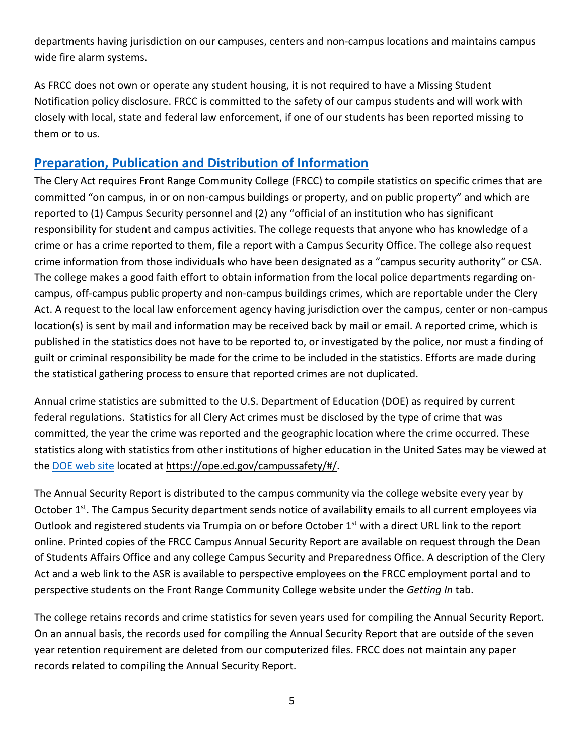departments having jurisdiction on our campuses, centers and non-campus locations and maintains campus wide fire alarm systems.

As FRCC does not own or operate any student housing, it is not required to have a Missing Student Notification policy disclosure. FRCC is committed to the safety of our campus students and will work with closely with local, state and federal law enforcement, if one of our students has been reported missing to them or to us.

## Preparation, Publication and Distribution of Information

The Clery Act requires Front Range Community College (FRCC) to compile statistics on specific crimes that are committed "on campus, in or on non-campus buildings or property, and on public property" and which are reported to (1) Campus Security personnel and (2) any "official of an institution who has significant responsibility for student and campus activities. The college requests that anyone who has knowledge of a crime or has a crime reported to them, file a report with a Campus Security Office. The college also request crime information from those individuals who have been designated as a "campus security authority" or CSA. The college makes a good faith effort to obtain information from the local police departments regarding on-campus, off-campus public property and non-campus buildings crimes, which are reportable under the Clery Act. A request to the local law enforcement agency having jurisdiction over the campus, center or non-campus location(s) is sent by mail and information may be received back by mail or email. A reported crime, which is published in the statistics does not have to be reported to, or investigated by the police, nor must a finding of guilt or criminal responsibility be made for the crime to be included in the statistics. Efforts are made during the statistical gathering process to ensure that reported crimes are not duplicated.

Annual crime statistics are submitted to the U.S. Department of Education (DOE) as required by current federal regulations. Statistics for all Clery Act crimes must be disclosed by the type of crime that was committed, the year the crime was reported and the geographic location where the crime occurred. These statistics along with statistics from other institutions of higher education in the United Sates may be viewed at the DOE web site located at https://ope.ed.gov/campussafety/#/.

The Annual Security Report is distributed to the campus community via the college website every year by October 1st. The Campus Security department sends notice of availability emails to all current employees via Outlook and registered students via Trumpia on or before October 1st with a direct URL link to the report online. Printed copies of the FRCC Campus Annual Security Report are available on request through the Dean of Students Affairs Office and any college Campus Security and Preparedness Office. A description of the Clery Act and a web link to the ASR is available to perspective employees on the FRCC employment portal and to perspective students on the Front Range Community College website under the *Getting In* tab.

The college retains records and crime statistics for seven years used for compiling the Annual Security Report. On an annual basis, the records used for compiling the Annual Security Report that are outside of the seven year retention requirement are deleted from our computerized files. FRCC does not maintain any paper records related to compiling the Annual Security Report.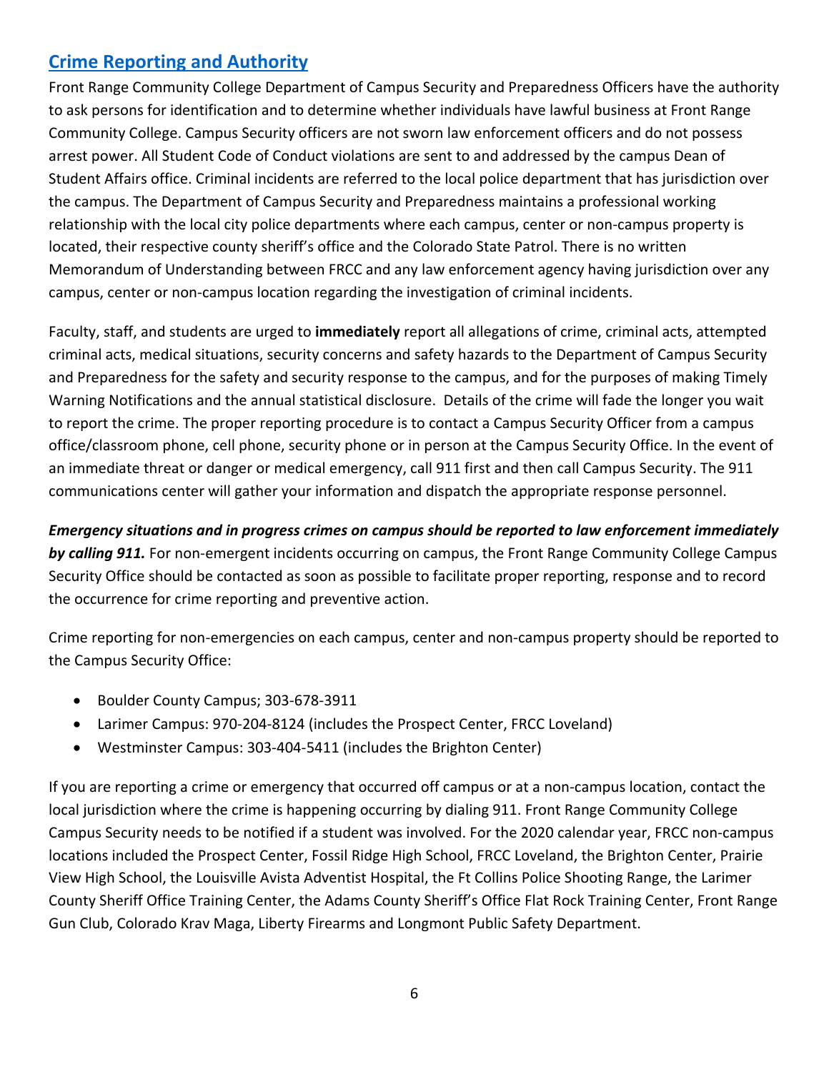## Crime Reporting and Authority

Front Range Community College Department of Campus Security and Preparedness Officers have the authority to ask persons for identification and to determine whether individuals have lawful business at Front Range Community College. Campus Security officers are not sworn law enforcement officers and do not possess arrest power. All Student Code of Conduct violations are sent to and addressed by the campus Dean of Student Affairs office. Criminal incidents are referred to the local police department that has jurisdiction over the campus. The Department of Campus Security and Preparedness maintains a professional working relationship with the local city police departments where each campus, center or non-campus property is located, their respective county sheriff's office and the Colorado State Patrol. There is no written Memorandum of Understanding between FRCC and any law enforcement agency having jurisdiction over any campus, center or non-campus location regarding the investigation of criminal incidents.

Faculty, staff, and students are urged to **immediately** report all allegations of crime, criminal acts, attempted criminal acts, medical situations, security concerns and safety hazards to the Department of Campus Security and Preparedness for the safety and security response to the campus, and for the purposes of making Timely Warning Notifications and the annual statistical disclosure. Details of the crime will fade the longer you wait to report the crime. The proper reporting procedure is to contact a Campus Security Officer from a campus office/classroom phone, cell phone, security phone or in person at the Campus Security Office. In the event of an immediate threat or danger or medical emergency, call 911 first and then call Campus Security. The 911 communications center will gather your information and dispatch the appropriate response personnel.

***Emergency situations and in progress crimes on campus should be reported to law enforcement immediately by calling 911.*** For non-emergent incidents occurring on campus, the Front Range Community College Campus Security Office should be contacted as soon as possible to facilitate proper reporting, response and to record the occurrence for crime reporting and preventive action.

Crime reporting for non-emergencies on each campus, center and non-campus property should be reported to the Campus Security Office:

- Boulder County Campus; 303-678-3911
- Larimer Campus: 970-204-8124 (includes the Prospect Center, FRCC Loveland)
- Westminster Campus: 303-404-5411 (includes the Brighton Center)

If you are reporting a crime or emergency that occurred off campus or at a non-campus location, contact the local jurisdiction where the crime is happening occurring by dialing 911. Front Range Community College Campus Security needs to be notified if a student was involved. For the 2020 calendar year, FRCC non-campus locations included the Prospect Center, Fossil Ridge High School, FRCC Loveland, the Brighton Center, Prairie View High School, the Louisville Avista Adventist Hospital, the Ft Collins Police Shooting Range, the Larimer County Sheriff Office Training Center, the Adams County Sheriff's Office Flat Rock Training Center, Front Range Gun Club, Colorado Krav Maga, Liberty Firearms and Longmont Public Safety Department.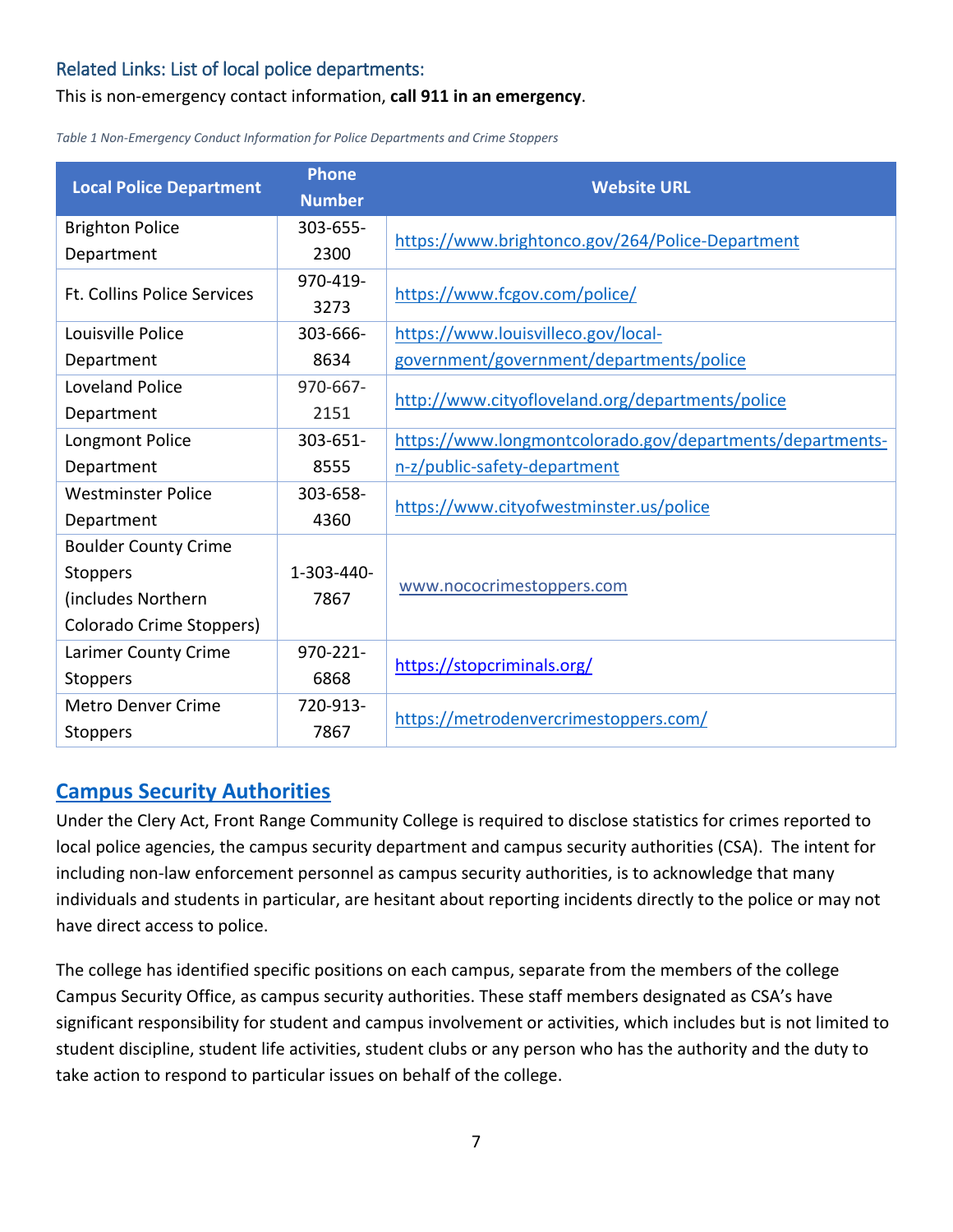### Related Links: List of local police departments:

This is non-emergency contact information, **call 911 in an emergency**.

*Table 1 Non-Emergency Conduct Information for Police Departments and Crime Stoppers*

| Local Police Department | Phone Number | Website URL |
|---|---|---|
| Brighton Police Department | 303-655-2300 | https://www.brightonco.gov/264/Police-Department |
| Ft. Collins Police Services | 970-419-3273 | https://www.fcgov.com/police/ |
| Louisville Police Department | 303-666-8634 | https://www.louisvilleco.gov/local-government/government/departments/police |
| Loveland Police Department | 970-667-2151 | http://www.cityofloveland.org/departments/police |
| Longmont Police Department | 303-651-8555 | https://www.longmontcolorado.gov/departments/departments-n-z/public-safety-department |
| Westminster Police Department | 303-658-4360 | https://www.cityofwestminster.us/police |
| Boulder County Crime Stoppers (includes Northern Colorado Crime Stoppers) | 1-303-440-7867 | www.nococrimestoppers.com |
| Larimer County Crime Stoppers | 970-221-6868 | https://stopcriminals.org/ |
| Metro Denver Crime Stoppers | 720-913-7867 | https://metrodenvercrimestoppers.com/ |

## Campus Security Authorities

Under the Clery Act, Front Range Community College is required to disclose statistics for crimes reported to local police agencies, the campus security department and campus security authorities (CSA). The intent for including non-law enforcement personnel as campus security authorities, is to acknowledge that many individuals and students in particular, are hesitant about reporting incidents directly to the police or may not have direct access to police.

The college has identified specific positions on each campus, separate from the members of the college Campus Security Office, as campus security authorities. These staff members designated as CSA's have significant responsibility for student and campus involvement or activities, which includes but is not limited to student discipline, student life activities, student clubs or any person who has the authority and the duty to take action to respond to particular issues on behalf of the college.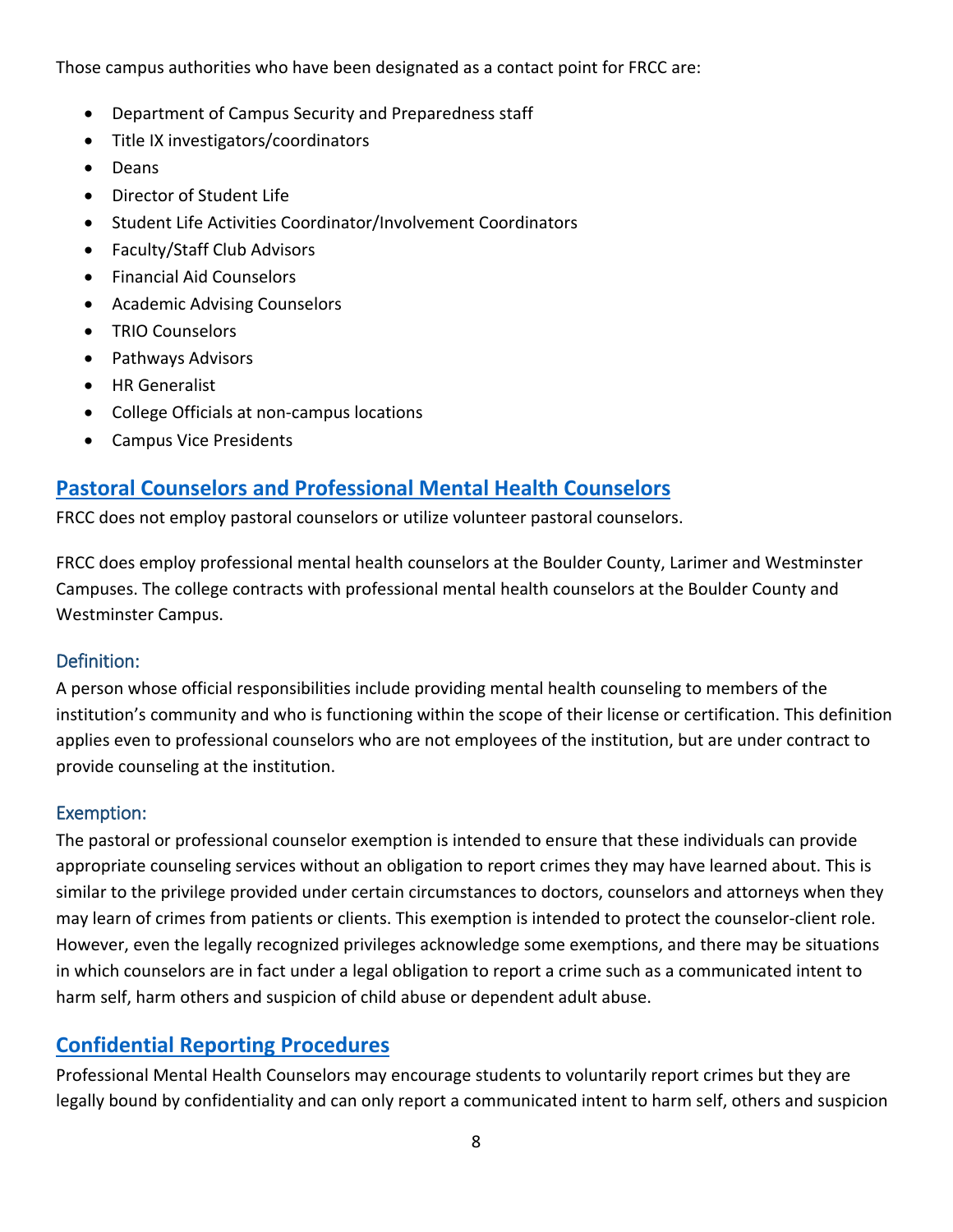Those campus authorities who have been designated as a contact point for FRCC are:

- Department of Campus Security and Preparedness staff
- Title IX investigators/coordinators
- Deans
- Director of Student Life
- Student Life Activities Coordinator/Involvement Coordinators
- Faculty/Staff Club Advisors
- Financial Aid Counselors
- Academic Advising Counselors
- TRIO Counselors
- Pathways Advisors
- HR Generalist
- College Officials at non-campus locations
- Campus Vice Presidents

## Pastoral Counselors and Professional Mental Health Counselors

FRCC does not employ pastoral counselors or utilize volunteer pastoral counselors.

FRCC does employ professional mental health counselors at the Boulder County, Larimer and Westminster Campuses. The college contracts with professional mental health counselors at the Boulder County and Westminster Campus.

### Definition:

A person whose official responsibilities include providing mental health counseling to members of the institution's community and who is functioning within the scope of their license or certification. This definition applies even to professional counselors who are not employees of the institution, but are under contract to provide counseling at the institution.

### Exemption:

The pastoral or professional counselor exemption is intended to ensure that these individuals can provide appropriate counseling services without an obligation to report crimes they may have learned about. This is similar to the privilege provided under certain circumstances to doctors, counselors and attorneys when they may learn of crimes from patients or clients. This exemption is intended to protect the counselor-client role. However, even the legally recognized privileges acknowledge some exemptions, and there may be situations in which counselors are in fact under a legal obligation to report a crime such as a communicated intent to harm self, harm others and suspicion of child abuse or dependent adult abuse.

## Confidential Reporting Procedures

Professional Mental Health Counselors may encourage students to voluntarily report crimes but they are legally bound by confidentiality and can only report a communicated intent to harm self, others and suspicion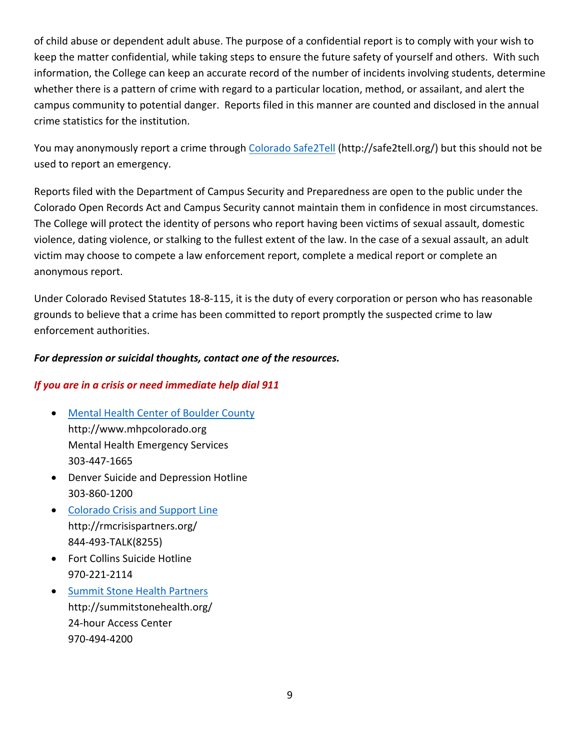of child abuse or dependent adult abuse. The purpose of a confidential report is to comply with your wish to keep the matter confidential, while taking steps to ensure the future safety of yourself and others. With such information, the College can keep an accurate record of the number of incidents involving students, determine whether there is a pattern of crime with regard to a particular location, method, or assailant, and alert the campus community to potential danger. Reports filed in this manner are counted and disclosed in the annual crime statistics for the institution.

You may anonymously report a crime through Colorado Safe2Tell (http://safe2tell.org/) but this should not be used to report an emergency.

Reports filed with the Department of Campus Security and Preparedness are open to the public under the Colorado Open Records Act and Campus Security cannot maintain them in confidence in most circumstances. The College will protect the identity of persons who report having been victims of sexual assault, domestic violence, dating violence, or stalking to the fullest extent of the law. In the case of a sexual assault, an adult victim may choose to compete a law enforcement report, complete a medical report or complete an anonymous report.

Under Colorado Revised Statutes 18-8-115, it is the duty of every corporation or person who has reasonable grounds to believe that a crime has been committed to report promptly the suspected crime to law enforcement authorities.

***For depression or suicidal thoughts, contact one of the resources.***

***If you are in a crisis or need immediate help dial 911***

- Mental Health Center of Boulder County
  http://www.mhpcolorado.org
  Mental Health Emergency Services
  303-447-1665
- Denver Suicide and Depression Hotline
  303-860-1200
- Colorado Crisis and Support Line
  http://rmcrisispartners.org/
  844-493-TALK(8255)
- Fort Collins Suicide Hotline
  970-221-2114
- Summit Stone Health Partners
  http://summitstonehealth.org/
  24-hour Access Center
  970-494-4200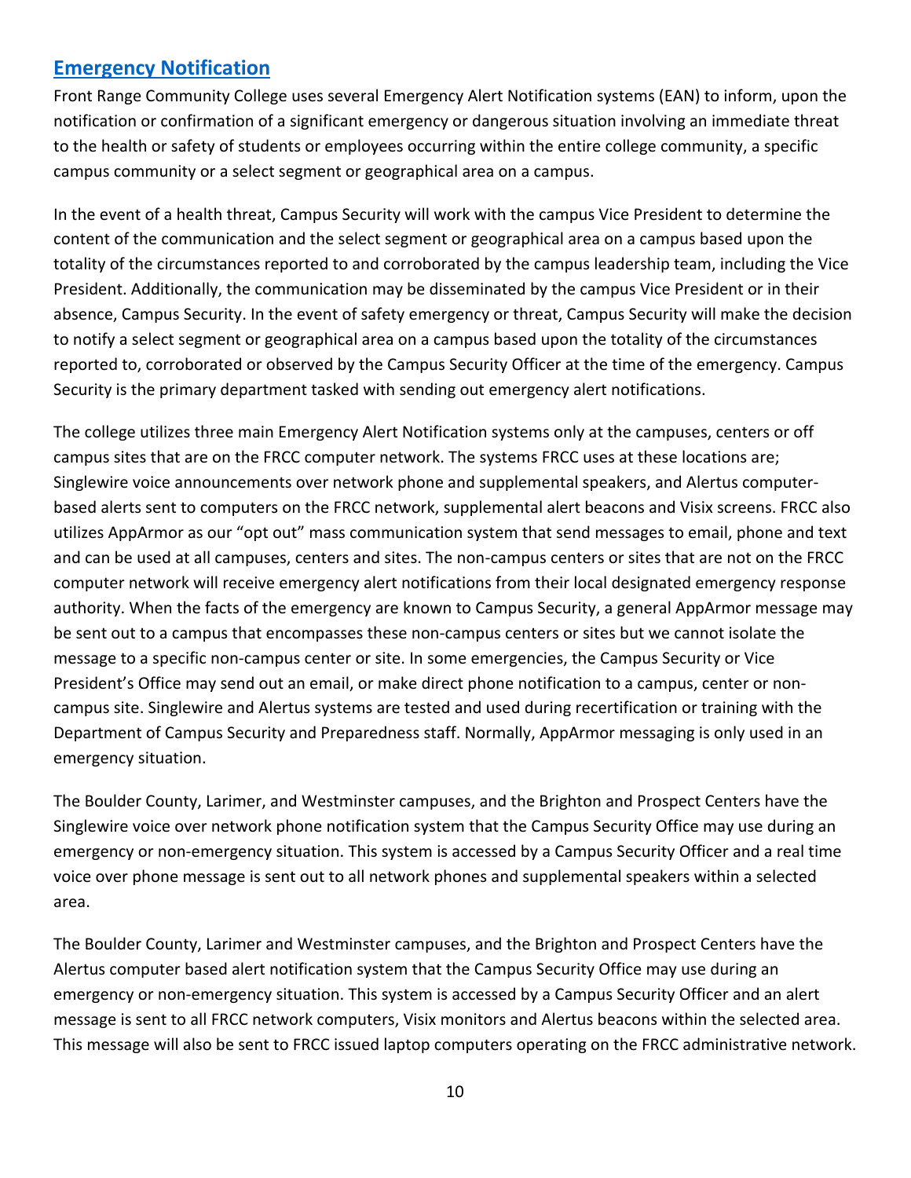## Emergency Notification

Front Range Community College uses several Emergency Alert Notification systems (EAN) to inform, upon the notification or confirmation of a significant emergency or dangerous situation involving an immediate threat to the health or safety of students or employees occurring within the entire college community, a specific campus community or a select segment or geographical area on a campus.

In the event of a health threat, Campus Security will work with the campus Vice President to determine the content of the communication and the select segment or geographical area on a campus based upon the totality of the circumstances reported to and corroborated by the campus leadership team, including the Vice President. Additionally, the communication may be disseminated by the campus Vice President or in their absence, Campus Security. In the event of safety emergency or threat, Campus Security will make the decision to notify a select segment or geographical area on a campus based upon the totality of the circumstances reported to, corroborated or observed by the Campus Security Officer at the time of the emergency. Campus Security is the primary department tasked with sending out emergency alert notifications.

The college utilizes three main Emergency Alert Notification systems only at the campuses, centers or off campus sites that are on the FRCC computer network. The systems FRCC uses at these locations are; Singlewire voice announcements over network phone and supplemental speakers, and Alertus computer-based alerts sent to computers on the FRCC network, supplemental alert beacons and Visix screens. FRCC also utilizes AppArmor as our "opt out" mass communication system that send messages to email, phone and text and can be used at all campuses, centers and sites. The non-campus centers or sites that are not on the FRCC computer network will receive emergency alert notifications from their local designated emergency response authority. When the facts of the emergency are known to Campus Security, a general AppArmor message may be sent out to a campus that encompasses these non-campus centers or sites but we cannot isolate the message to a specific non-campus center or site. In some emergencies, the Campus Security or Vice President's Office may send out an email, or make direct phone notification to a campus, center or non-campus site. Singlewire and Alertus systems are tested and used during recertification or training with the Department of Campus Security and Preparedness staff. Normally, AppArmor messaging is only used in an emergency situation.

The Boulder County, Larimer, and Westminster campuses, and the Brighton and Prospect Centers have the Singlewire voice over network phone notification system that the Campus Security Office may use during an emergency or non-emergency situation. This system is accessed by a Campus Security Officer and a real time voice over phone message is sent out to all network phones and supplemental speakers within a selected area.

The Boulder County, Larimer and Westminster campuses, and the Brighton and Prospect Centers have the Alertus computer based alert notification system that the Campus Security Office may use during an emergency or non-emergency situation. This system is accessed by a Campus Security Officer and an alert message is sent to all FRCC network computers, Visix monitors and Alertus beacons within the selected area. This message will also be sent to FRCC issued laptop computers operating on the FRCC administrative network.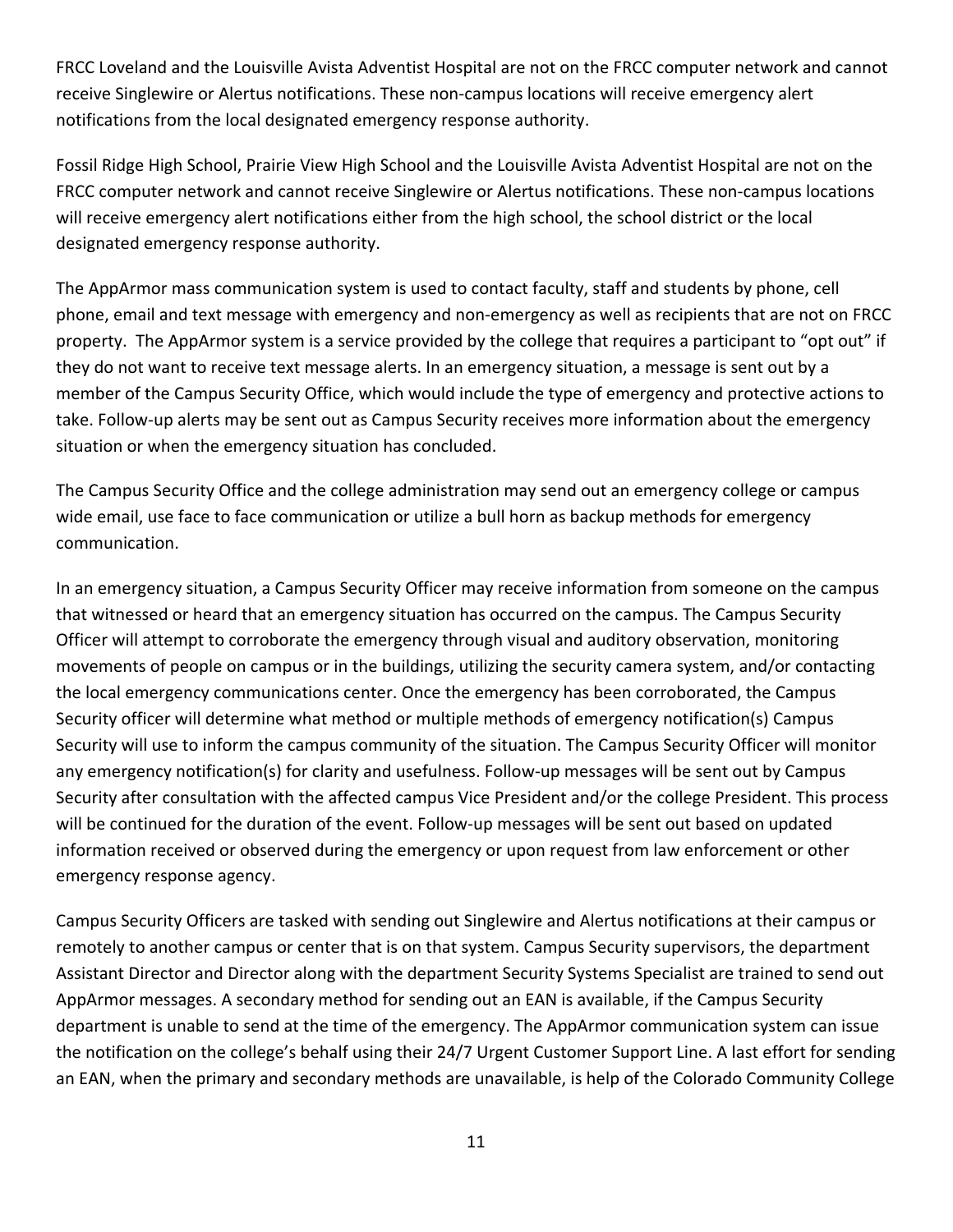FRCC Loveland and the Louisville Avista Adventist Hospital are not on the FRCC computer network and cannot receive Singlewire or Alertus notifications. These non-campus locations will receive emergency alert notifications from the local designated emergency response authority.

Fossil Ridge High School, Prairie View High School and the Louisville Avista Adventist Hospital are not on the FRCC computer network and cannot receive Singlewire or Alertus notifications. These non-campus locations will receive emergency alert notifications either from the high school, the school district or the local designated emergency response authority.

The AppArmor mass communication system is used to contact faculty, staff and students by phone, cell phone, email and text message with emergency and non-emergency as well as recipients that are not on FRCC property. The AppArmor system is a service provided by the college that requires a participant to "opt out" if they do not want to receive text message alerts. In an emergency situation, a message is sent out by a member of the Campus Security Office, which would include the type of emergency and protective actions to take. Follow-up alerts may be sent out as Campus Security receives more information about the emergency situation or when the emergency situation has concluded.

The Campus Security Office and the college administration may send out an emergency college or campus wide email, use face to face communication or utilize a bull horn as backup methods for emergency communication.

In an emergency situation, a Campus Security Officer may receive information from someone on the campus that witnessed or heard that an emergency situation has occurred on the campus. The Campus Security Officer will attempt to corroborate the emergency through visual and auditory observation, monitoring movements of people on campus or in the buildings, utilizing the security camera system, and/or contacting the local emergency communications center. Once the emergency has been corroborated, the Campus Security officer will determine what method or multiple methods of emergency notification(s) Campus Security will use to inform the campus community of the situation. The Campus Security Officer will monitor any emergency notification(s) for clarity and usefulness. Follow-up messages will be sent out by Campus Security after consultation with the affected campus Vice President and/or the college President. This process will be continued for the duration of the event. Follow-up messages will be sent out based on updated information received or observed during the emergency or upon request from law enforcement or other emergency response agency.

Campus Security Officers are tasked with sending out Singlewire and Alertus notifications at their campus or remotely to another campus or center that is on that system. Campus Security supervisors, the department Assistant Director and Director along with the department Security Systems Specialist are trained to send out AppArmor messages. A secondary method for sending out an EAN is available, if the Campus Security department is unable to send at the time of the emergency. The AppArmor communication system can issue the notification on the college's behalf using their 24/7 Urgent Customer Support Line. A last effort for sending an EAN, when the primary and secondary methods are unavailable, is help of the Colorado Community College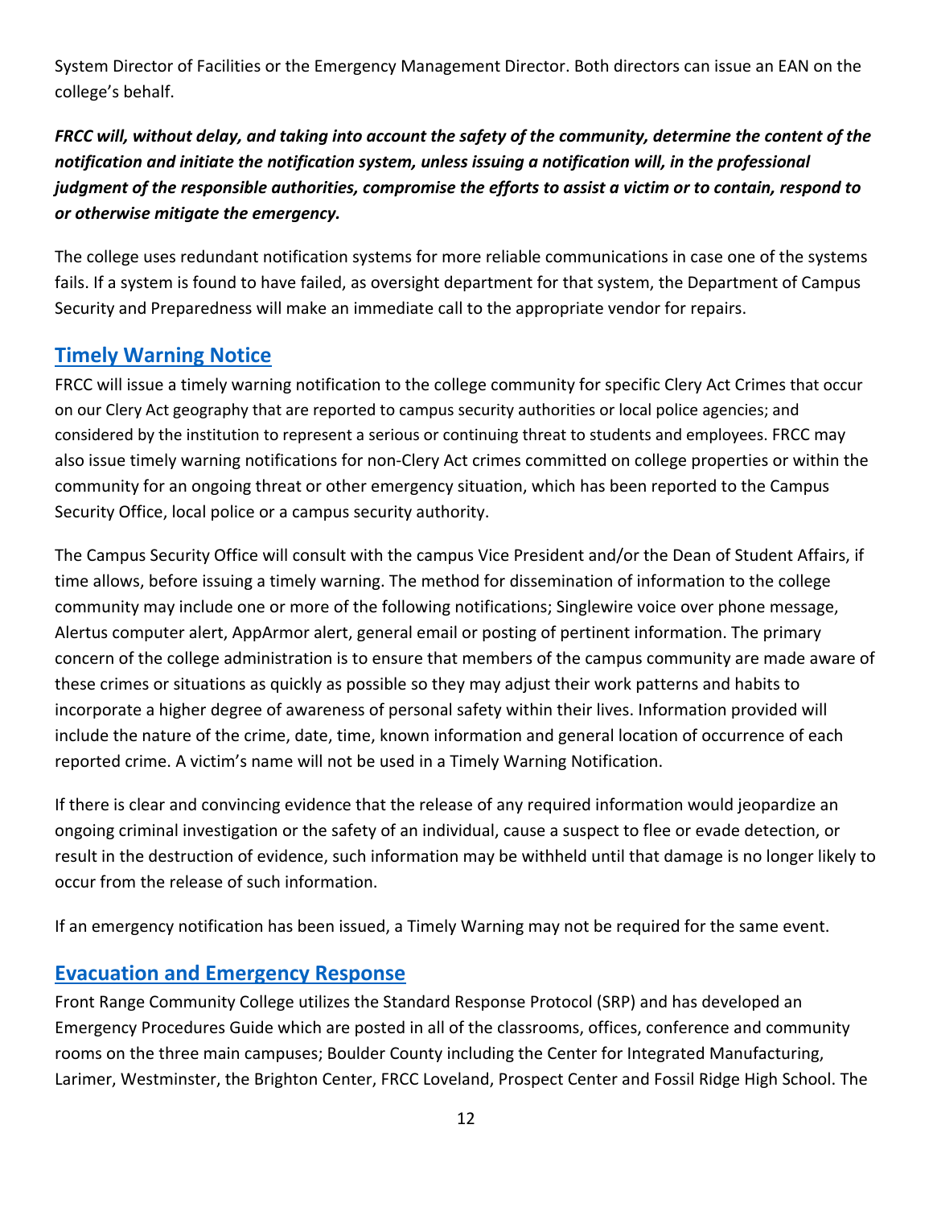System Director of Facilities or the Emergency Management Director. Both directors can issue an EAN on the college's behalf.

***FRCC will, without delay, and taking into account the safety of the community, determine the content of the notification and initiate the notification system, unless issuing a notification will, in the professional judgment of the responsible authorities, compromise the efforts to assist a victim or to contain, respond to or otherwise mitigate the emergency.***

The college uses redundant notification systems for more reliable communications in case one of the systems fails. If a system is found to have failed, as oversight department for that system, the Department of Campus Security and Preparedness will make an immediate call to the appropriate vendor for repairs.

## Timely Warning Notice

FRCC will issue a timely warning notification to the college community for specific Clery Act Crimes that occur on our Clery Act geography that are reported to campus security authorities or local police agencies; and considered by the institution to represent a serious or continuing threat to students and employees. FRCC may also issue timely warning notifications for non-Clery Act crimes committed on college properties or within the community for an ongoing threat or other emergency situation, which has been reported to the Campus Security Office, local police or a campus security authority.

The Campus Security Office will consult with the campus Vice President and/or the Dean of Student Affairs, if time allows, before issuing a timely warning. The method for dissemination of information to the college community may include one or more of the following notifications; Singlewire voice over phone message, Alertus computer alert, AppArmor alert, general email or posting of pertinent information. The primary concern of the college administration is to ensure that members of the campus community are made aware of these crimes or situations as quickly as possible so they may adjust their work patterns and habits to incorporate a higher degree of awareness of personal safety within their lives. Information provided will include the nature of the crime, date, time, known information and general location of occurrence of each reported crime. A victim's name will not be used in a Timely Warning Notification.

If there is clear and convincing evidence that the release of any required information would jeopardize an ongoing criminal investigation or the safety of an individual, cause a suspect to flee or evade detection, or result in the destruction of evidence, such information may be withheld until that damage is no longer likely to occur from the release of such information.

If an emergency notification has been issued, a Timely Warning may not be required for the same event.

## Evacuation and Emergency Response

Front Range Community College utilizes the Standard Response Protocol (SRP) and has developed an Emergency Procedures Guide which are posted in all of the classrooms, offices, conference and community rooms on the three main campuses; Boulder County including the Center for Integrated Manufacturing, Larimer, Westminster, the Brighton Center, FRCC Loveland, Prospect Center and Fossil Ridge High School. The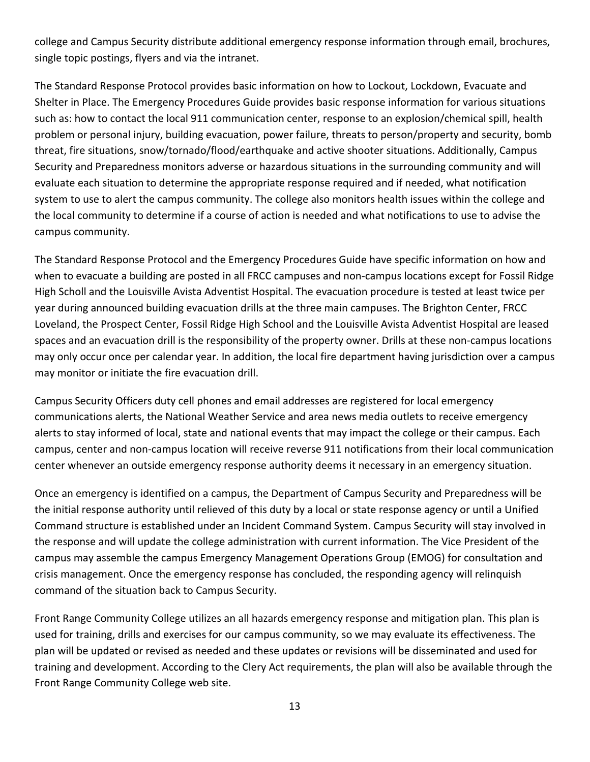college and Campus Security distribute additional emergency response information through email, brochures, single topic postings, flyers and via the intranet.

The Standard Response Protocol provides basic information on how to Lockout, Lockdown, Evacuate and Shelter in Place. The Emergency Procedures Guide provides basic response information for various situations such as: how to contact the local 911 communication center, response to an explosion/chemical spill, health problem or personal injury, building evacuation, power failure, threats to person/property and security, bomb threat, fire situations, snow/tornado/flood/earthquake and active shooter situations. Additionally, Campus Security and Preparedness monitors adverse or hazardous situations in the surrounding community and will evaluate each situation to determine the appropriate response required and if needed, what notification system to use to alert the campus community. The college also monitors health issues within the college and the local community to determine if a course of action is needed and what notifications to use to advise the campus community.

The Standard Response Protocol and the Emergency Procedures Guide have specific information on how and when to evacuate a building are posted in all FRCC campuses and non-campus locations except for Fossil Ridge High Scholl and the Louisville Avista Adventist Hospital. The evacuation procedure is tested at least twice per year during announced building evacuation drills at the three main campuses. The Brighton Center, FRCC Loveland, the Prospect Center, Fossil Ridge High School and the Louisville Avista Adventist Hospital are leased spaces and an evacuation drill is the responsibility of the property owner. Drills at these non-campus locations may only occur once per calendar year. In addition, the local fire department having jurisdiction over a campus may monitor or initiate the fire evacuation drill.

Campus Security Officers duty cell phones and email addresses are registered for local emergency communications alerts, the National Weather Service and area news media outlets to receive emergency alerts to stay informed of local, state and national events that may impact the college or their campus. Each campus, center and non-campus location will receive reverse 911 notifications from their local communication center whenever an outside emergency response authority deems it necessary in an emergency situation.

Once an emergency is identified on a campus, the Department of Campus Security and Preparedness will be the initial response authority until relieved of this duty by a local or state response agency or until a Unified Command structure is established under an Incident Command System. Campus Security will stay involved in the response and will update the college administration with current information. The Vice President of the campus may assemble the campus Emergency Management Operations Group (EMOG) for consultation and crisis management. Once the emergency response has concluded, the responding agency will relinquish command of the situation back to Campus Security.

Front Range Community College utilizes an all hazards emergency response and mitigation plan. This plan is used for training, drills and exercises for our campus community, so we may evaluate its effectiveness. The plan will be updated or revised as needed and these updates or revisions will be disseminated and used for training and development. According to the Clery Act requirements, the plan will also be available through the Front Range Community College web site.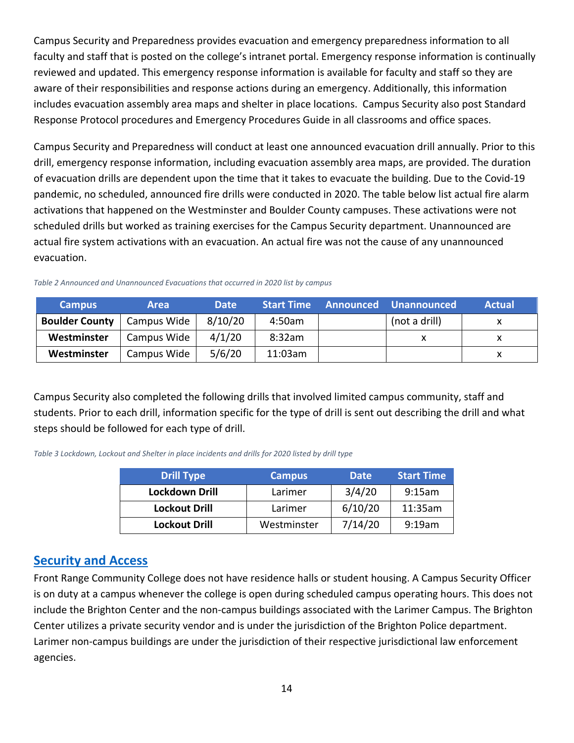Campus Security and Preparedness provides evacuation and emergency preparedness information to all faculty and staff that is posted on the college's intranet portal. Emergency response information is continually reviewed and updated. This emergency response information is available for faculty and staff so they are aware of their responsibilities and response actions during an emergency. Additionally, this information includes evacuation assembly area maps and shelter in place locations. Campus Security also post Standard Response Protocol procedures and Emergency Procedures Guide in all classrooms and office spaces.

Campus Security and Preparedness will conduct at least one announced evacuation drill annually. Prior to this drill, emergency response information, including evacuation assembly area maps, are provided. The duration of evacuation drills are dependent upon the time that it takes to evacuate the building. Due to the Covid-19 pandemic, no scheduled, announced fire drills were conducted in 2020. The table below list actual fire alarm activations that happened on the Westminster and Boulder County campuses. These activations were not scheduled drills but worked as training exercises for the Campus Security department. Unannounced are actual fire system activations with an evacuation. An actual fire was not the cause of any unannounced evacuation.

*Table 2 Announced and Unannounced Evacuations that occurred in 2020 list by campus*

| Campus | Area | Date | Start Time | Announced | Unannounced | Actual |
|---|---|---|---|---|---|---|
| **Boulder County** | Campus Wide | 8/10/20 | 4:50am | | (not a drill) | x |
| **Westminster** | Campus Wide | 4/1/20 | 8:32am | | x | x |
| **Westminster** | Campus Wide | 5/6/20 | 11:03am | | | x |

Campus Security also completed the following drills that involved limited campus community, staff and students. Prior to each drill, information specific for the type of drill is sent out describing the drill and what steps should be followed for each type of drill.

*Table 3 Lockdown, Lockout and Shelter in place incidents and drills for 2020 listed by drill type*

| Drill Type | Campus | Date | Start Time |
|---|---|---|---|
| **Lockdown Drill** | Larimer | 3/4/20 | 9:15am |
| **Lockout Drill** | Larimer | 6/10/20 | 11:35am |
| **Lockout Drill** | Westminster | 7/14/20 | 9:19am |

## Security and Access

Front Range Community College does not have residence halls or student housing. A Campus Security Officer is on duty at a campus whenever the college is open during scheduled campus operating hours. This does not include the Brighton Center and the non-campus buildings associated with the Larimer Campus. The Brighton Center utilizes a private security vendor and is under the jurisdiction of the Brighton Police department. Larimer non-campus buildings are under the jurisdiction of their respective jurisdictional law enforcement agencies.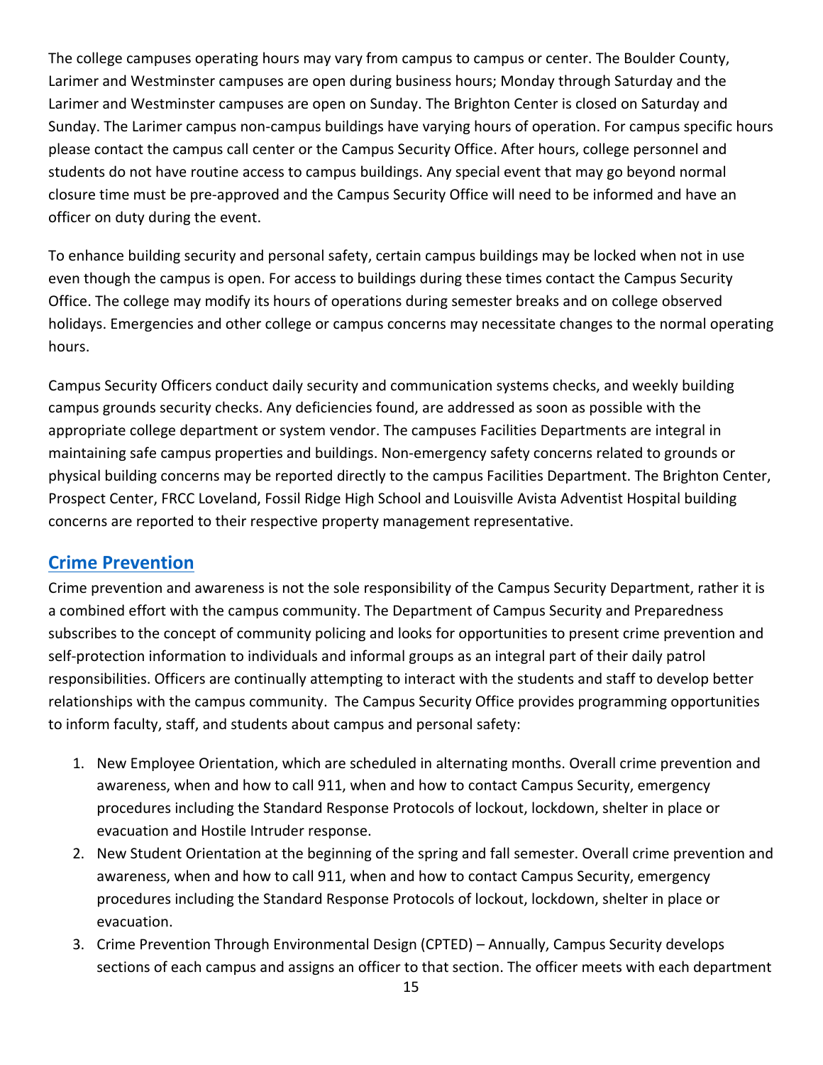The college campuses operating hours may vary from campus to campus or center. The Boulder County, Larimer and Westminster campuses are open during business hours; Monday through Saturday and the Larimer and Westminster campuses are open on Sunday. The Brighton Center is closed on Saturday and Sunday. The Larimer campus non-campus buildings have varying hours of operation. For campus specific hours please contact the campus call center or the Campus Security Office. After hours, college personnel and students do not have routine access to campus buildings. Any special event that may go beyond normal closure time must be pre-approved and the Campus Security Office will need to be informed and have an officer on duty during the event.

To enhance building security and personal safety, certain campus buildings may be locked when not in use even though the campus is open. For access to buildings during these times contact the Campus Security Office. The college may modify its hours of operations during semester breaks and on college observed holidays. Emergencies and other college or campus concerns may necessitate changes to the normal operating hours.

Campus Security Officers conduct daily security and communication systems checks, and weekly building campus grounds security checks. Any deficiencies found, are addressed as soon as possible with the appropriate college department or system vendor. The campuses Facilities Departments are integral in maintaining safe campus properties and buildings. Non-emergency safety concerns related to grounds or physical building concerns may be reported directly to the campus Facilities Department. The Brighton Center, Prospect Center, FRCC Loveland, Fossil Ridge High School and Louisville Avista Adventist Hospital building concerns are reported to their respective property management representative.

## Crime Prevention

Crime prevention and awareness is not the sole responsibility of the Campus Security Department, rather it is a combined effort with the campus community. The Department of Campus Security and Preparedness subscribes to the concept of community policing and looks for opportunities to present crime prevention and self-protection information to individuals and informal groups as an integral part of their daily patrol responsibilities. Officers are continually attempting to interact with the students and staff to develop better relationships with the campus community. The Campus Security Office provides programming opportunities to inform faculty, staff, and students about campus and personal safety:

1. New Employee Orientation, which are scheduled in alternating months. Overall crime prevention and awareness, when and how to call 911, when and how to contact Campus Security, emergency procedures including the Standard Response Protocols of lockout, lockdown, shelter in place or evacuation and Hostile Intruder response.
2. New Student Orientation at the beginning of the spring and fall semester. Overall crime prevention and awareness, when and how to call 911, when and how to contact Campus Security, emergency procedures including the Standard Response Protocols of lockout, lockdown, shelter in place or evacuation.
3. Crime Prevention Through Environmental Design (CPTED) – Annually, Campus Security develops sections of each campus and assigns an officer to that section. The officer meets with each department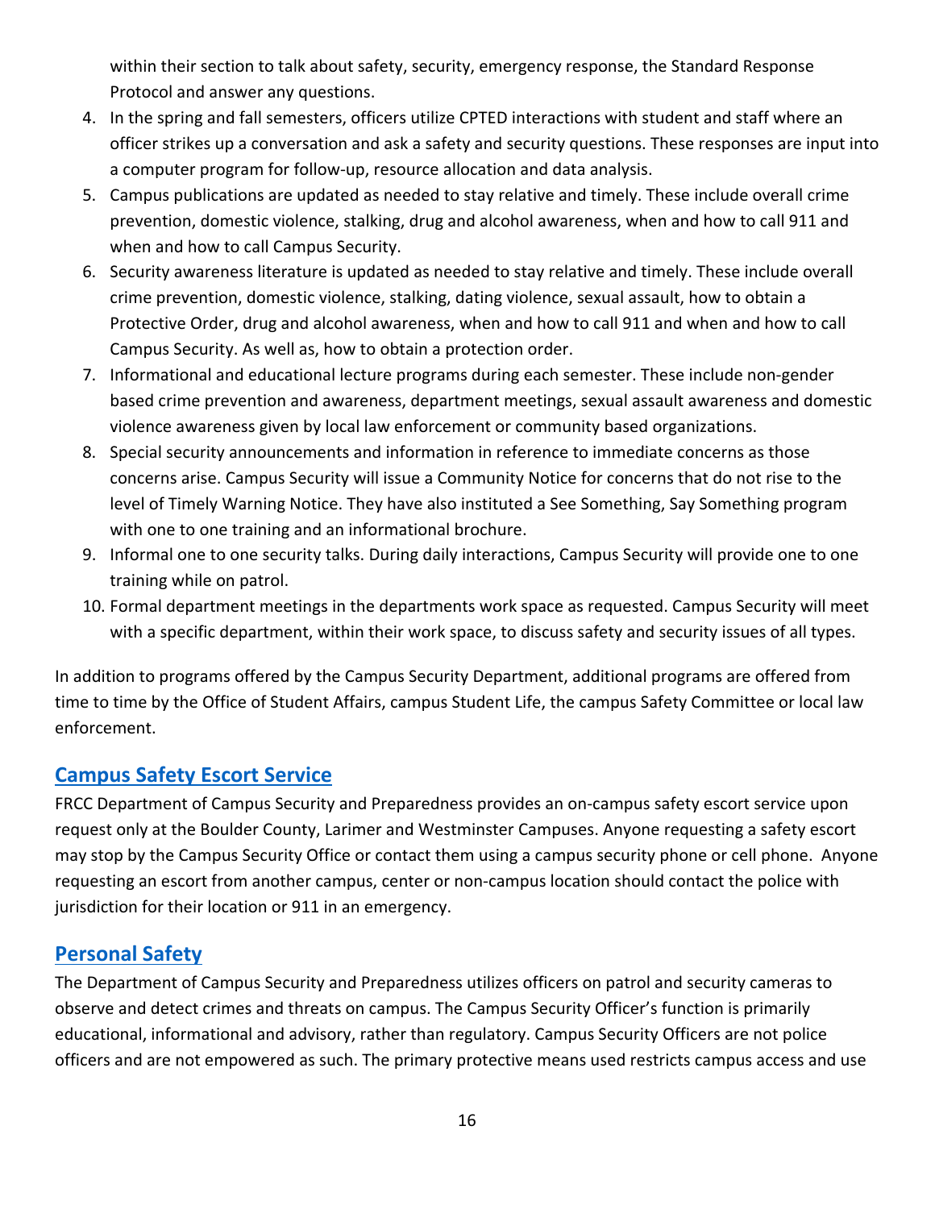within their section to talk about safety, security, emergency response, the Standard Response Protocol and answer any questions.

4. In the spring and fall semesters, officers utilize CPTED interactions with student and staff where an officer strikes up a conversation and ask a safety and security questions. These responses are input into a computer program for follow-up, resource allocation and data analysis.
5. Campus publications are updated as needed to stay relative and timely. These include overall crime prevention, domestic violence, stalking, drug and alcohol awareness, when and how to call 911 and when and how to call Campus Security.
6. Security awareness literature is updated as needed to stay relative and timely. These include overall crime prevention, domestic violence, stalking, dating violence, sexual assault, how to obtain a Protective Order, drug and alcohol awareness, when and how to call 911 and when and how to call Campus Security. As well as, how to obtain a protection order.
7. Informational and educational lecture programs during each semester. These include non-gender based crime prevention and awareness, department meetings, sexual assault awareness and domestic violence awareness given by local law enforcement or community based organizations.
8. Special security announcements and information in reference to immediate concerns as those concerns arise. Campus Security will issue a Community Notice for concerns that do not rise to the level of Timely Warning Notice. They have also instituted a See Something, Say Something program with one to one training and an informational brochure.
9. Informal one to one security talks. During daily interactions, Campus Security will provide one to one training while on patrol.
10. Formal department meetings in the departments work space as requested. Campus Security will meet with a specific department, within their work space, to discuss safety and security issues of all types.

In addition to programs offered by the Campus Security Department, additional programs are offered from time to time by the Office of Student Affairs, campus Student Life, the campus Safety Committee or local law enforcement.

## Campus Safety Escort Service

FRCC Department of Campus Security and Preparedness provides an on-campus safety escort service upon request only at the Boulder County, Larimer and Westminster Campuses. Anyone requesting a safety escort may stop by the Campus Security Office or contact them using a campus security phone or cell phone. Anyone requesting an escort from another campus, center or non-campus location should contact the police with jurisdiction for their location or 911 in an emergency.

## Personal Safety

The Department of Campus Security and Preparedness utilizes officers on patrol and security cameras to observe and detect crimes and threats on campus. The Campus Security Officer's function is primarily educational, informational and advisory, rather than regulatory. Campus Security Officers are not police officers and are not empowered as such. The primary protective means used restricts campus access and use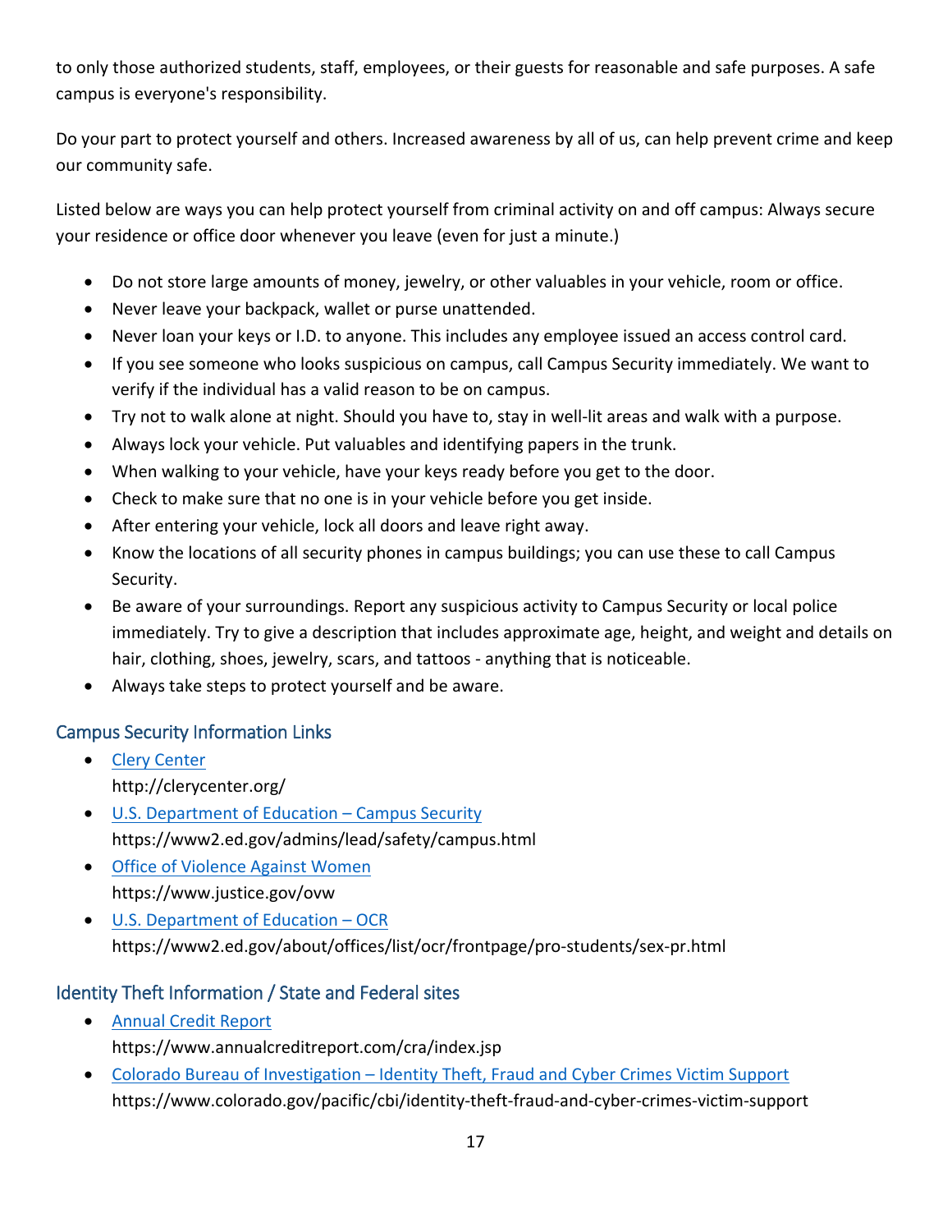to only those authorized students, staff, employees, or their guests for reasonable and safe purposes. A safe campus is everyone's responsibility.

Do your part to protect yourself and others. Increased awareness by all of us, can help prevent crime and keep our community safe.

Listed below are ways you can help protect yourself from criminal activity on and off campus: Always secure your residence or office door whenever you leave (even for just a minute.)

- Do not store large amounts of money, jewelry, or other valuables in your vehicle, room or office.
- Never leave your backpack, wallet or purse unattended.
- Never loan your keys or I.D. to anyone. This includes any employee issued an access control card.
- If you see someone who looks suspicious on campus, call Campus Security immediately. We want to verify if the individual has a valid reason to be on campus.
- Try not to walk alone at night. Should you have to, stay in well-lit areas and walk with a purpose.
- Always lock your vehicle. Put valuables and identifying papers in the trunk.
- When walking to your vehicle, have your keys ready before you get to the door.
- Check to make sure that no one is in your vehicle before you get inside.
- After entering your vehicle, lock all doors and leave right away.
- Know the locations of all security phones in campus buildings; you can use these to call Campus Security.
- Be aware of your surroundings. Report any suspicious activity to Campus Security or local police immediately. Try to give a description that includes approximate age, height, and weight and details on hair, clothing, shoes, jewelry, scars, and tattoos - anything that is noticeable.
- Always take steps to protect yourself and be aware.

## Campus Security Information Links

- Clery Center
  http://clerycenter.org/
- U.S. Department of Education – Campus Security
  https://www2.ed.gov/admins/lead/safety/campus.html
- Office of Violence Against Women
  https://www.justice.gov/ovw
- U.S. Department of Education – OCR
  https://www2.ed.gov/about/offices/list/ocr/frontpage/pro-students/sex-pr.html

## Identity Theft Information / State and Federal sites

- Annual Credit Report
  https://www.annualcreditreport.com/cra/index.jsp
- Colorado Bureau of Investigation – Identity Theft, Fraud and Cyber Crimes Victim Support
  https://www.colorado.gov/pacific/cbi/identity-theft-fraud-and-cyber-crimes-victim-support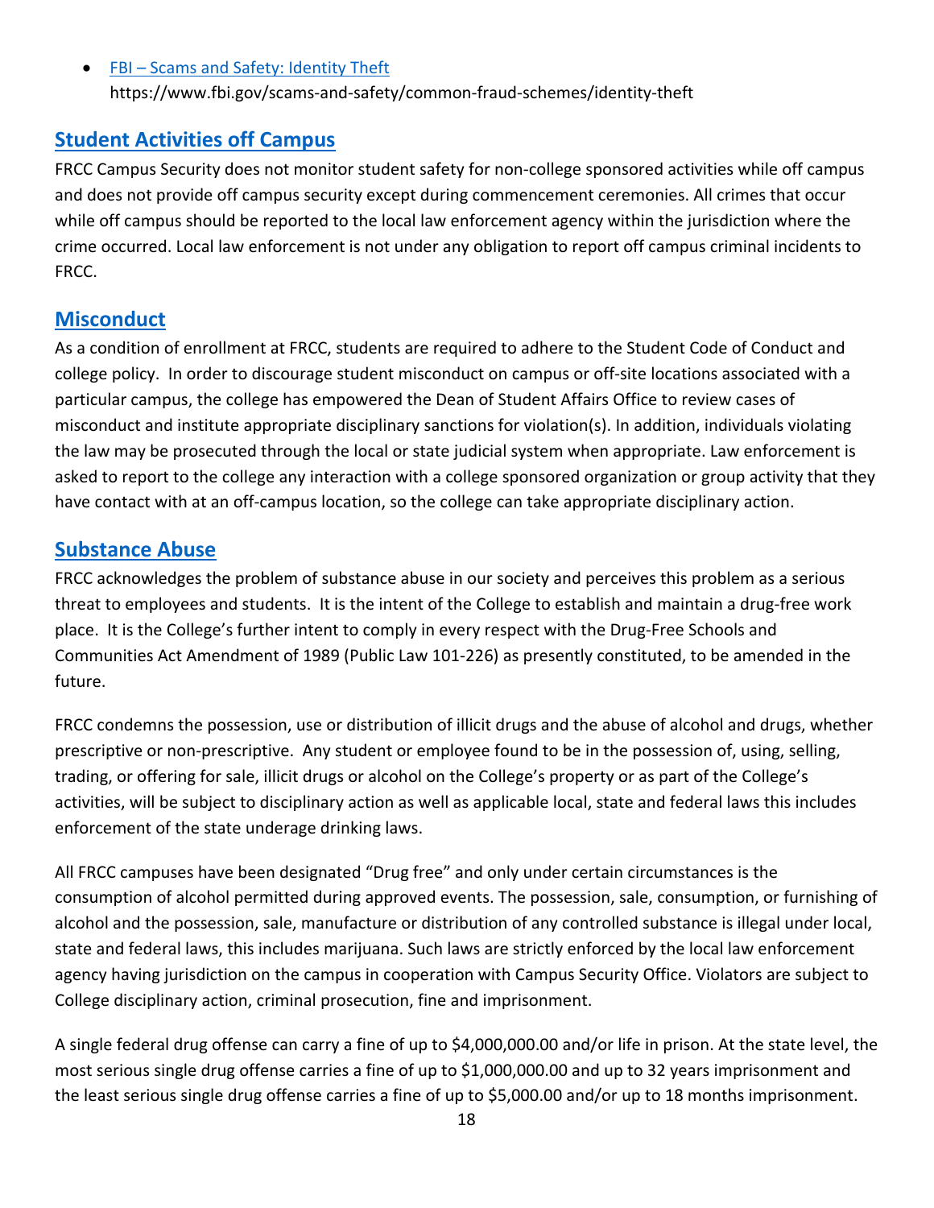- [FBI – Scams and Safety: Identity Theft](https://www.fbi.gov/scams-and-safety/common-fraud-schemes/identity-theft)
  https://www.fbi.gov/scams-and-safety/common-fraud-schemes/identity-theft

## Student Activities off Campus

FRCC Campus Security does not monitor student safety for non-college sponsored activities while off campus and does not provide off campus security except during commencement ceremonies. All crimes that occur while off campus should be reported to the local law enforcement agency within the jurisdiction where the crime occurred. Local law enforcement is not under any obligation to report off campus criminal incidents to FRCC.

## Misconduct

As a condition of enrollment at FRCC, students are required to adhere to the Student Code of Conduct and college policy. In order to discourage student misconduct on campus or off-site locations associated with a particular campus, the college has empowered the Dean of Student Affairs Office to review cases of misconduct and institute appropriate disciplinary sanctions for violation(s). In addition, individuals violating the law may be prosecuted through the local or state judicial system when appropriate. Law enforcement is asked to report to the college any interaction with a college sponsored organization or group activity that they have contact with at an off-campus location, so the college can take appropriate disciplinary action.

## Substance Abuse

FRCC acknowledges the problem of substance abuse in our society and perceives this problem as a serious threat to employees and students. It is the intent of the College to establish and maintain a drug-free work place. It is the College's further intent to comply in every respect with the Drug-Free Schools and Communities Act Amendment of 1989 (Public Law 101-226) as presently constituted, to be amended in the future.

FRCC condemns the possession, use or distribution of illicit drugs and the abuse of alcohol and drugs, whether prescriptive or non-prescriptive. Any student or employee found to be in the possession of, using, selling, trading, or offering for sale, illicit drugs or alcohol on the College's property or as part of the College's activities, will be subject to disciplinary action as well as applicable local, state and federal laws this includes enforcement of the state underage drinking laws.

All FRCC campuses have been designated "Drug free" and only under certain circumstances is the consumption of alcohol permitted during approved events. The possession, sale, consumption, or furnishing of alcohol and the possession, sale, manufacture or distribution of any controlled substance is illegal under local, state and federal laws, this includes marijuana. Such laws are strictly enforced by the local law enforcement agency having jurisdiction on the campus in cooperation with Campus Security Office. Violators are subject to College disciplinary action, criminal prosecution, fine and imprisonment.

A single federal drug offense can carry a fine of up to $4,000,000.00 and/or life in prison. At the state level, the most serious single drug offense carries a fine of up to $1,000,000.00 and up to 32 years imprisonment and the least serious single drug offense carries a fine of up to $5,000.00 and/or up to 18 months imprisonment.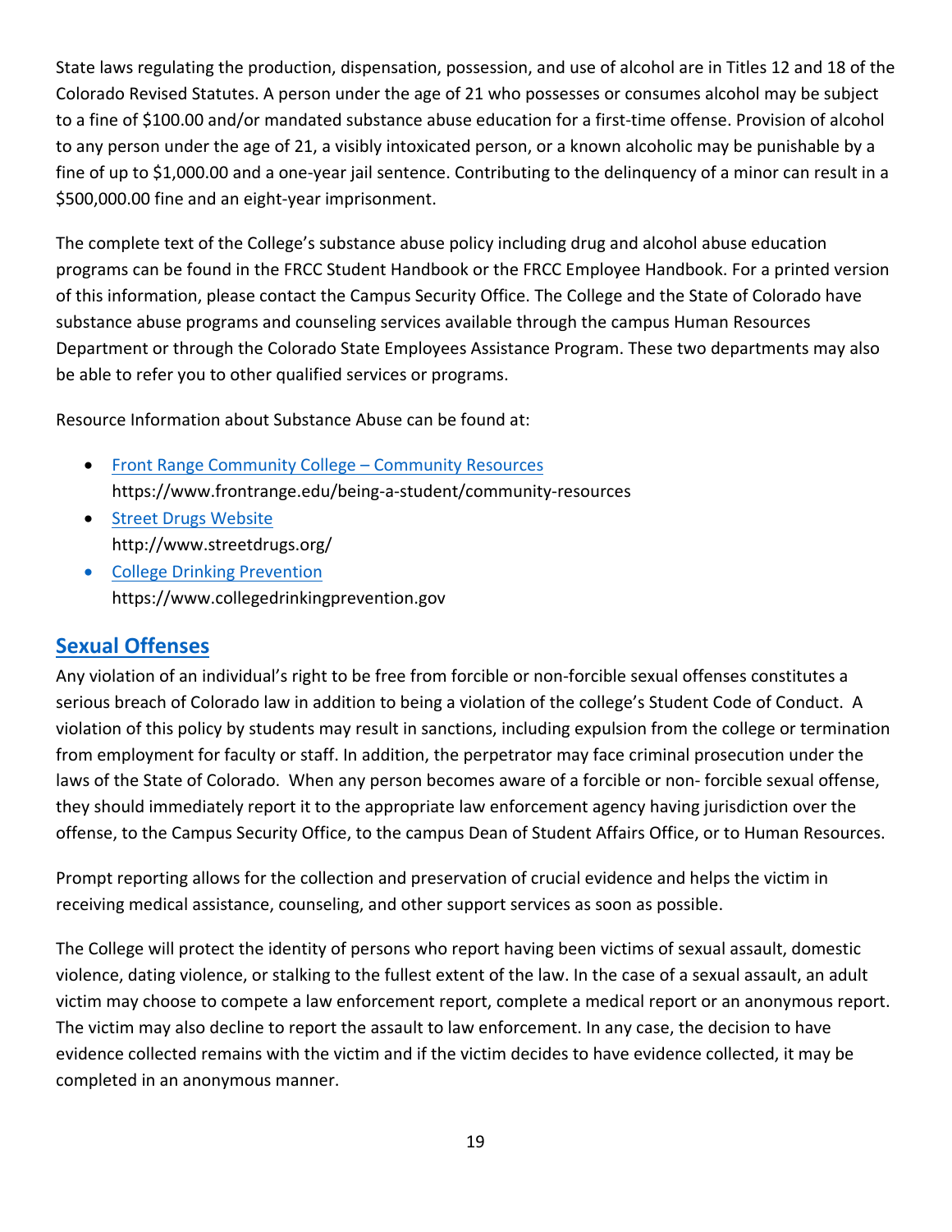State laws regulating the production, dispensation, possession, and use of alcohol are in Titles 12 and 18 of the Colorado Revised Statutes. A person under the age of 21 who possesses or consumes alcohol may be subject to a fine of $100.00 and/or mandated substance abuse education for a first-time offense. Provision of alcohol to any person under the age of 21, a visibly intoxicated person, or a known alcoholic may be punishable by a fine of up to $1,000.00 and a one-year jail sentence. Contributing to the delinquency of a minor can result in a $500,000.00 fine and an eight-year imprisonment.

The complete text of the College's substance abuse policy including drug and alcohol abuse education programs can be found in the FRCC Student Handbook or the FRCC Employee Handbook. For a printed version of this information, please contact the Campus Security Office. The College and the State of Colorado have substance abuse programs and counseling services available through the campus Human Resources Department or through the Colorado State Employees Assistance Program. These two departments may also be able to refer you to other qualified services or programs.

Resource Information about Substance Abuse can be found at:

- [Front Range Community College – Community Resources](https://www.frontrange.edu/being-a-student/community-resources)
  https://www.frontrange.edu/being-a-student/community-resources
- [Street Drugs Website](http://www.streetdrugs.org/)
  http://www.streetdrugs.org/
- [College Drinking Prevention](https://www.collegedrinkingprevention.gov)
  https://www.collegedrinkingprevention.gov

## Sexual Offenses

Any violation of an individual's right to be free from forcible or non-forcible sexual offenses constitutes a serious breach of Colorado law in addition to being a violation of the college's Student Code of Conduct. A violation of this policy by students may result in sanctions, including expulsion from the college or termination from employment for faculty or staff. In addition, the perpetrator may face criminal prosecution under the laws of the State of Colorado. When any person becomes aware of a forcible or non- forcible sexual offense, they should immediately report it to the appropriate law enforcement agency having jurisdiction over the offense, to the Campus Security Office, to the campus Dean of Student Affairs Office, or to Human Resources.

Prompt reporting allows for the collection and preservation of crucial evidence and helps the victim in receiving medical assistance, counseling, and other support services as soon as possible.

The College will protect the identity of persons who report having been victims of sexual assault, domestic violence, dating violence, or stalking to the fullest extent of the law. In the case of a sexual assault, an adult victim may choose to compete a law enforcement report, complete a medical report or an anonymous report. The victim may also decline to report the assault to law enforcement. In any case, the decision to have evidence collected remains with the victim and if the victim decides to have evidence collected, it may be completed in an anonymous manner.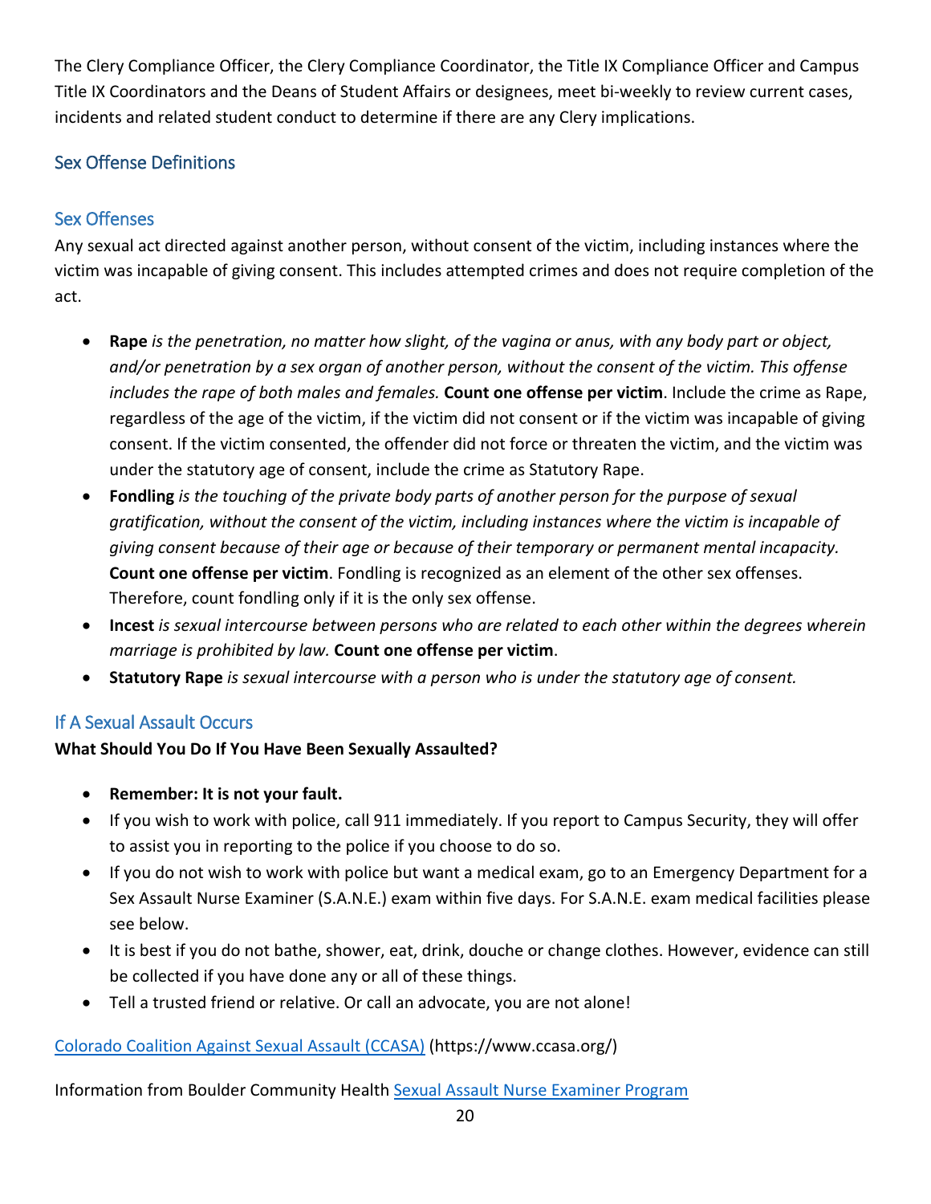The Clery Compliance Officer, the Clery Compliance Coordinator, the Title IX Compliance Officer and Campus Title IX Coordinators and the Deans of Student Affairs or designees, meet bi-weekly to review current cases, incidents and related student conduct to determine if there are any Clery implications.

## Sex Offense Definitions

### Sex Offenses

Any sexual act directed against another person, without consent of the victim, including instances where the victim was incapable of giving consent. This includes attempted crimes and does not require completion of the act.

- **Rape** *is the penetration, no matter how slight, of the vagina or anus, with any body part or object, and/or penetration by a sex organ of another person, without the consent of the victim. This offense includes the rape of both males and females.* **Count one offense per victim**. Include the crime as Rape, regardless of the age of the victim, if the victim did not consent or if the victim was incapable of giving consent. If the victim consented, the offender did not force or threaten the victim, and the victim was under the statutory age of consent, include the crime as Statutory Rape.
- **Fondling** *is the touching of the private body parts of another person for the purpose of sexual gratification, without the consent of the victim, including instances where the victim is incapable of giving consent because of their age or because of their temporary or permanent mental incapacity.* **Count one offense per victim**. Fondling is recognized as an element of the other sex offenses. Therefore, count fondling only if it is the only sex offense.
- **Incest** *is sexual intercourse between persons who are related to each other within the degrees wherein marriage is prohibited by law.* **Count one offense per victim**.
- **Statutory Rape** *is sexual intercourse with a person who is under the statutory age of consent.*

## If A Sexual Assault Occurs

**What Should You Do If You Have Been Sexually Assaulted?**

- **Remember: It is not your fault.**
- If you wish to work with police, call 911 immediately. If you report to Campus Security, they will offer to assist you in reporting to the police if you choose to do so.
- If you do not wish to work with police but want a medical exam, go to an Emergency Department for a Sex Assault Nurse Examiner (S.A.N.E.) exam within five days. For S.A.N.E. exam medical facilities please see below.
- It is best if you do not bathe, shower, eat, drink, douche or change clothes. However, evidence can still be collected if you have done any or all of these things.
- Tell a trusted friend or relative. Or call an advocate, you are not alone!

Colorado Coalition Against Sexual Assault (CCASA) (https://www.ccasa.org/)

Information from Boulder Community Health Sexual Assault Nurse Examiner Program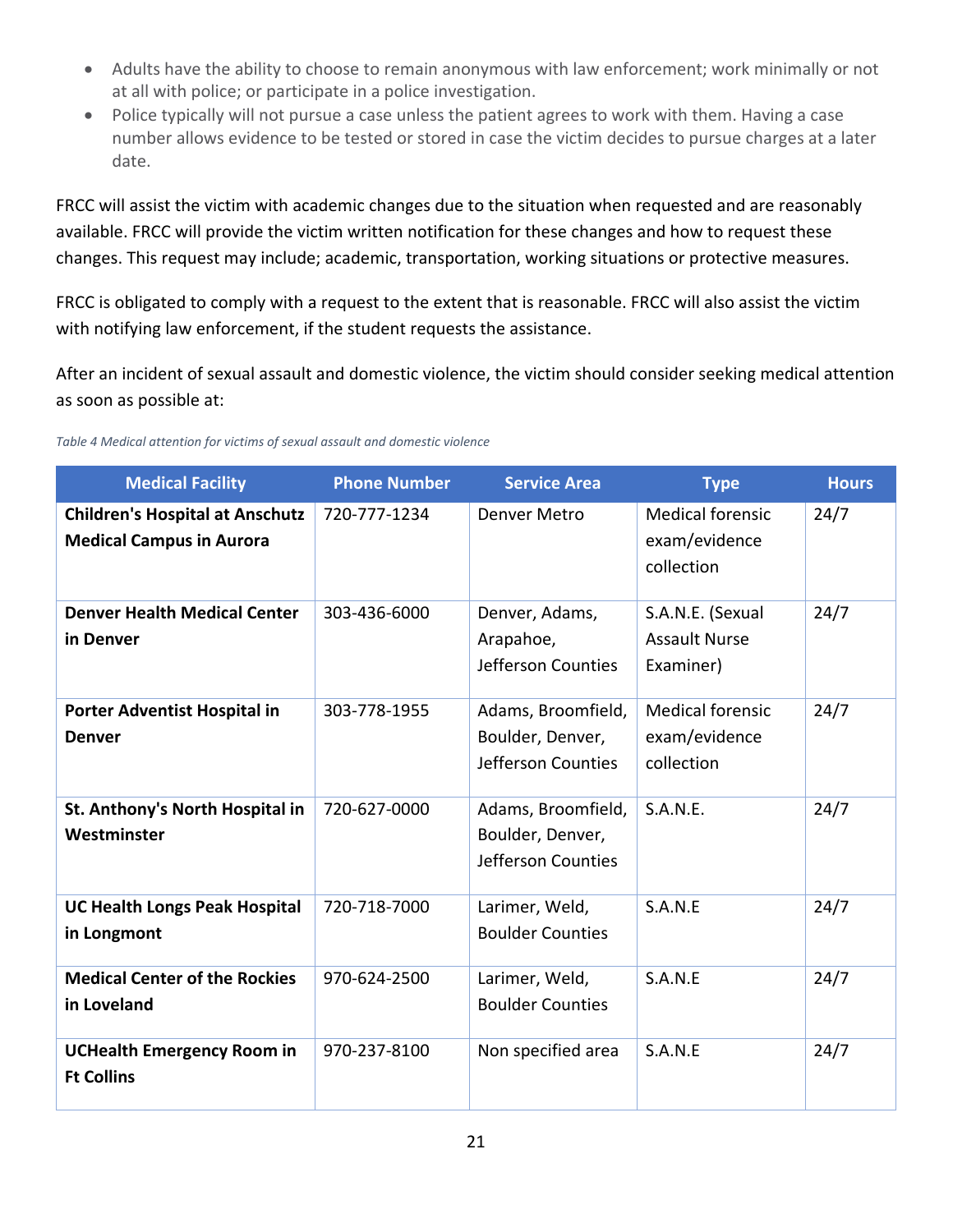- Adults have the ability to choose to remain anonymous with law enforcement; work minimally or not at all with police; or participate in a police investigation.
- Police typically will not pursue a case unless the patient agrees to work with them. Having a case number allows evidence to be tested or stored in case the victim decides to pursue charges at a later date.

FRCC will assist the victim with academic changes due to the situation when requested and are reasonably available. FRCC will provide the victim written notification for these changes and how to request these changes. This request may include; academic, transportation, working situations or protective measures.

FRCC is obligated to comply with a request to the extent that is reasonable. FRCC will also assist the victim with notifying law enforcement, if the student requests the assistance.

After an incident of sexual assault and domestic violence, the victim should consider seeking medical attention as soon as possible at:

*Table 4 Medical attention for victims of sexual assault and domestic violence*

| Medical Facility | Phone Number | Service Area | Type | Hours |
|---|---|---|---|---|
| **Children's Hospital at Anschutz Medical Campus in Aurora** | 720-777-1234 | Denver Metro | Medical forensic exam/evidence collection | 24/7 |
| **Denver Health Medical Center in Denver** | 303-436-6000 | Denver, Adams, Arapahoe, Jefferson Counties | S.A.N.E. (Sexual Assault Nurse Examiner) | 24/7 |
| **Porter Adventist Hospital in Denver** | 303-778-1955 | Adams, Broomfield, Boulder, Denver, Jefferson Counties | Medical forensic exam/evidence collection | 24/7 |
| **St. Anthony's North Hospital in Westminster** | 720-627-0000 | Adams, Broomfield, Boulder, Denver, Jefferson Counties | S.A.N.E. | 24/7 |
| **UC Health Longs Peak Hospital in Longmont** | 720-718-7000 | Larimer, Weld, Boulder Counties | S.A.N.E | 24/7 |
| **Medical Center of the Rockies in Loveland** | 970-624-2500 | Larimer, Weld, Boulder Counties | S.A.N.E | 24/7 |
| **UCHealth Emergency Room in Ft Collins** | 970-237-8100 | Non specified area | S.A.N.E | 24/7 |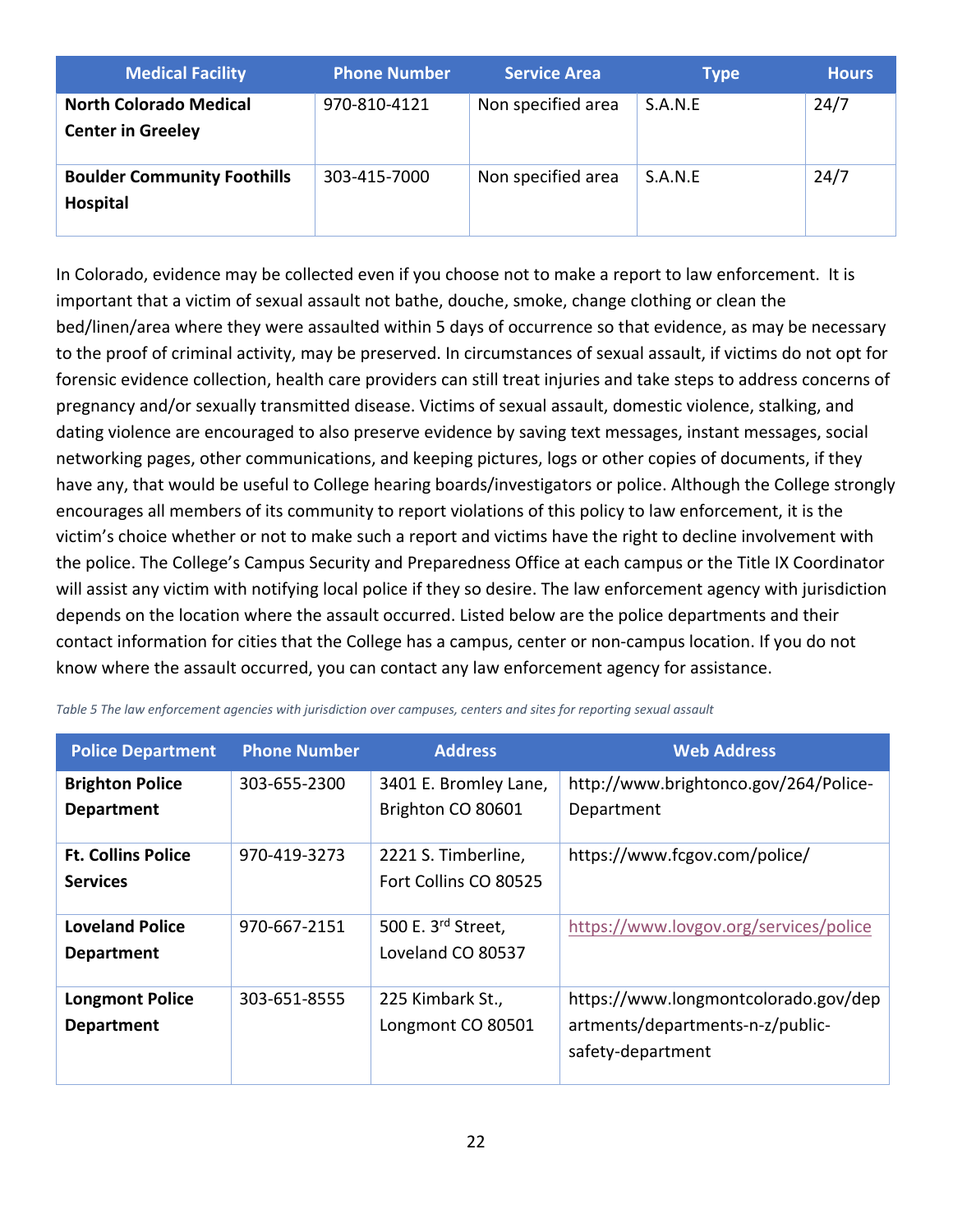| Medical Facility | Phone Number | Service Area | Type | Hours |
| --- | --- | --- | --- | --- |
| **North Colorado Medical Center in Greeley** | 970-810-4121 | Non specified area | S.A.N.E | 24/7 |
| **Boulder Community Foothills Hospital** | 303-415-7000 | Non specified area | S.A.N.E | 24/7 |

In Colorado, evidence may be collected even if you choose not to make a report to law enforcement. It is important that a victim of sexual assault not bathe, douche, smoke, change clothing or clean the bed/linen/area where they were assaulted within 5 days of occurrence so that evidence, as may be necessary to the proof of criminal activity, may be preserved. In circumstances of sexual assault, if victims do not opt for forensic evidence collection, health care providers can still treat injuries and take steps to address concerns of pregnancy and/or sexually transmitted disease. Victims of sexual assault, domestic violence, stalking, and dating violence are encouraged to also preserve evidence by saving text messages, instant messages, social networking pages, other communications, and keeping pictures, logs or other copies of documents, if they have any, that would be useful to College hearing boards/investigators or police. Although the College strongly encourages all members of its community to report violations of this policy to law enforcement, it is the victim's choice whether or not to make such a report and victims have the right to decline involvement with the police. The College's Campus Security and Preparedness Office at each campus or the Title IX Coordinator will assist any victim with notifying local police if they so desire. The law enforcement agency with jurisdiction depends on the location where the assault occurred. Listed below are the police departments and their contact information for cities that the College has a campus, center or non-campus location. If you do not know where the assault occurred, you can contact any law enforcement agency for assistance.

*Table 5 The law enforcement agencies with jurisdiction over campuses, centers and sites for reporting sexual assault*

| Police Department | Phone Number | Address | Web Address |
| --- | --- | --- | --- |
| **Brighton Police Department** | 303-655-2300 | 3401 E. Bromley Lane, Brighton CO 80601 | http://www.brightonco.gov/264/Police-Department |
| **Ft. Collins Police Services** | 970-419-3273 | 2221 S. Timberline, Fort Collins CO 80525 | https://www.fcgov.com/police/ |
| **Loveland Police Department** | 970-667-2151 | 500 E. 3rd Street, Loveland CO 80537 | https://www.lovgov.org/services/police |
| **Longmont Police Department** | 303-651-8555 | 225 Kimbark St., Longmont CO 80501 | https://www.longmontcolorado.gov/departments/departments-n-z/public-safety-department |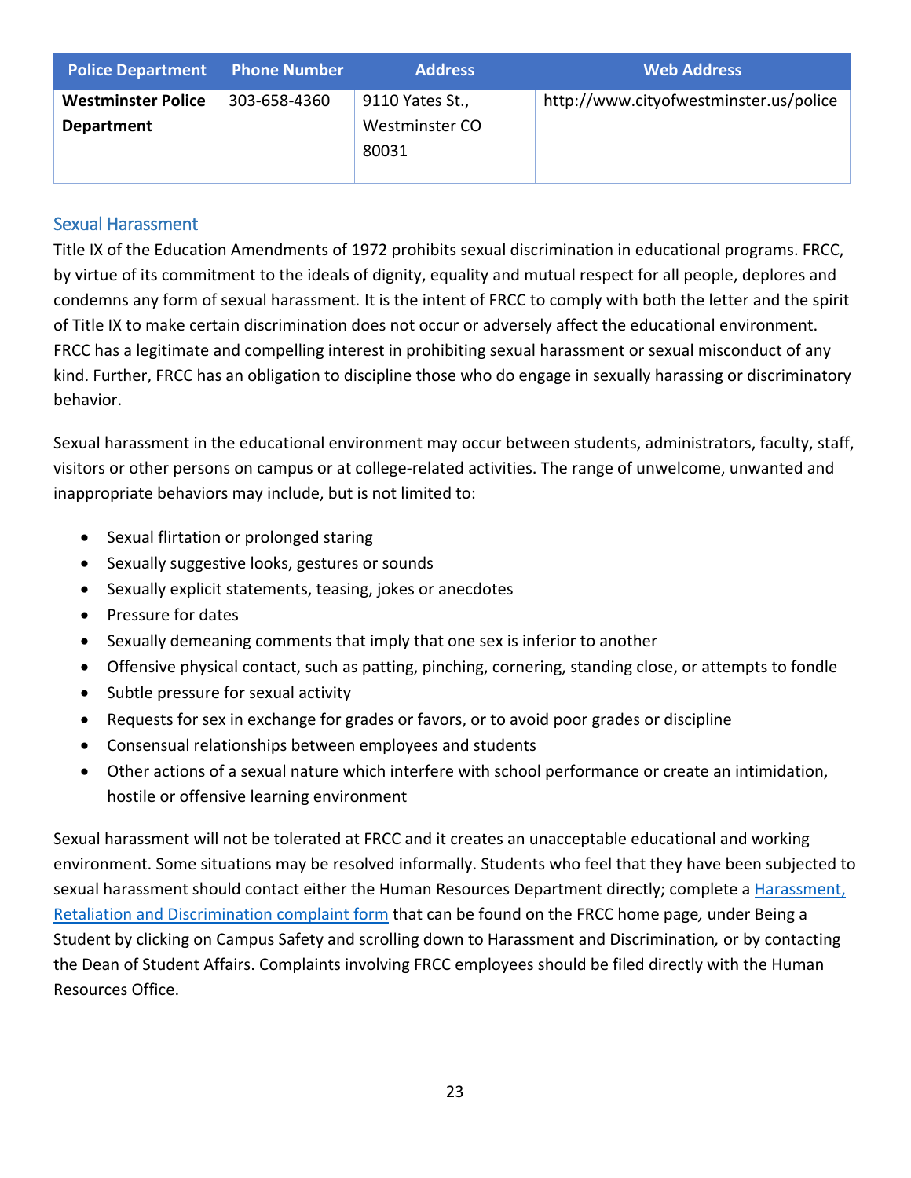| Police Department | Phone Number | Address | Web Address |
|---|---|---|---|
| **Westminster Police Department** | 303-658-4360 | 9110 Yates St., Westminster CO 80031 | http://www.cityofwestminster.us/police |

## Sexual Harassment

Title IX of the Education Amendments of 1972 prohibits sexual discrimination in educational programs. FRCC, by virtue of its commitment to the ideals of dignity, equality and mutual respect for all people, deplores and condemns any form of sexual harassment. It is the intent of FRCC to comply with both the letter and the spirit of Title IX to make certain discrimination does not occur or adversely affect the educational environment. FRCC has a legitimate and compelling interest in prohibiting sexual harassment or sexual misconduct of any kind. Further, FRCC has an obligation to discipline those who do engage in sexually harassing or discriminatory behavior.

Sexual harassment in the educational environment may occur between students, administrators, faculty, staff, visitors or other persons on campus or at college-related activities. The range of unwelcome, unwanted and inappropriate behaviors may include, but is not limited to:

- Sexual flirtation or prolonged staring
- Sexually suggestive looks, gestures or sounds
- Sexually explicit statements, teasing, jokes or anecdotes
- Pressure for dates
- Sexually demeaning comments that imply that one sex is inferior to another
- Offensive physical contact, such as patting, pinching, cornering, standing close, or attempts to fondle
- Subtle pressure for sexual activity
- Requests for sex in exchange for grades or favors, or to avoid poor grades or discipline
- Consensual relationships between employees and students
- Other actions of a sexual nature which interfere with school performance or create an intimidation, hostile or offensive learning environment

Sexual harassment will not be tolerated at FRCC and it creates an unacceptable educational and working environment. Some situations may be resolved informally. Students who feel that they have been subjected to sexual harassment should contact either the Human Resources Department directly; complete a Harassment, Retaliation and Discrimination complaint form that can be found on the FRCC home page, under Being a Student by clicking on Campus Safety and scrolling down to Harassment and Discrimination, or by contacting the Dean of Student Affairs. Complaints involving FRCC employees should be filed directly with the Human Resources Office.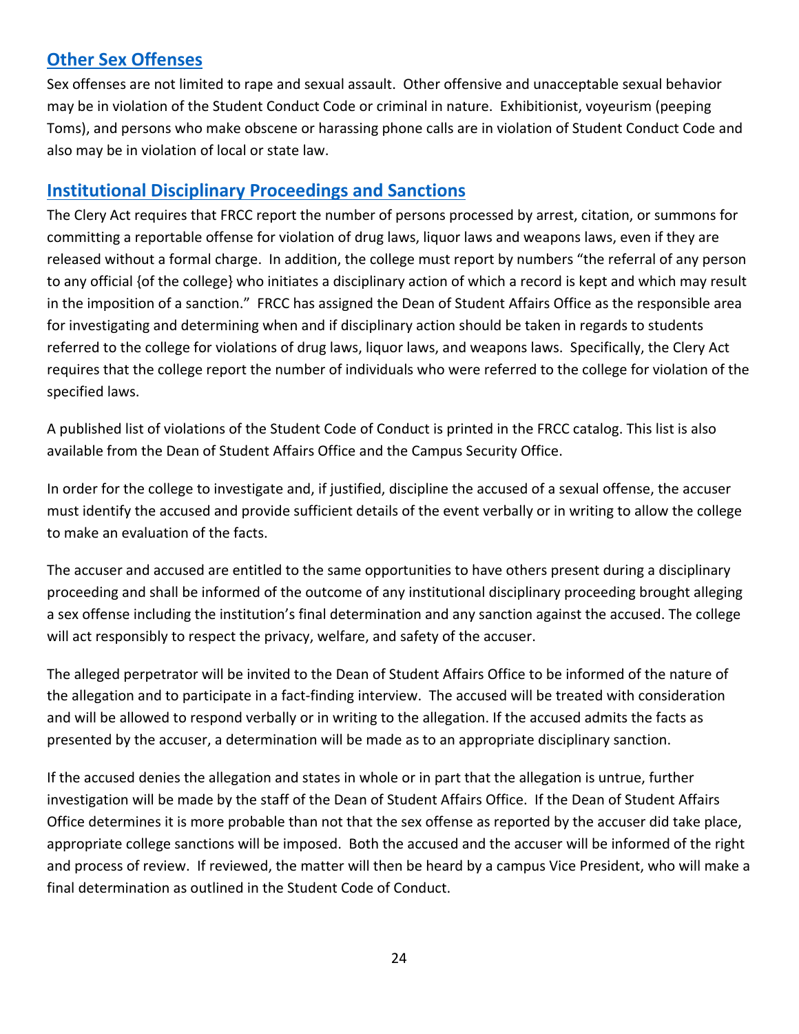## Other Sex Offenses

Sex offenses are not limited to rape and sexual assault. Other offensive and unacceptable sexual behavior may be in violation of the Student Conduct Code or criminal in nature. Exhibitionist, voyeurism (peeping Toms), and persons who make obscene or harassing phone calls are in violation of Student Conduct Code and also may be in violation of local or state law.

## Institutional Disciplinary Proceedings and Sanctions

The Clery Act requires that FRCC report the number of persons processed by arrest, citation, or summons for committing a reportable offense for violation of drug laws, liquor laws and weapons laws, even if they are released without a formal charge. In addition, the college must report by numbers "the referral of any person to any official {of the college} who initiates a disciplinary action of which a record is kept and which may result in the imposition of a sanction." FRCC has assigned the Dean of Student Affairs Office as the responsible area for investigating and determining when and if disciplinary action should be taken in regards to students referred to the college for violations of drug laws, liquor laws, and weapons laws. Specifically, the Clery Act requires that the college report the number of individuals who were referred to the college for violation of the specified laws.

A published list of violations of the Student Code of Conduct is printed in the FRCC catalog. This list is also available from the Dean of Student Affairs Office and the Campus Security Office.

In order for the college to investigate and, if justified, discipline the accused of a sexual offense, the accuser must identify the accused and provide sufficient details of the event verbally or in writing to allow the college to make an evaluation of the facts.

The accuser and accused are entitled to the same opportunities to have others present during a disciplinary proceeding and shall be informed of the outcome of any institutional disciplinary proceeding brought alleging a sex offense including the institution's final determination and any sanction against the accused. The college will act responsibly to respect the privacy, welfare, and safety of the accuser.

The alleged perpetrator will be invited to the Dean of Student Affairs Office to be informed of the nature of the allegation and to participate in a fact-finding interview. The accused will be treated with consideration and will be allowed to respond verbally or in writing to the allegation. If the accused admits the facts as presented by the accuser, a determination will be made as to an appropriate disciplinary sanction.

If the accused denies the allegation and states in whole or in part that the allegation is untrue, further investigation will be made by the staff of the Dean of Student Affairs Office. If the Dean of Student Affairs Office determines it is more probable than not that the sex offense as reported by the accuser did take place, appropriate college sanctions will be imposed. Both the accused and the accuser will be informed of the right and process of review. If reviewed, the matter will then be heard by a campus Vice President, who will make a final determination as outlined in the Student Code of Conduct.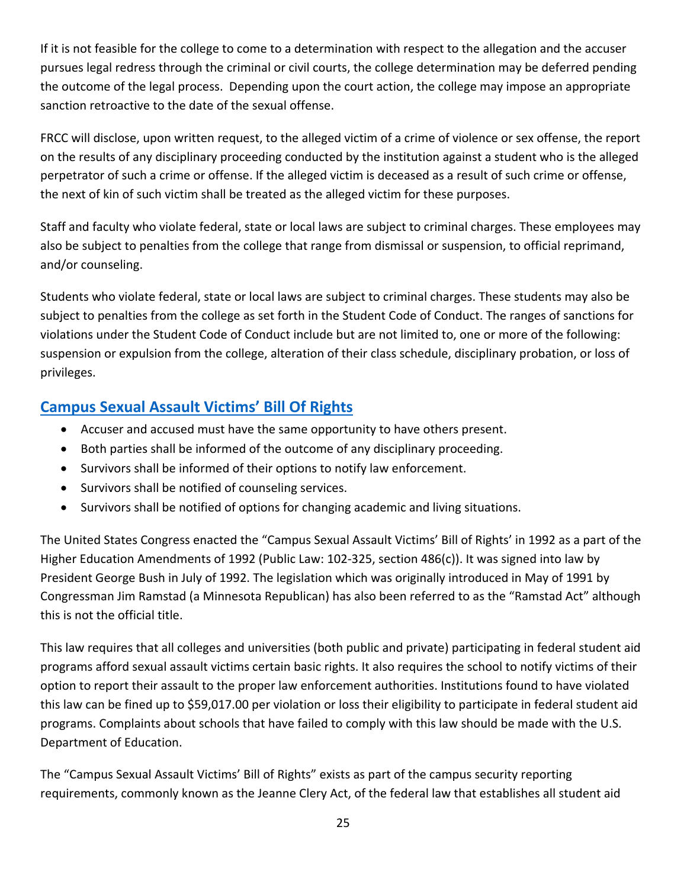If it is not feasible for the college to come to a determination with respect to the allegation and the accuser pursues legal redress through the criminal or civil courts, the college determination may be deferred pending the outcome of the legal process. Depending upon the court action, the college may impose an appropriate sanction retroactive to the date of the sexual offense.

FRCC will disclose, upon written request, to the alleged victim of a crime of violence or sex offense, the report on the results of any disciplinary proceeding conducted by the institution against a student who is the alleged perpetrator of such a crime or offense. If the alleged victim is deceased as a result of such crime or offense, the next of kin of such victim shall be treated as the alleged victim for these purposes.

Staff and faculty who violate federal, state or local laws are subject to criminal charges. These employees may also be subject to penalties from the college that range from dismissal or suspension, to official reprimand, and/or counseling.

Students who violate federal, state or local laws are subject to criminal charges. These students may also be subject to penalties from the college as set forth in the Student Code of Conduct. The ranges of sanctions for violations under the Student Code of Conduct include but are not limited to, one or more of the following: suspension or expulsion from the college, alteration of their class schedule, disciplinary probation, or loss of privileges.

## Campus Sexual Assault Victims' Bill Of Rights

- Accuser and accused must have the same opportunity to have others present.
- Both parties shall be informed of the outcome of any disciplinary proceeding.
- Survivors shall be informed of their options to notify law enforcement.
- Survivors shall be notified of counseling services.
- Survivors shall be notified of options for changing academic and living situations.

The United States Congress enacted the "Campus Sexual Assault Victims' Bill of Rights' in 1992 as a part of the Higher Education Amendments of 1992 (Public Law: 102-325, section 486(c)). It was signed into law by President George Bush in July of 1992. The legislation which was originally introduced in May of 1991 by Congressman Jim Ramstad (a Minnesota Republican) has also been referred to as the "Ramstad Act" although this is not the official title.

This law requires that all colleges and universities (both public and private) participating in federal student aid programs afford sexual assault victims certain basic rights. It also requires the school to notify victims of their option to report their assault to the proper law enforcement authorities. Institutions found to have violated this law can be fined up to $59,017.00 per violation or loss their eligibility to participate in federal student aid programs. Complaints about schools that have failed to comply with this law should be made with the U.S. Department of Education.

The "Campus Sexual Assault Victims' Bill of Rights" exists as part of the campus security reporting requirements, commonly known as the Jeanne Clery Act, of the federal law that establishes all student aid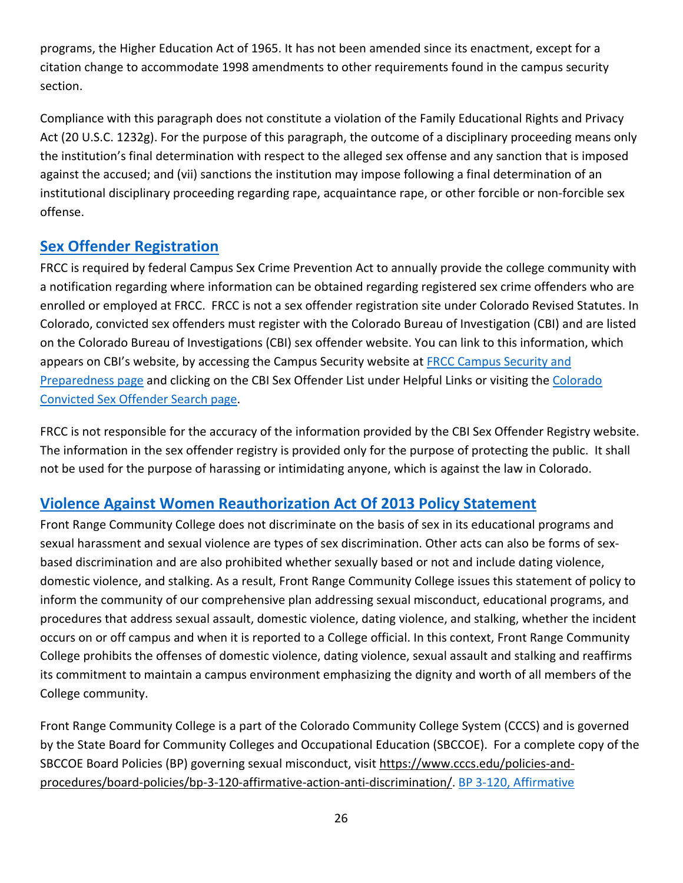programs, the Higher Education Act of 1965. It has not been amended since its enactment, except for a citation change to accommodate 1998 amendments to other requirements found in the campus security section.

Compliance with this paragraph does not constitute a violation of the Family Educational Rights and Privacy Act (20 U.S.C. 1232g). For the purpose of this paragraph, the outcome of a disciplinary proceeding means only the institution's final determination with respect to the alleged sex offense and any sanction that is imposed against the accused; and (vii) sanctions the institution may impose following a final determination of an institutional disciplinary proceeding regarding rape, acquaintance rape, or other forcible or non-forcible sex offense.

## Sex Offender Registration

FRCC is required by federal Campus Sex Crime Prevention Act to annually provide the college community with a notification regarding where information can be obtained regarding registered sex crime offenders who are enrolled or employed at FRCC. FRCC is not a sex offender registration site under Colorado Revised Statutes. In Colorado, convicted sex offenders must register with the Colorado Bureau of Investigation (CBI) and are listed on the Colorado Bureau of Investigations (CBI) sex offender website. You can link to this information, which appears on CBI's website, by accessing the Campus Security website at FRCC Campus Security and Preparedness page and clicking on the CBI Sex Offender List under Helpful Links or visiting the Colorado Convicted Sex Offender Search page.

FRCC is not responsible for the accuracy of the information provided by the CBI Sex Offender Registry website. The information in the sex offender registry is provided only for the purpose of protecting the public. It shall not be used for the purpose of harassing or intimidating anyone, which is against the law in Colorado.

## Violence Against Women Reauthorization Act Of 2013 Policy Statement

Front Range Community College does not discriminate on the basis of sex in its educational programs and sexual harassment and sexual violence are types of sex discrimination. Other acts can also be forms of sex-based discrimination and are also prohibited whether sexually based or not and include dating violence, domestic violence, and stalking. As a result, Front Range Community College issues this statement of policy to inform the community of our comprehensive plan addressing sexual misconduct, educational programs, and procedures that address sexual assault, domestic violence, dating violence, and stalking, whether the incident occurs on or off campus and when it is reported to a College official. In this context, Front Range Community College prohibits the offenses of domestic violence, dating violence, sexual assault and stalking and reaffirms its commitment to maintain a campus environment emphasizing the dignity and worth of all members of the College community.

Front Range Community College is a part of the Colorado Community College System (CCCS) and is governed by the State Board for Community Colleges and Occupational Education (SBCCOE). For a complete copy of the SBCCOE Board Policies (BP) governing sexual misconduct, visit https://www.cccs.edu/policies-and-procedures/board-policies/bp-3-120-affirmative-action-anti-discrimination/. BP 3-120, Affirmative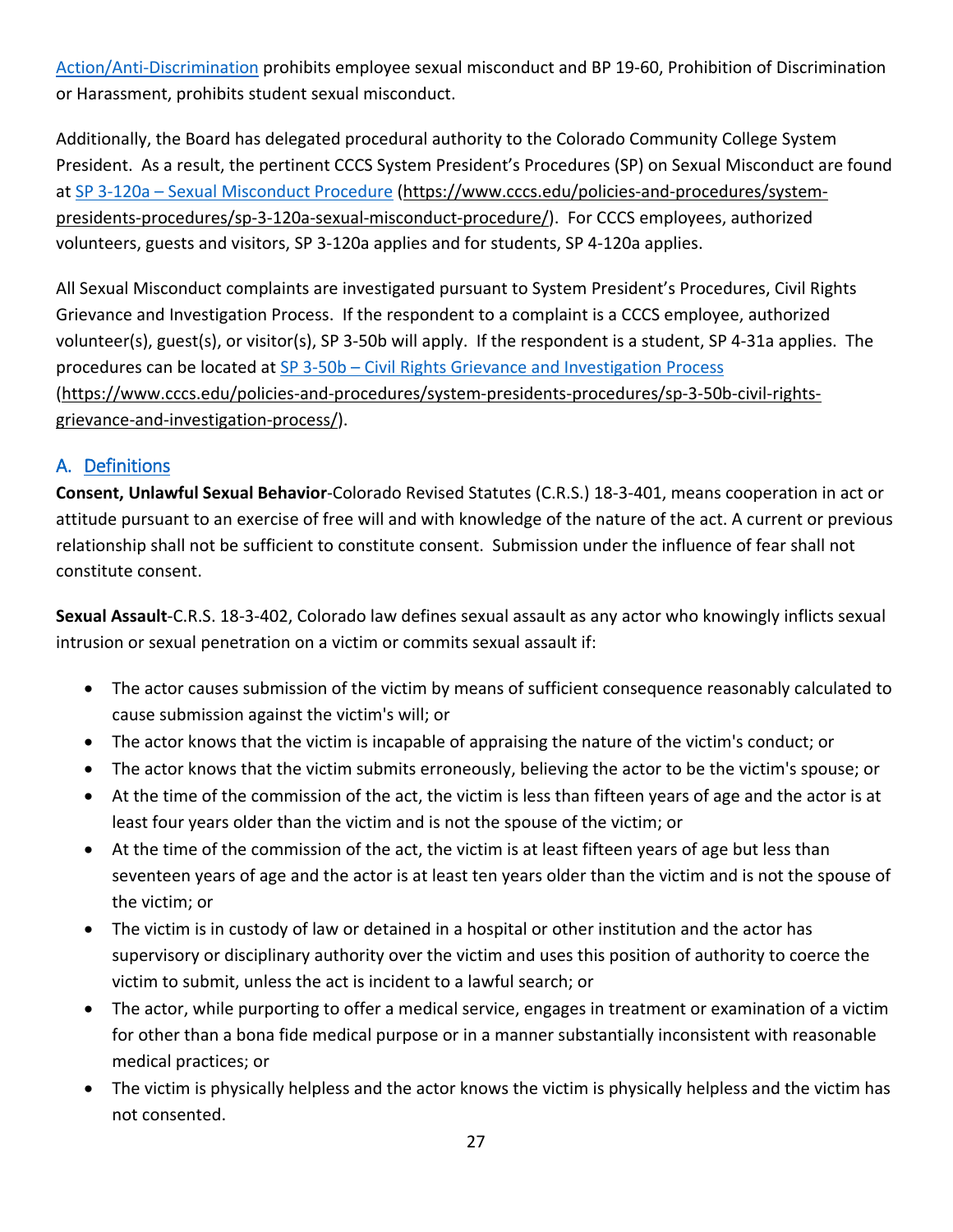Action/Anti-Discrimination prohibits employee sexual misconduct and BP 19-60, Prohibition of Discrimination or Harassment, prohibits student sexual misconduct.

Additionally, the Board has delegated procedural authority to the Colorado Community College System President. As a result, the pertinent CCCS System President's Procedures (SP) on Sexual Misconduct are found at SP 3-120a – Sexual Misconduct Procedure (https://www.cccs.edu/policies-and-procedures/system-presidents-procedures/sp-3-120a-sexual-misconduct-procedure/). For CCCS employees, authorized volunteers, guests and visitors, SP 3-120a applies and for students, SP 4-120a applies.

All Sexual Misconduct complaints are investigated pursuant to System President's Procedures, Civil Rights Grievance and Investigation Process. If the respondent to a complaint is a CCCS employee, authorized volunteer(s), guest(s), or visitor(s), SP 3-50b will apply. If the respondent is a student, SP 4-31a applies. The procedures can be located at SP 3-50b – Civil Rights Grievance and Investigation Process (https://www.cccs.edu/policies-and-procedures/system-presidents-procedures/sp-3-50b-civil-rights-grievance-and-investigation-process/).

## A. Definitions

**Consent, Unlawful Sexual Behavior**-Colorado Revised Statutes (C.R.S.) 18-3-401, means cooperation in act or attitude pursuant to an exercise of free will and with knowledge of the nature of the act. A current or previous relationship shall not be sufficient to constitute consent. Submission under the influence of fear shall not constitute consent.

**Sexual Assault**-C.R.S. 18-3-402, Colorado law defines sexual assault as any actor who knowingly inflicts sexual intrusion or sexual penetration on a victim or commits sexual assault if:

- The actor causes submission of the victim by means of sufficient consequence reasonably calculated to cause submission against the victim's will; or
- The actor knows that the victim is incapable of appraising the nature of the victim's conduct; or
- The actor knows that the victim submits erroneously, believing the actor to be the victim's spouse; or
- At the time of the commission of the act, the victim is less than fifteen years of age and the actor is at least four years older than the victim and is not the spouse of the victim; or
- At the time of the commission of the act, the victim is at least fifteen years of age but less than seventeen years of age and the actor is at least ten years older than the victim and is not the spouse of the victim; or
- The victim is in custody of law or detained in a hospital or other institution and the actor has supervisory or disciplinary authority over the victim and uses this position of authority to coerce the victim to submit, unless the act is incident to a lawful search; or
- The actor, while purporting to offer a medical service, engages in treatment or examination of a victim for other than a bona fide medical purpose or in a manner substantially inconsistent with reasonable medical practices; or
- The victim is physically helpless and the actor knows the victim is physically helpless and the victim has not consented.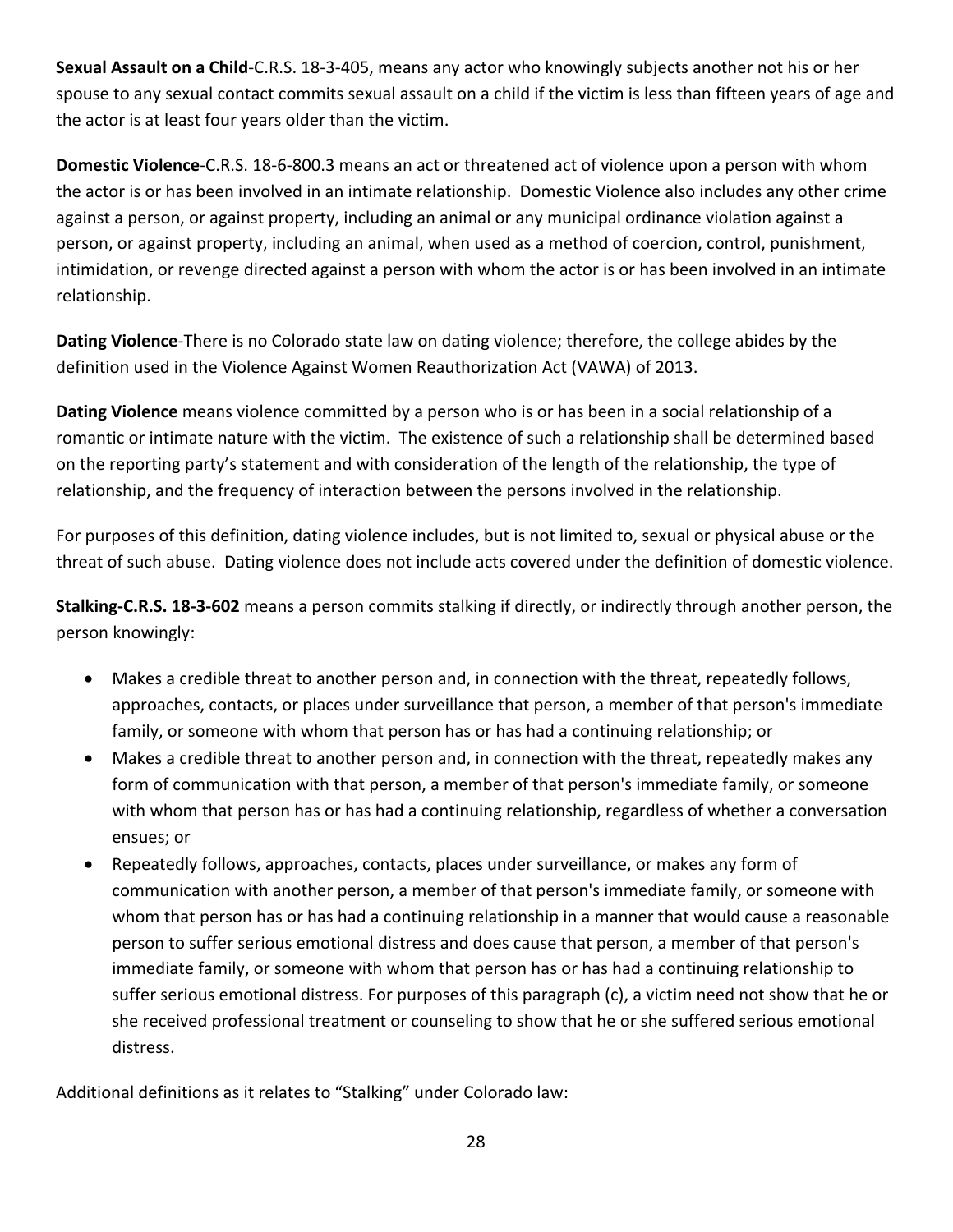**Sexual Assault on a Child**-C.R.S. 18-3-405, means any actor who knowingly subjects another not his or her spouse to any sexual contact commits sexual assault on a child if the victim is less than fifteen years of age and the actor is at least four years older than the victim.

**Domestic Violence**-C.R.S. 18-6-800.3 means an act or threatened act of violence upon a person with whom the actor is or has been involved in an intimate relationship. Domestic Violence also includes any other crime against a person, or against property, including an animal or any municipal ordinance violation against a person, or against property, including an animal, when used as a method of coercion, control, punishment, intimidation, or revenge directed against a person with whom the actor is or has been involved in an intimate relationship.

**Dating Violence**-There is no Colorado state law on dating violence; therefore, the college abides by the definition used in the Violence Against Women Reauthorization Act (VAWA) of 2013.

**Dating Violence** means violence committed by a person who is or has been in a social relationship of a romantic or intimate nature with the victim. The existence of such a relationship shall be determined based on the reporting party's statement and with consideration of the length of the relationship, the type of relationship, and the frequency of interaction between the persons involved in the relationship.

For purposes of this definition, dating violence includes, but is not limited to, sexual or physical abuse or the threat of such abuse. Dating violence does not include acts covered under the definition of domestic violence.

**Stalking-C.R.S. 18-3-602** means a person commits stalking if directly, or indirectly through another person, the person knowingly:

- Makes a credible threat to another person and, in connection with the threat, repeatedly follows, approaches, contacts, or places under surveillance that person, a member of that person's immediate family, or someone with whom that person has or has had a continuing relationship; or
- Makes a credible threat to another person and, in connection with the threat, repeatedly makes any form of communication with that person, a member of that person's immediate family, or someone with whom that person has or has had a continuing relationship, regardless of whether a conversation ensues; or
- Repeatedly follows, approaches, contacts, places under surveillance, or makes any form of communication with another person, a member of that person's immediate family, or someone with whom that person has or has had a continuing relationship in a manner that would cause a reasonable person to suffer serious emotional distress and does cause that person, a member of that person's immediate family, or someone with whom that person has or has had a continuing relationship to suffer serious emotional distress. For purposes of this paragraph (c), a victim need not show that he or she received professional treatment or counseling to show that he or she suffered serious emotional distress.

Additional definitions as it relates to "Stalking" under Colorado law: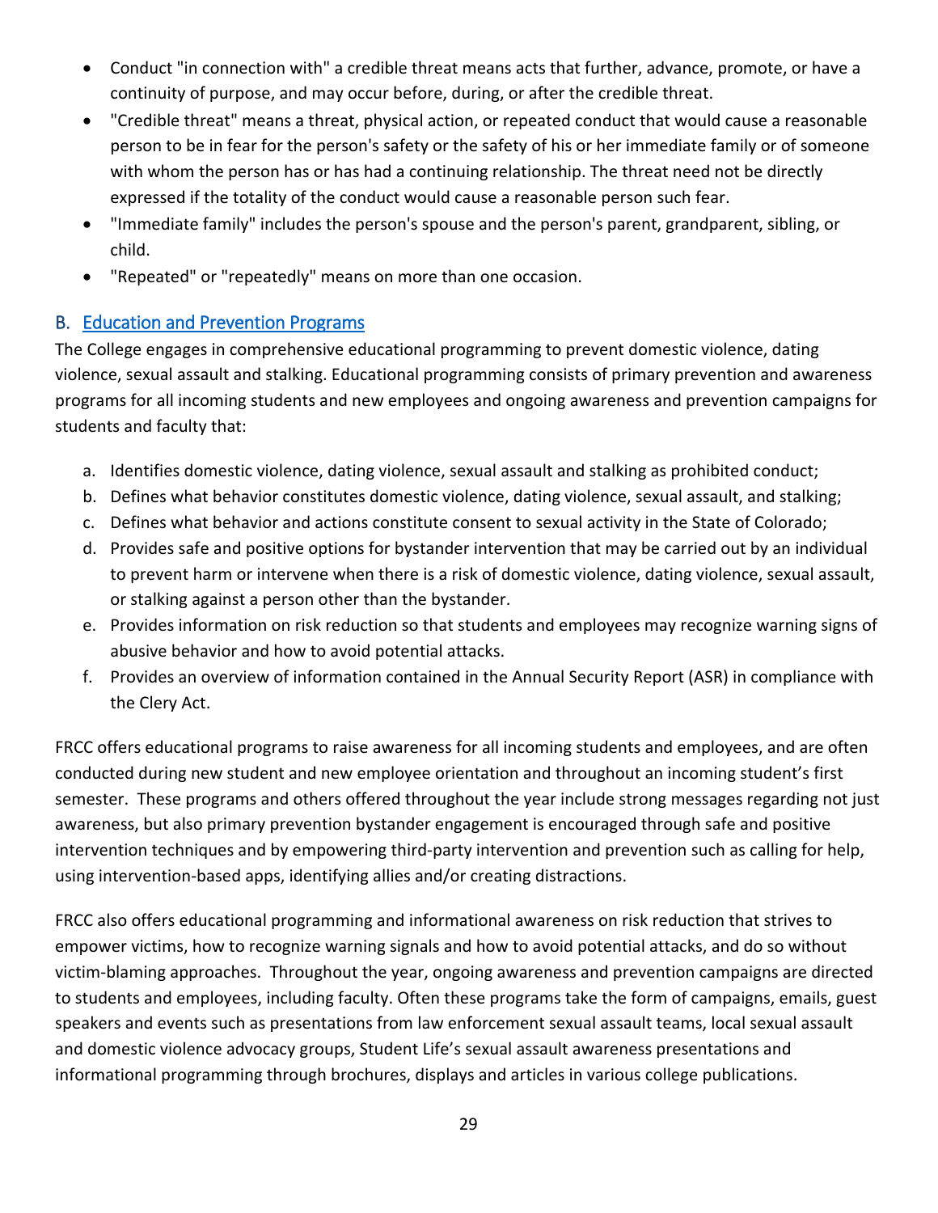- Conduct "in connection with" a credible threat means acts that further, advance, promote, or have a continuity of purpose, and may occur before, during, or after the credible threat.
- "Credible threat" means a threat, physical action, or repeated conduct that would cause a reasonable person to be in fear for the person's safety or the safety of his or her immediate family or of someone with whom the person has or has had a continuing relationship. The threat need not be directly expressed if the totality of the conduct would cause a reasonable person such fear.
- "Immediate family" includes the person's spouse and the person's parent, grandparent, sibling, or child.
- "Repeated" or "repeatedly" means on more than one occasion.

## B. Education and Prevention Programs

The College engages in comprehensive educational programming to prevent domestic violence, dating violence, sexual assault and stalking. Educational programming consists of primary prevention and awareness programs for all incoming students and new employees and ongoing awareness and prevention campaigns for students and faculty that:

a. Identifies domestic violence, dating violence, sexual assault and stalking as prohibited conduct;
b. Defines what behavior constitutes domestic violence, dating violence, sexual assault, and stalking;
c. Defines what behavior and actions constitute consent to sexual activity in the State of Colorado;
d. Provides safe and positive options for bystander intervention that may be carried out by an individual to prevent harm or intervene when there is a risk of domestic violence, dating violence, sexual assault, or stalking against a person other than the bystander.
e. Provides information on risk reduction so that students and employees may recognize warning signs of abusive behavior and how to avoid potential attacks.
f. Provides an overview of information contained in the Annual Security Report (ASR) in compliance with the Clery Act.

FRCC offers educational programs to raise awareness for all incoming students and employees, and are often conducted during new student and new employee orientation and throughout an incoming student's first semester. These programs and others offered throughout the year include strong messages regarding not just awareness, but also primary prevention bystander engagement is encouraged through safe and positive intervention techniques and by empowering third-party intervention and prevention such as calling for help, using intervention-based apps, identifying allies and/or creating distractions.

FRCC also offers educational programming and informational awareness on risk reduction that strives to empower victims, how to recognize warning signals and how to avoid potential attacks, and do so without victim-blaming approaches. Throughout the year, ongoing awareness and prevention campaigns are directed to students and employees, including faculty. Often these programs take the form of campaigns, emails, guest speakers and events such as presentations from law enforcement sexual assault teams, local sexual assault and domestic violence advocacy groups, Student Life's sexual assault awareness presentations and informational programming through brochures, displays and articles in various college publications.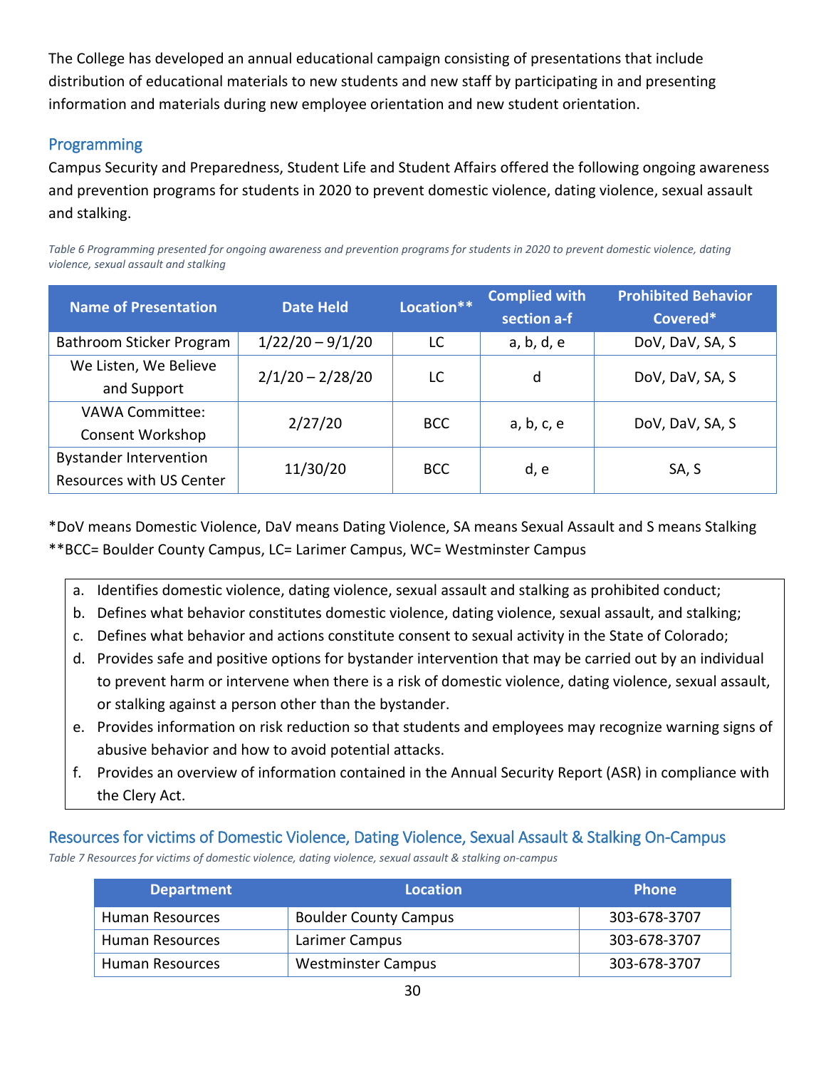The College has developed an annual educational campaign consisting of presentations that include distribution of educational materials to new students and new staff by participating in and presenting information and materials during new employee orientation and new student orientation.

## Programming

Campus Security and Preparedness, Student Life and Student Affairs offered the following ongoing awareness and prevention programs for students in 2020 to prevent domestic violence, dating violence, sexual assault and stalking.

*Table 6 Programming presented for ongoing awareness and prevention programs for students in 2020 to prevent domestic violence, dating violence, sexual assault and stalking*

| Name of Presentation | Date Held | Location** | Complied with section a-f | Prohibited Behavior Covered* |
|---|---|---|---|---|
| Bathroom Sticker Program | 1/22/20 – 9/1/20 | LC | a, b, d, e | DoV, DaV, SA, S |
| We Listen, We Believe and Support | 2/1/20 – 2/28/20 | LC | d | DoV, DaV, SA, S |
| VAWA Committee: Consent Workshop | 2/27/20 | BCC | a, b, c, e | DoV, DaV, SA, S |
| Bystander Intervention Resources with US Center | 11/30/20 | BCC | d, e | SA, S |

*DoV means Domestic Violence, DaV means Dating Violence, SA means Sexual Assault and S means Stalking
**BCC= Boulder County Campus, LC= Larimer Campus, WC= Westminster Campus

a. Identifies domestic violence, dating violence, sexual assault and stalking as prohibited conduct;
b. Defines what behavior constitutes domestic violence, dating violence, sexual assault, and stalking;
c. Defines what behavior and actions constitute consent to sexual activity in the State of Colorado;
d. Provides safe and positive options for bystander intervention that may be carried out by an individual to prevent harm or intervene when there is a risk of domestic violence, dating violence, sexual assault, or stalking against a person other than the bystander.
e. Provides information on risk reduction so that students and employees may recognize warning signs of abusive behavior and how to avoid potential attacks.
f. Provides an overview of information contained in the Annual Security Report (ASR) in compliance with the Clery Act.

## Resources for victims of Domestic Violence, Dating Violence, Sexual Assault & Stalking On-Campus

*Table 7 Resources for victims of domestic violence, dating violence, sexual assault & stalking on-campus*

| Department | Location | Phone |
|---|---|---|
| Human Resources | Boulder County Campus | 303-678-3707 |
| Human Resources | Larimer Campus | 303-678-3707 |
| Human Resources | Westminster Campus | 303-678-3707 |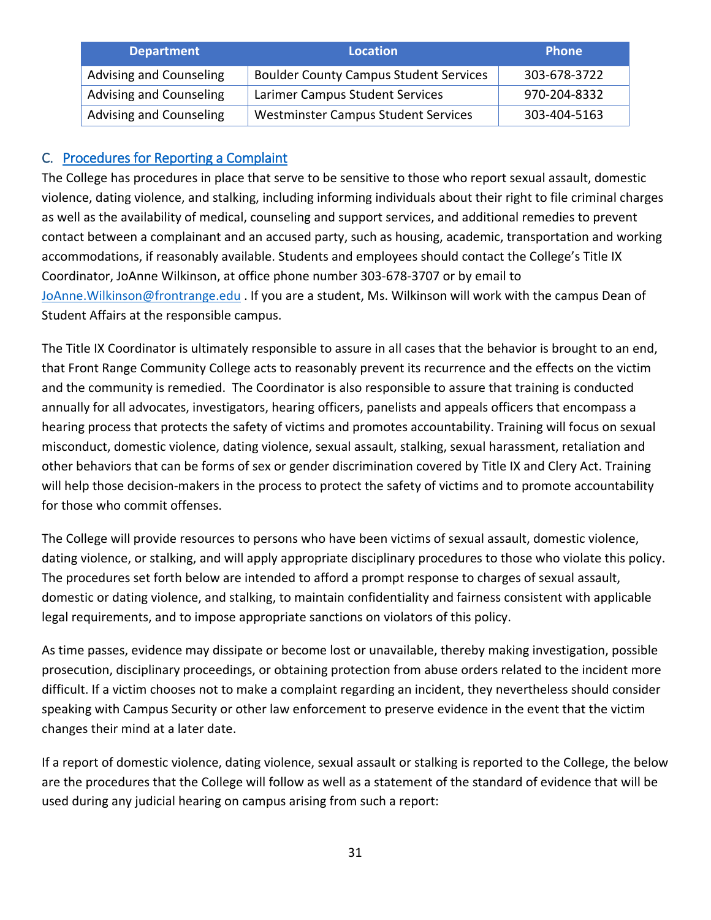| Department | Location | Phone |
| --- | --- | --- |
| Advising and Counseling | Boulder County Campus Student Services | 303-678-3722 |
| Advising and Counseling | Larimer Campus Student Services | 970-204-8332 |
| Advising and Counseling | Westminster Campus Student Services | 303-404-5163 |

### C. Procedures for Reporting a Complaint

The College has procedures in place that serve to be sensitive to those who report sexual assault, domestic violence, dating violence, and stalking, including informing individuals about their right to file criminal charges as well as the availability of medical, counseling and support services, and additional remedies to prevent contact between a complainant and an accused party, such as housing, academic, transportation and working accommodations, if reasonably available. Students and employees should contact the College's Title IX Coordinator, JoAnne Wilkinson, at office phone number 303-678-3707 or by email to JoAnne.Wilkinson@frontrange.edu . If you are a student, Ms. Wilkinson will work with the campus Dean of Student Affairs at the responsible campus.

The Title IX Coordinator is ultimately responsible to assure in all cases that the behavior is brought to an end, that Front Range Community College acts to reasonably prevent its recurrence and the effects on the victim and the community is remedied. The Coordinator is also responsible to assure that training is conducted annually for all advocates, investigators, hearing officers, panelists and appeals officers that encompass a hearing process that protects the safety of victims and promotes accountability. Training will focus on sexual misconduct, domestic violence, dating violence, sexual assault, stalking, sexual harassment, retaliation and other behaviors that can be forms of sex or gender discrimination covered by Title IX and Clery Act. Training will help those decision-makers in the process to protect the safety of victims and to promote accountability for those who commit offenses.

The College will provide resources to persons who have been victims of sexual assault, domestic violence, dating violence, or stalking, and will apply appropriate disciplinary procedures to those who violate this policy. The procedures set forth below are intended to afford a prompt response to charges of sexual assault, domestic or dating violence, and stalking, to maintain confidentiality and fairness consistent with applicable legal requirements, and to impose appropriate sanctions on violators of this policy.

As time passes, evidence may dissipate or become lost or unavailable, thereby making investigation, possible prosecution, disciplinary proceedings, or obtaining protection from abuse orders related to the incident more difficult. If a victim chooses not to make a complaint regarding an incident, they nevertheless should consider speaking with Campus Security or other law enforcement to preserve evidence in the event that the victim changes their mind at a later date.

If a report of domestic violence, dating violence, sexual assault or stalking is reported to the College, the below are the procedures that the College will follow as well as a statement of the standard of evidence that will be used during any judicial hearing on campus arising from such a report: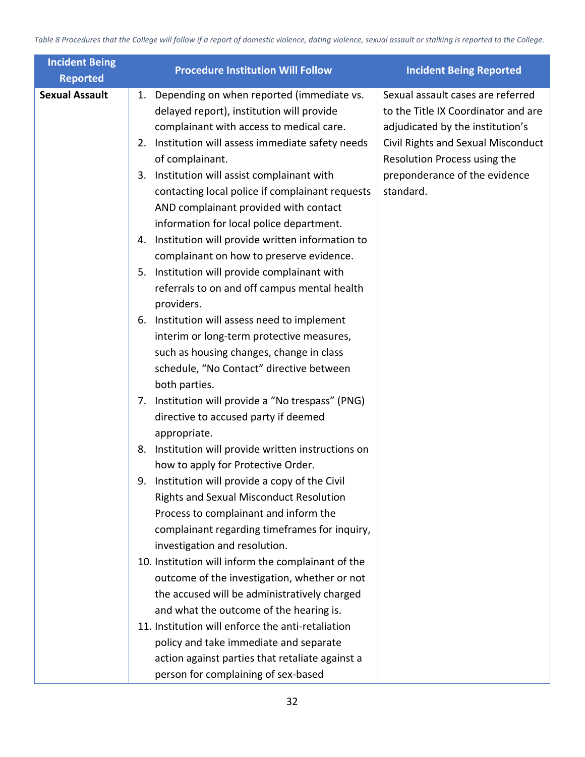*Table 8 Procedures that the College will follow if a report of domestic violence, dating violence, sexual assault or stalking is reported to the College.*

| Incident Being Reported | Procedure Institution Will Follow | Incident Being Reported |
|---|---|---|
| **Sexual Assault** | 1. Depending on when reported (immediate vs. delayed report), institution will provide complainant with access to medical care.<br>2. Institution will assess immediate safety needs of complainant.<br>3. Institution will assist complainant with contacting local police if complainant requests AND complainant provided with contact information for local police department.<br>4. Institution will provide written information to complainant on how to preserve evidence.<br>5. Institution will provide complainant with referrals to on and off campus mental health providers.<br>6. Institution will assess need to implement interim or long-term protective measures, such as housing changes, change in class schedule, "No Contact" directive between both parties.<br>7. Institution will provide a "No trespass" (PNG) directive to accused party if deemed appropriate.<br>8. Institution will provide written instructions on how to apply for Protective Order.<br>9. Institution will provide a copy of the Civil Rights and Sexual Misconduct Resolution Process to complainant and inform the complainant regarding timeframes for inquiry, investigation and resolution.<br>10. Institution will inform the complainant of the outcome of the investigation, whether or not the accused will be administratively charged and what the outcome of the hearing is.<br>11. Institution will enforce the anti-retaliation policy and take immediate and separate action against parties that retaliate against a person for complaining of sex-based | Sexual assault cases are referred to the Title IX Coordinator and are adjudicated by the institution's Civil Rights and Sexual Misconduct Resolution Process using the preponderance of the evidence standard. |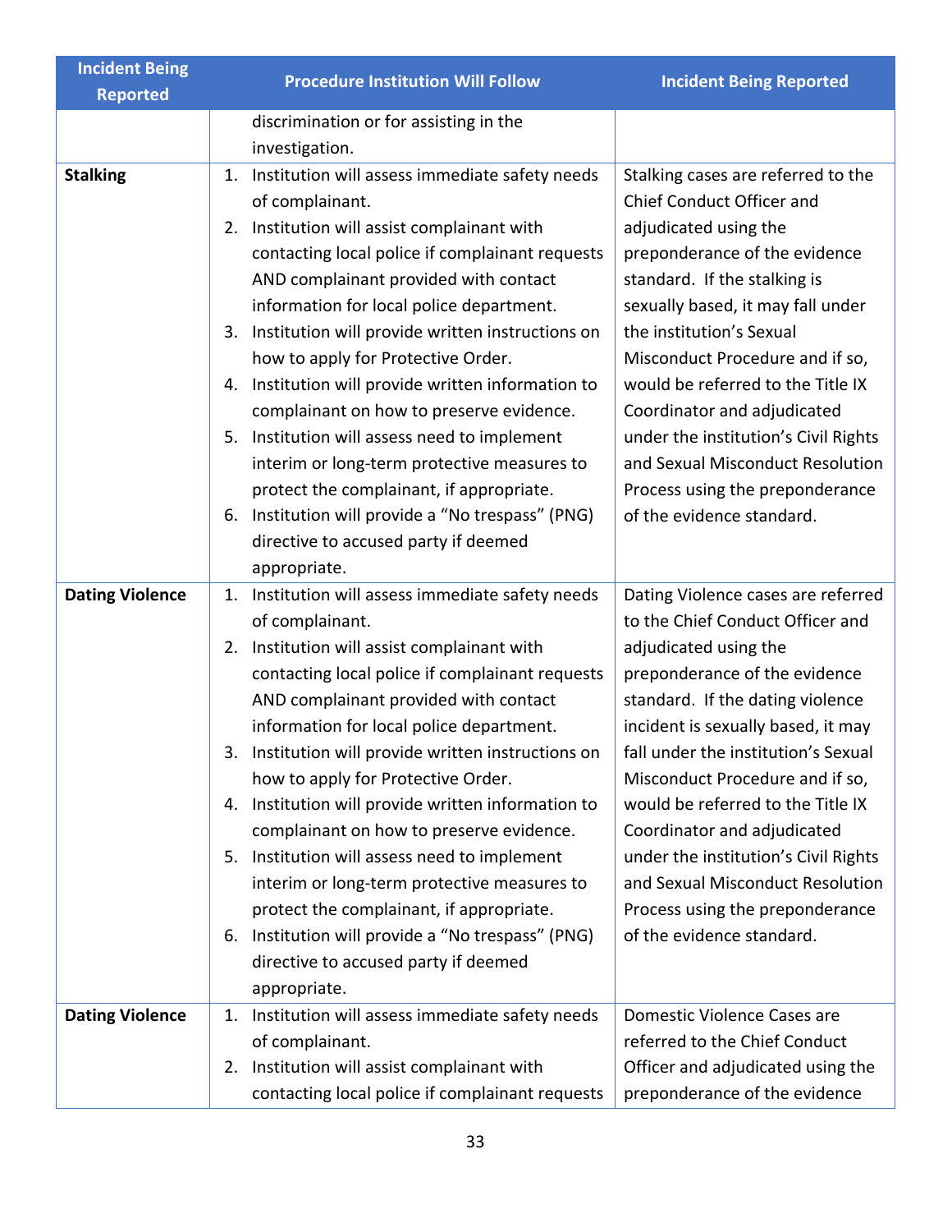| Incident Being Reported | Procedure Institution Will Follow | Incident Being Reported |
|---|---|---|
| | discrimination or for assisting in the investigation. | |
| **Stalking** | 1. Institution will assess immediate safety needs of complainant.<br>2. Institution will assist complainant with contacting local police if complainant requests AND complainant provided with contact information for local police department.<br>3. Institution will provide written instructions on how to apply for Protective Order.<br>4. Institution will provide written information to complainant on how to preserve evidence.<br>5. Institution will assess need to implement interim or long-term protective measures to protect the complainant, if appropriate.<br>6. Institution will provide a "No trespass" (PNG) directive to accused party if deemed appropriate. | Stalking cases are referred to the Chief Conduct Officer and adjudicated using the preponderance of the evidence standard. If the stalking is sexually based, it may fall under the institution's Sexual Misconduct Procedure and if so, would be referred to the Title IX Coordinator and adjudicated under the institution's Civil Rights and Sexual Misconduct Resolution Process using the preponderance of the evidence standard. |
| **Dating Violence** | 1. Institution will assess immediate safety needs of complainant.<br>2. Institution will assist complainant with contacting local police if complainant requests AND complainant provided with contact information for local police department.<br>3. Institution will provide written instructions on how to apply for Protective Order.<br>4. Institution will provide written information to complainant on how to preserve evidence.<br>5. Institution will assess need to implement interim or long-term protective measures to protect the complainant, if appropriate.<br>6. Institution will provide a "No trespass" (PNG) directive to accused party if deemed appropriate. | Dating Violence cases are referred to the Chief Conduct Officer and adjudicated using the preponderance of the evidence standard. If the dating violence incident is sexually based, it may fall under the institution's Sexual Misconduct Procedure and if so, would be referred to the Title IX Coordinator and adjudicated under the institution's Civil Rights and Sexual Misconduct Resolution Process using the preponderance of the evidence standard. |
| **Dating Violence** | 1. Institution will assess immediate safety needs of complainant.<br>2. Institution will assist complainant with contacting local police if complainant requests | Domestic Violence Cases are referred to the Chief Conduct Officer and adjudicated using the preponderance of the evidence |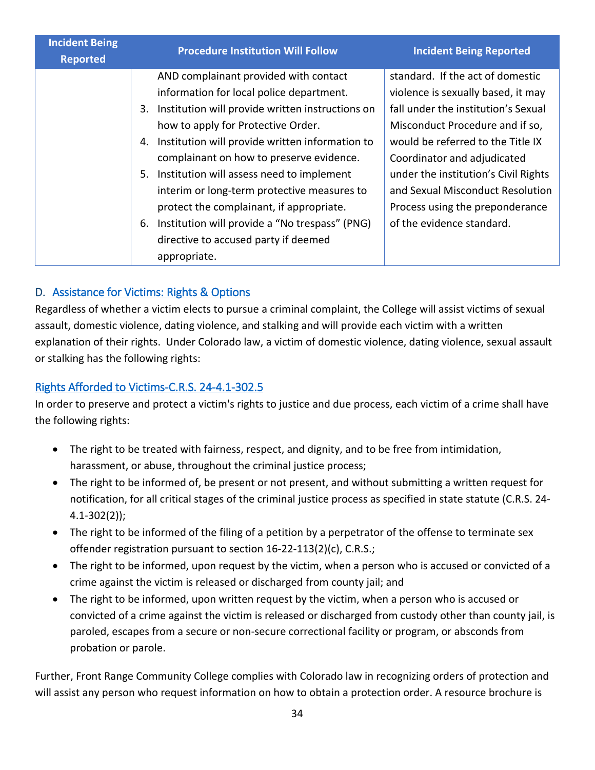| Incident Being Reported | Procedure Institution Will Follow | Incident Being Reported |
|---|---|---|
| | AND complainant provided with contact information for local police department.<br>3. Institution will provide written instructions on how to apply for Protective Order.<br>4. Institution will provide written information to complainant on how to preserve evidence.<br>5. Institution will assess need to implement interim or long-term protective measures to protect the complainant, if appropriate.<br>6. Institution will provide a "No trespass" (PNG) directive to accused party if deemed appropriate. | standard. If the act of domestic violence is sexually based, it may fall under the institution's Sexual Misconduct Procedure and if so, would be referred to the Title IX Coordinator and adjudicated under the institution's Civil Rights and Sexual Misconduct Resolution Process using the preponderance of the evidence standard. |

## D. Assistance for Victims: Rights & Options

Regardless of whether a victim elects to pursue a criminal complaint, the College will assist victims of sexual assault, domestic violence, dating violence, and stalking and will provide each victim with a written explanation of their rights. Under Colorado law, a victim of domestic violence, dating violence, sexual assault or stalking has the following rights:

### Rights Afforded to Victims-C.R.S. 24-4.1-302.5

In order to preserve and protect a victim's rights to justice and due process, each victim of a crime shall have the following rights:

- The right to be treated with fairness, respect, and dignity, and to be free from intimidation, harassment, or abuse, throughout the criminal justice process;
- The right to be informed of, be present or not present, and without submitting a written request for notification, for all critical stages of the criminal justice process as specified in state statute (C.R.S. 24-4.1-302(2));
- The right to be informed of the filing of a petition by a perpetrator of the offense to terminate sex offender registration pursuant to section 16-22-113(2)(c), C.R.S.;
- The right to be informed, upon request by the victim, when a person who is accused or convicted of a crime against the victim is released or discharged from county jail; and
- The right to be informed, upon written request by the victim, when a person who is accused or convicted of a crime against the victim is released or discharged from custody other than county jail, is paroled, escapes from a secure or non-secure correctional facility or program, or absconds from probation or parole.

Further, Front Range Community College complies with Colorado law in recognizing orders of protection and will assist any person who request information on how to obtain a protection order. A resource brochure is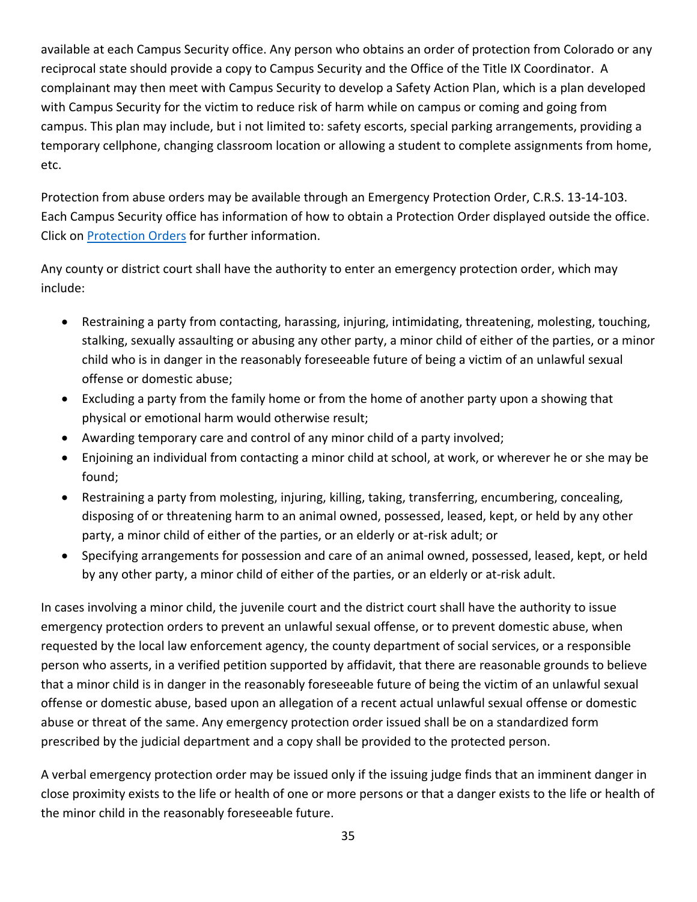available at each Campus Security office. Any person who obtains an order of protection from Colorado or any reciprocal state should provide a copy to Campus Security and the Office of the Title IX Coordinator. A complainant may then meet with Campus Security to develop a Safety Action Plan, which is a plan developed with Campus Security for the victim to reduce risk of harm while on campus or coming and going from campus. This plan may include, but i not limited to: safety escorts, special parking arrangements, providing a temporary cellphone, changing classroom location or allowing a student to complete assignments from home, etc.

Protection from abuse orders may be available through an Emergency Protection Order, C.R.S. 13-14-103. Each Campus Security office has information of how to obtain a Protection Order displayed outside the office. Click on Protection Orders for further information.

Any county or district court shall have the authority to enter an emergency protection order, which may include:

- Restraining a party from contacting, harassing, injuring, intimidating, threatening, molesting, touching, stalking, sexually assaulting or abusing any other party, a minor child of either of the parties, or a minor child who is in danger in the reasonably foreseeable future of being a victim of an unlawful sexual offense or domestic abuse;
- Excluding a party from the family home or from the home of another party upon a showing that physical or emotional harm would otherwise result;
- Awarding temporary care and control of any minor child of a party involved;
- Enjoining an individual from contacting a minor child at school, at work, or wherever he or she may be found;
- Restraining a party from molesting, injuring, killing, taking, transferring, encumbering, concealing, disposing of or threatening harm to an animal owned, possessed, leased, kept, or held by any other party, a minor child of either of the parties, or an elderly or at-risk adult; or
- Specifying arrangements for possession and care of an animal owned, possessed, leased, kept, or held by any other party, a minor child of either of the parties, or an elderly or at-risk adult.

In cases involving a minor child, the juvenile court and the district court shall have the authority to issue emergency protection orders to prevent an unlawful sexual offense, or to prevent domestic abuse, when requested by the local law enforcement agency, the county department of social services, or a responsible person who asserts, in a verified petition supported by affidavit, that there are reasonable grounds to believe that a minor child is in danger in the reasonably foreseeable future of being the victim of an unlawful sexual offense or domestic abuse, based upon an allegation of a recent actual unlawful sexual offense or domestic abuse or threat of the same. Any emergency protection order issued shall be on a standardized form prescribed by the judicial department and a copy shall be provided to the protected person.

A verbal emergency protection order may be issued only if the issuing judge finds that an imminent danger in close proximity exists to the life or health of one or more persons or that a danger exists to the life or health of the minor child in the reasonably foreseeable future.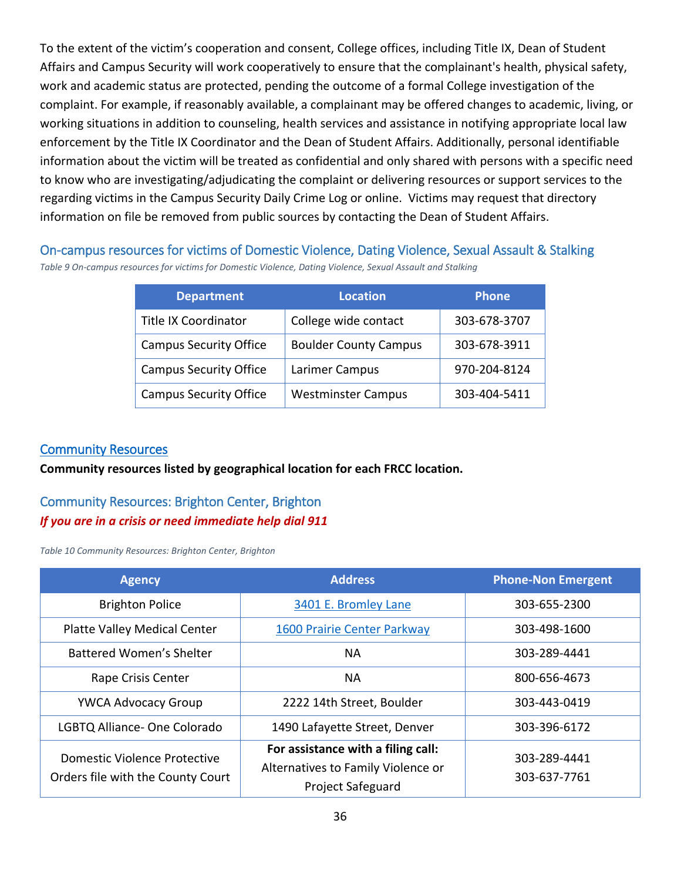To the extent of the victim's cooperation and consent, College offices, including Title IX, Dean of Student Affairs and Campus Security will work cooperatively to ensure that the complainant's health, physical safety, work and academic status are protected, pending the outcome of a formal College investigation of the complaint. For example, if reasonably available, a complainant may be offered changes to academic, living, or working situations in addition to counseling, health services and assistance in notifying appropriate local law enforcement by the Title IX Coordinator and the Dean of Student Affairs. Additionally, personal identifiable information about the victim will be treated as confidential and only shared with persons with a specific need to know who are investigating/adjudicating the complaint or delivering resources or support services to the regarding victims in the Campus Security Daily Crime Log or online. Victims may request that directory information on file be removed from public sources by contacting the Dean of Student Affairs.

## On-campus resources for victims of Domestic Violence, Dating Violence, Sexual Assault & Stalking

*Table 9 On-campus resources for victims for Domestic Violence, Dating Violence, Sexual Assault and Stalking*

| Department | Location | Phone |
| --- | --- | --- |
| Title IX Coordinator | College wide contact | 303-678-3707 |
| Campus Security Office | Boulder County Campus | 303-678-3911 |
| Campus Security Office | Larimer Campus | 970-204-8124 |
| Campus Security Office | Westminster Campus | 303-404-5411 |

## Community Resources

**Community resources listed by geographical location for each FRCC location.**

### Community Resources: Brighton Center, Brighton

***If you are in a crisis or need immediate help dial 911***

*Table 10 Community Resources: Brighton Center, Brighton*

| Agency | Address | Phone-Non Emergent |
| --- | --- | --- |
| Brighton Police | 3401 E. Bromley Lane | 303-655-2300 |
| Platte Valley Medical Center | 1600 Prairie Center Parkway | 303-498-1600 |
| Battered Women's Shelter | NA | 303-289-4441 |
| Rape Crisis Center | NA | 800-656-4673 |
| YWCA Advocacy Group | 2222 14th Street, Boulder | 303-443-0419 |
| LGBTQ Alliance- One Colorado | 1490 Lafayette Street, Denver | 303-396-6172 |
| Domestic Violence Protective Orders file with the County Court | **For assistance with a filing call:** Alternatives to Family Violence or Project Safeguard | 303-289-4441 303-637-7761 |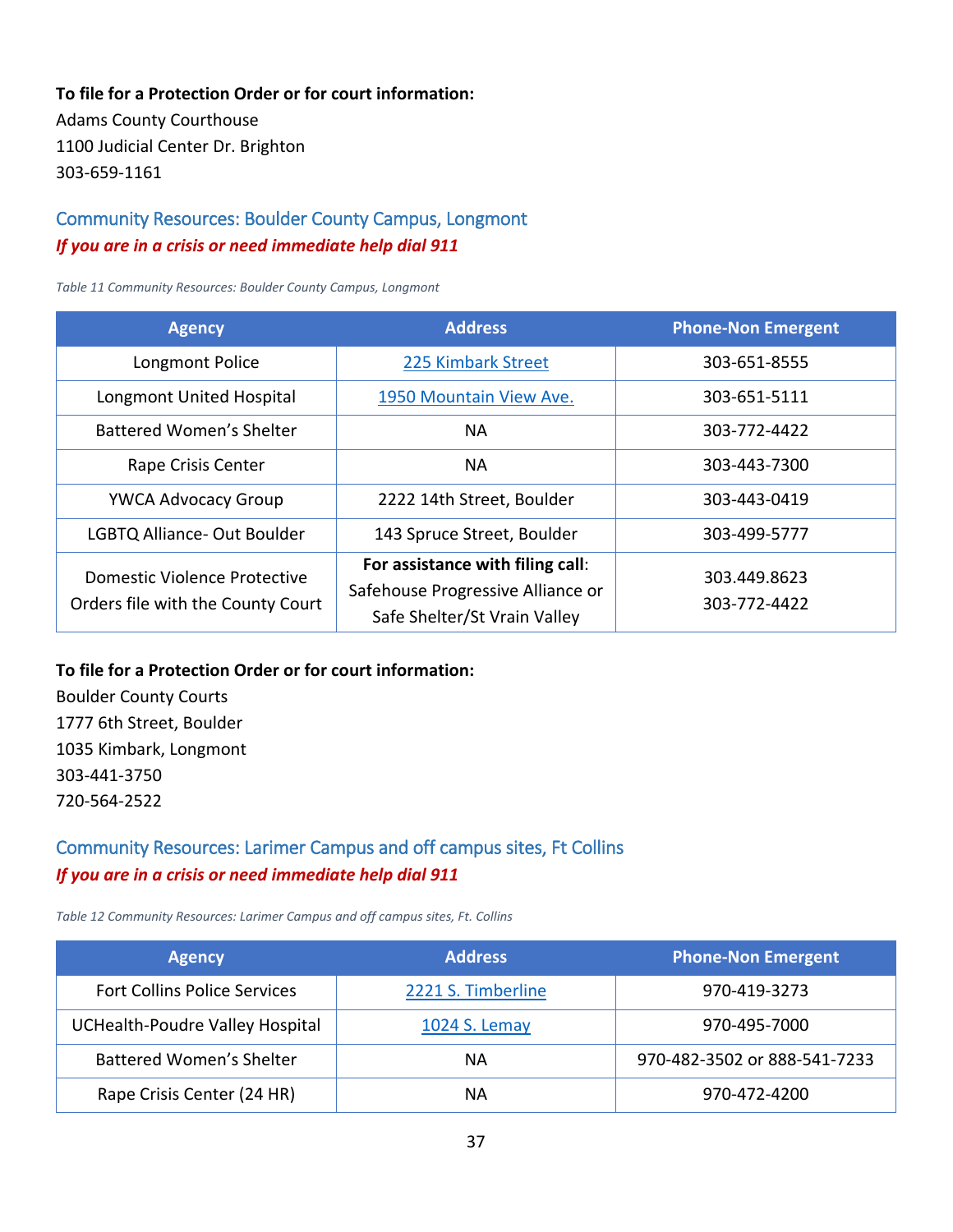**To file for a Protection Order or for court information:**
Adams County Courthouse
1100 Judicial Center Dr. Brighton
303-659-1161

## Community Resources: Boulder County Campus, Longmont

***If you are in a crisis or need immediate help dial 911***

*Table 11 Community Resources: Boulder County Campus, Longmont*

| Agency | Address | Phone-Non Emergent |
|---|---|---|
| Longmont Police | 225 Kimbark Street | 303-651-8555 |
| Longmont United Hospital | 1950 Mountain View Ave. | 303-651-5111 |
| Battered Women's Shelter | NA | 303-772-4422 |
| Rape Crisis Center | NA | 303-443-7300 |
| YWCA Advocacy Group | 2222 14th Street, Boulder | 303-443-0419 |
| LGBTQ Alliance- Out Boulder | 143 Spruce Street, Boulder | 303-499-5777 |
| Domestic Violence Protective Orders file with the County Court | **For assistance with filing call**: Safehouse Progressive Alliance or Safe Shelter/St Vrain Valley | 303.449.8623 303-772-4422 |

**To file for a Protection Order or for court information:**
Boulder County Courts
1777 6th Street, Boulder
1035 Kimbark, Longmont
303-441-3750
720-564-2522

## Community Resources: Larimer Campus and off campus sites, Ft Collins

***If you are in a crisis or need immediate help dial 911***

*Table 12 Community Resources: Larimer Campus and off campus sites, Ft. Collins*

| Agency | Address | Phone-Non Emergent |
|---|---|---|
| Fort Collins Police Services | 2221 S. Timberline | 970-419-3273 |
| UCHealth-Poudre Valley Hospital | 1024 S. Lemay | 970-495-7000 |
| Battered Women's Shelter | NA | 970-482-3502 or 888-541-7233 |
| Rape Crisis Center (24 HR) | NA | 970-472-4200 |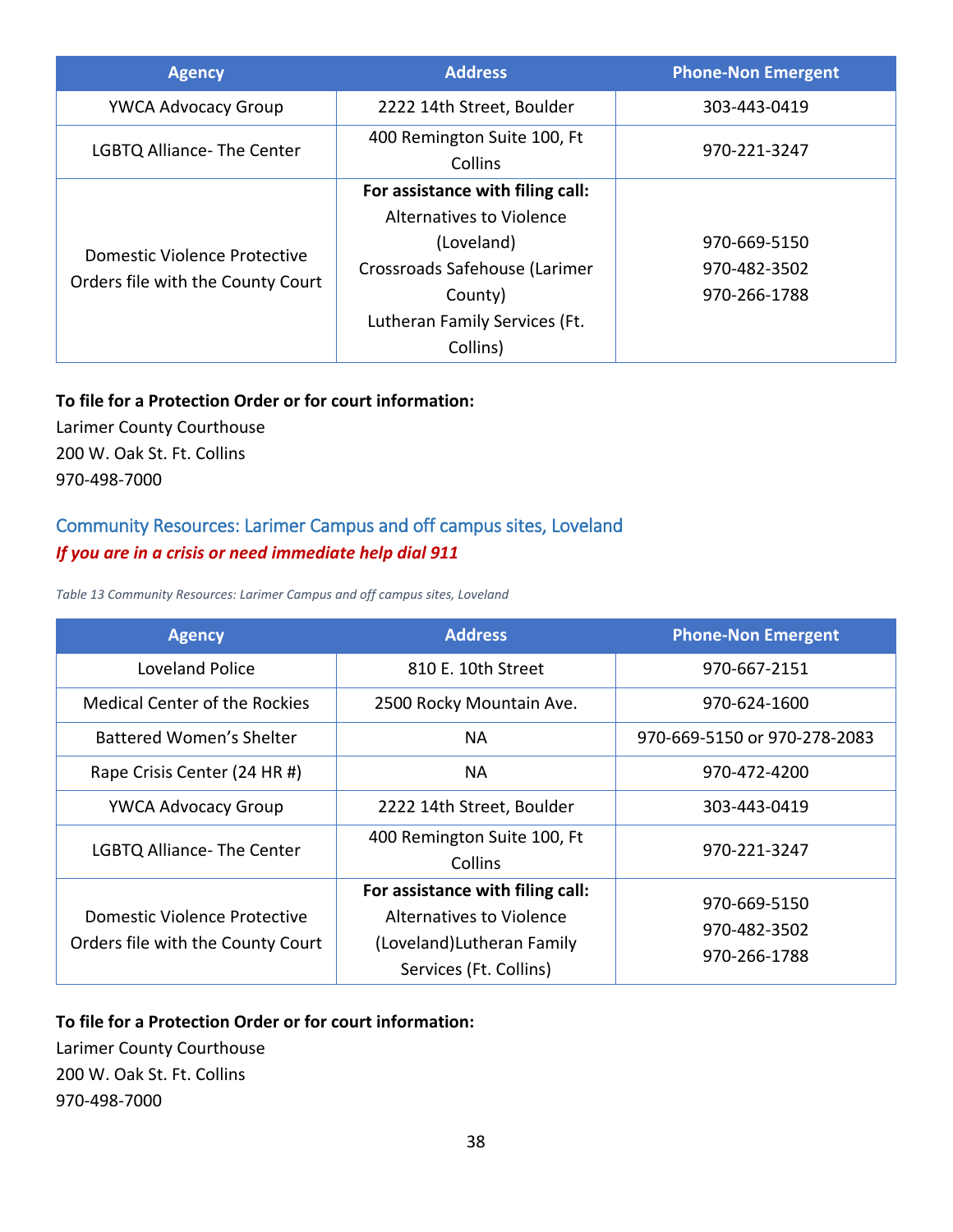| Agency | Address | Phone-Non Emergent |
|---|---|---|
| YWCA Advocacy Group | 2222 14th Street, Boulder | 303-443-0419 |
| LGBTQ Alliance- The Center | 400 Remington Suite 100, Ft Collins | 970-221-3247 |
| Domestic Violence Protective Orders file with the County Court | **For assistance with filing call:** Alternatives to Violence (Loveland) Crossroads Safehouse (Larimer County) Lutheran Family Services (Ft. Collins) | 970-669-5150 970-482-3502 970-266-1788 |

**To file for a Protection Order or for court information:**
Larimer County Courthouse
200 W. Oak St. Ft. Collins
970-498-7000

## Community Resources: Larimer Campus and off campus sites, Loveland

***If you are in a crisis or need immediate help dial 911***

*Table 13 Community Resources: Larimer Campus and off campus sites, Loveland*

| Agency | Address | Phone-Non Emergent |
|---|---|---|
| Loveland Police | 810 E. 10th Street | 970-667-2151 |
| Medical Center of the Rockies | 2500 Rocky Mountain Ave. | 970-624-1600 |
| Battered Women's Shelter | NA | 970-669-5150 or 970-278-2083 |
| Rape Crisis Center (24 HR #) | NA | 970-472-4200 |
| YWCA Advocacy Group | 2222 14th Street, Boulder | 303-443-0419 |
| LGBTQ Alliance- The Center | 400 Remington Suite 100, Ft Collins | 970-221-3247 |
| Domestic Violence Protective Orders file with the County Court | **For assistance with filing call:** Alternatives to Violence (Loveland)Lutheran Family Services (Ft. Collins) | 970-669-5150 970-482-3502 970-266-1788 |

**To file for a Protection Order or for court information:**
Larimer County Courthouse
200 W. Oak St. Ft. Collins
970-498-7000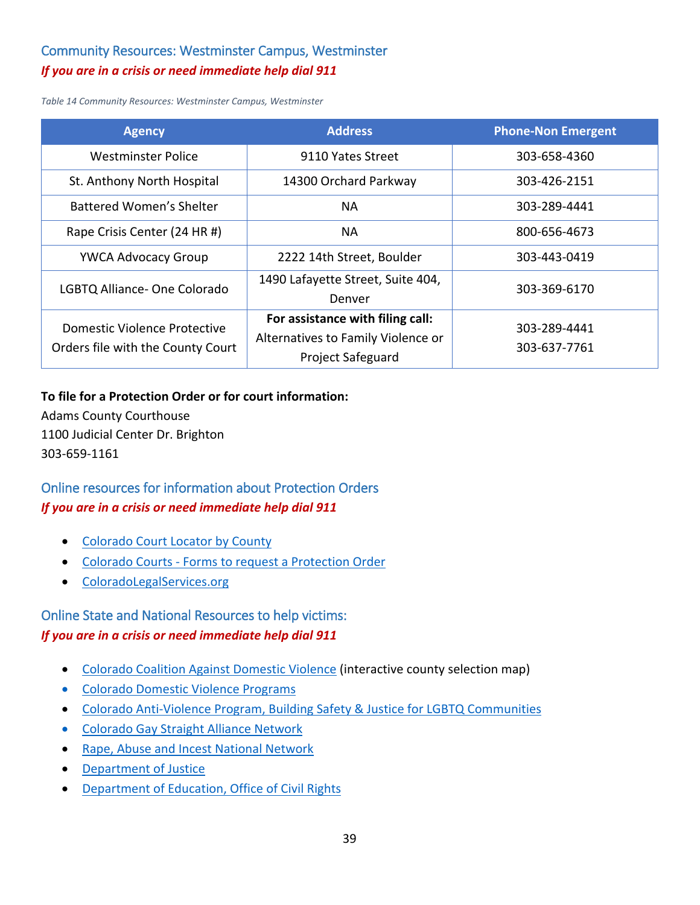## Community Resources: Westminster Campus, Westminster

***If you are in a crisis or need immediate help dial 911***

*Table 14 Community Resources: Westminster Campus, Westminster*

| Agency | Address | Phone-Non Emergent |
|---|---|---|
| Westminster Police | 9110 Yates Street | 303-658-4360 |
| St. Anthony North Hospital | 14300 Orchard Parkway | 303-426-2151 |
| Battered Women's Shelter | NA | 303-289-4441 |
| Rape Crisis Center (24 HR #) | NA | 800-656-4673 |
| YWCA Advocacy Group | 2222 14th Street, Boulder | 303-443-0419 |
| LGBTQ Alliance- One Colorado | 1490 Lafayette Street, Suite 404, Denver | 303-369-6170 |
| Domestic Violence Protective Orders file with the County Court | **For assistance with filing call:** Alternatives to Family Violence or Project Safeguard | 303-289-4441<br>303-637-7761 |

**To file for a Protection Order or for court information:**
Adams County Courthouse
1100 Judicial Center Dr. Brighton
303-659-1161

## Online resources for information about Protection Orders

***If you are in a crisis or need immediate help dial 911***

- Colorado Court Locator by County
- Colorado Courts - Forms to request a Protection Order
- ColoradoLegalServices.org

## Online State and National Resources to help victims:

***If you are in a crisis or need immediate help dial 911***

- Colorado Coalition Against Domestic Violence (interactive county selection map)
- Colorado Domestic Violence Programs
- Colorado Anti-Violence Program, Building Safety & Justice for LGBTQ Communities
- Colorado Gay Straight Alliance Network
- Rape, Abuse and Incest National Network
- Department of Justice
- Department of Education, Office of Civil Rights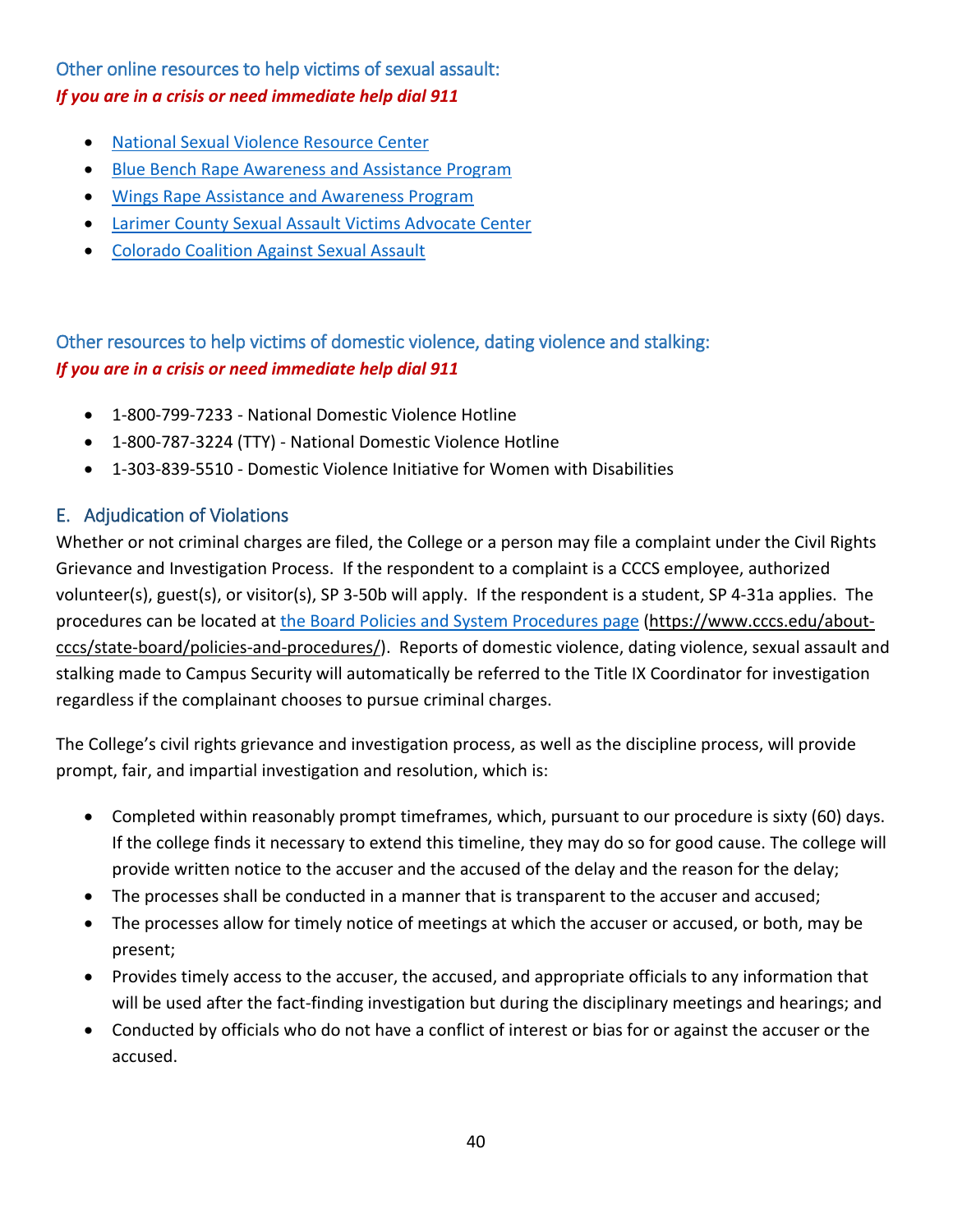### Other online resources to help victims of sexual assault:

***If you are in a crisis or need immediate help dial 911***

- National Sexual Violence Resource Center
- Blue Bench Rape Awareness and Assistance Program
- Wings Rape Assistance and Awareness Program
- Larimer County Sexual Assault Victims Advocate Center
- Colorado Coalition Against Sexual Assault

### Other resources to help victims of domestic violence, dating violence and stalking:

***If you are in a crisis or need immediate help dial 911***

- 1-800-799-7233 - National Domestic Violence Hotline
- 1-800-787-3224 (TTY) - National Domestic Violence Hotline
- 1-303-839-5510 - Domestic Violence Initiative for Women with Disabilities

## E. Adjudication of Violations

Whether or not criminal charges are filed, the College or a person may file a complaint under the Civil Rights Grievance and Investigation Process. If the respondent to a complaint is a CCCS employee, authorized volunteer(s), guest(s), or visitor(s), SP 3-50b will apply. If the respondent is a student, SP 4-31a applies. The procedures can be located at the Board Policies and System Procedures page (https://www.cccs.edu/about-cccs/state-board/policies-and-procedures/). Reports of domestic violence, dating violence, sexual assault and stalking made to Campus Security will automatically be referred to the Title IX Coordinator for investigation regardless if the complainant chooses to pursue criminal charges.

The College's civil rights grievance and investigation process, as well as the discipline process, will provide prompt, fair, and impartial investigation and resolution, which is:

- Completed within reasonably prompt timeframes, which, pursuant to our procedure is sixty (60) days. If the college finds it necessary to extend this timeline, they may do so for good cause. The college will provide written notice to the accuser and the accused of the delay and the reason for the delay;
- The processes shall be conducted in a manner that is transparent to the accuser and accused;
- The processes allow for timely notice of meetings at which the accuser or accused, or both, may be present;
- Provides timely access to the accuser, the accused, and appropriate officials to any information that will be used after the fact-finding investigation but during the disciplinary meetings and hearings; and
- Conducted by officials who do not have a conflict of interest or bias for or against the accuser or the accused.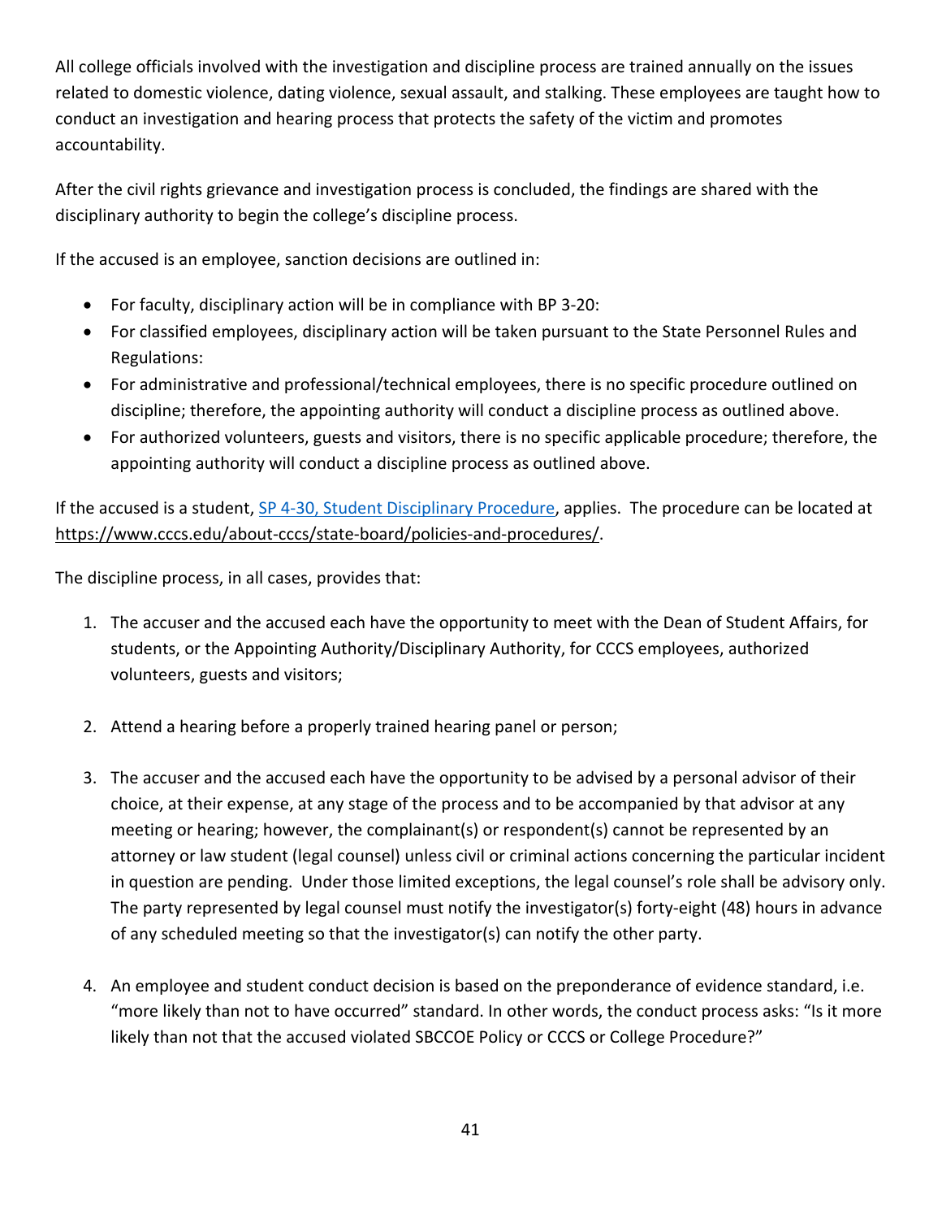All college officials involved with the investigation and discipline process are trained annually on the issues related to domestic violence, dating violence, sexual assault, and stalking. These employees are taught how to conduct an investigation and hearing process that protects the safety of the victim and promotes accountability.

After the civil rights grievance and investigation process is concluded, the findings are shared with the disciplinary authority to begin the college's discipline process.

If the accused is an employee, sanction decisions are outlined in:

- For faculty, disciplinary action will be in compliance with BP 3-20:
- For classified employees, disciplinary action will be taken pursuant to the State Personnel Rules and Regulations:
- For administrative and professional/technical employees, there is no specific procedure outlined on discipline; therefore, the appointing authority will conduct a discipline process as outlined above.
- For authorized volunteers, guests and visitors, there is no specific applicable procedure; therefore, the appointing authority will conduct a discipline process as outlined above.

If the accused is a student, SP 4-30, Student Disciplinary Procedure, applies. The procedure can be located at https://www.cccs.edu/about-cccs/state-board/policies-and-procedures/.

The discipline process, in all cases, provides that:

1. The accuser and the accused each have the opportunity to meet with the Dean of Student Affairs, for students, or the Appointing Authority/Disciplinary Authority, for CCCS employees, authorized volunteers, guests and visitors;

2. Attend a hearing before a properly trained hearing panel or person;

3. The accuser and the accused each have the opportunity to be advised by a personal advisor of their choice, at their expense, at any stage of the process and to be accompanied by that advisor at any meeting or hearing; however, the complainant(s) or respondent(s) cannot be represented by an attorney or law student (legal counsel) unless civil or criminal actions concerning the particular incident in question are pending. Under those limited exceptions, the legal counsel's role shall be advisory only. The party represented by legal counsel must notify the investigator(s) forty-eight (48) hours in advance of any scheduled meeting so that the investigator(s) can notify the other party.

4. An employee and student conduct decision is based on the preponderance of evidence standard, i.e. "more likely than not to have occurred" standard. In other words, the conduct process asks: "Is it more likely than not that the accused violated SBCCOE Policy or CCCS or College Procedure?"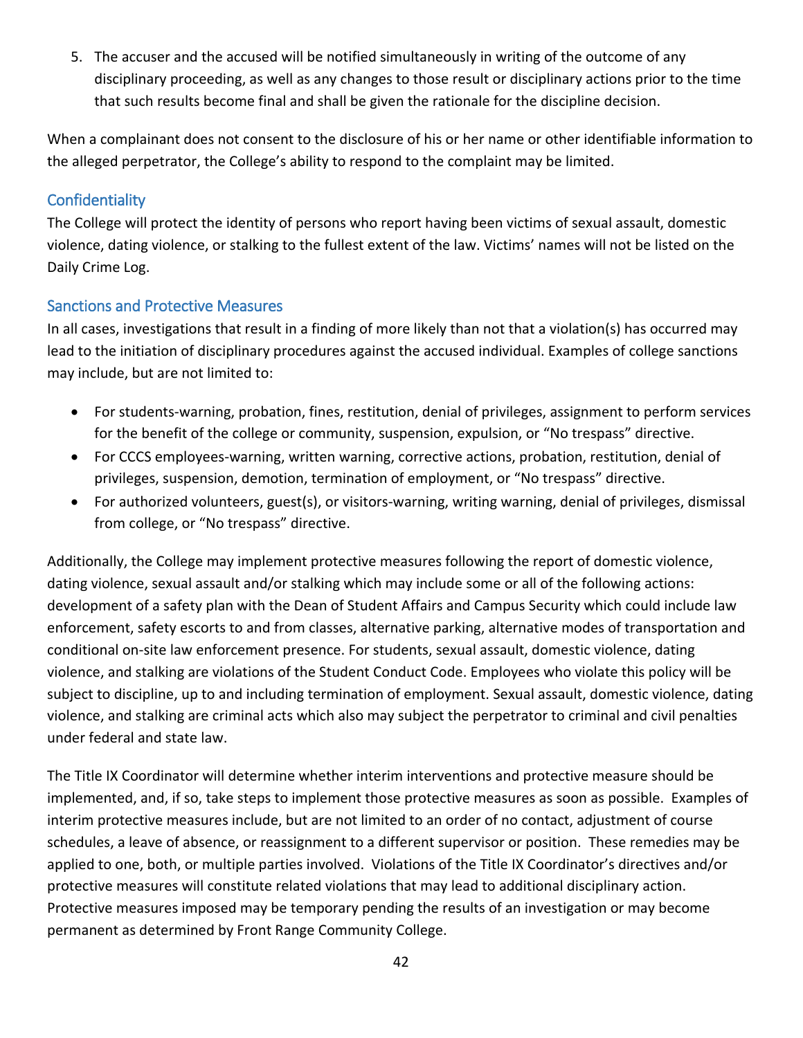5. The accuser and the accused will be notified simultaneously in writing of the outcome of any disciplinary proceeding, as well as any changes to those result or disciplinary actions prior to the time that such results become final and shall be given the rationale for the discipline decision.

When a complainant does not consent to the disclosure of his or her name or other identifiable information to the alleged perpetrator, the College's ability to respond to the complaint may be limited.

## Confidentiality

The College will protect the identity of persons who report having been victims of sexual assault, domestic violence, dating violence, or stalking to the fullest extent of the law. Victims' names will not be listed on the Daily Crime Log.

## Sanctions and Protective Measures

In all cases, investigations that result in a finding of more likely than not that a violation(s) has occurred may lead to the initiation of disciplinary procedures against the accused individual. Examples of college sanctions may include, but are not limited to:

- For students-warning, probation, fines, restitution, denial of privileges, assignment to perform services for the benefit of the college or community, suspension, expulsion, or "No trespass" directive.
- For CCCS employees-warning, written warning, corrective actions, probation, restitution, denial of privileges, suspension, demotion, termination of employment, or "No trespass" directive.
- For authorized volunteers, guest(s), or visitors-warning, writing warning, denial of privileges, dismissal from college, or "No trespass" directive.

Additionally, the College may implement protective measures following the report of domestic violence, dating violence, sexual assault and/or stalking which may include some or all of the following actions: development of a safety plan with the Dean of Student Affairs and Campus Security which could include law enforcement, safety escorts to and from classes, alternative parking, alternative modes of transportation and conditional on-site law enforcement presence. For students, sexual assault, domestic violence, dating violence, and stalking are violations of the Student Conduct Code. Employees who violate this policy will be subject to discipline, up to and including termination of employment. Sexual assault, domestic violence, dating violence, and stalking are criminal acts which also may subject the perpetrator to criminal and civil penalties under federal and state law.

The Title IX Coordinator will determine whether interim interventions and protective measure should be implemented, and, if so, take steps to implement those protective measures as soon as possible. Examples of interim protective measures include, but are not limited to an order of no contact, adjustment of course schedules, a leave of absence, or reassignment to a different supervisor or position. These remedies may be applied to one, both, or multiple parties involved. Violations of the Title IX Coordinator's directives and/or protective measures will constitute related violations that may lead to additional disciplinary action. Protective measures imposed may be temporary pending the results of an investigation or may become permanent as determined by Front Range Community College.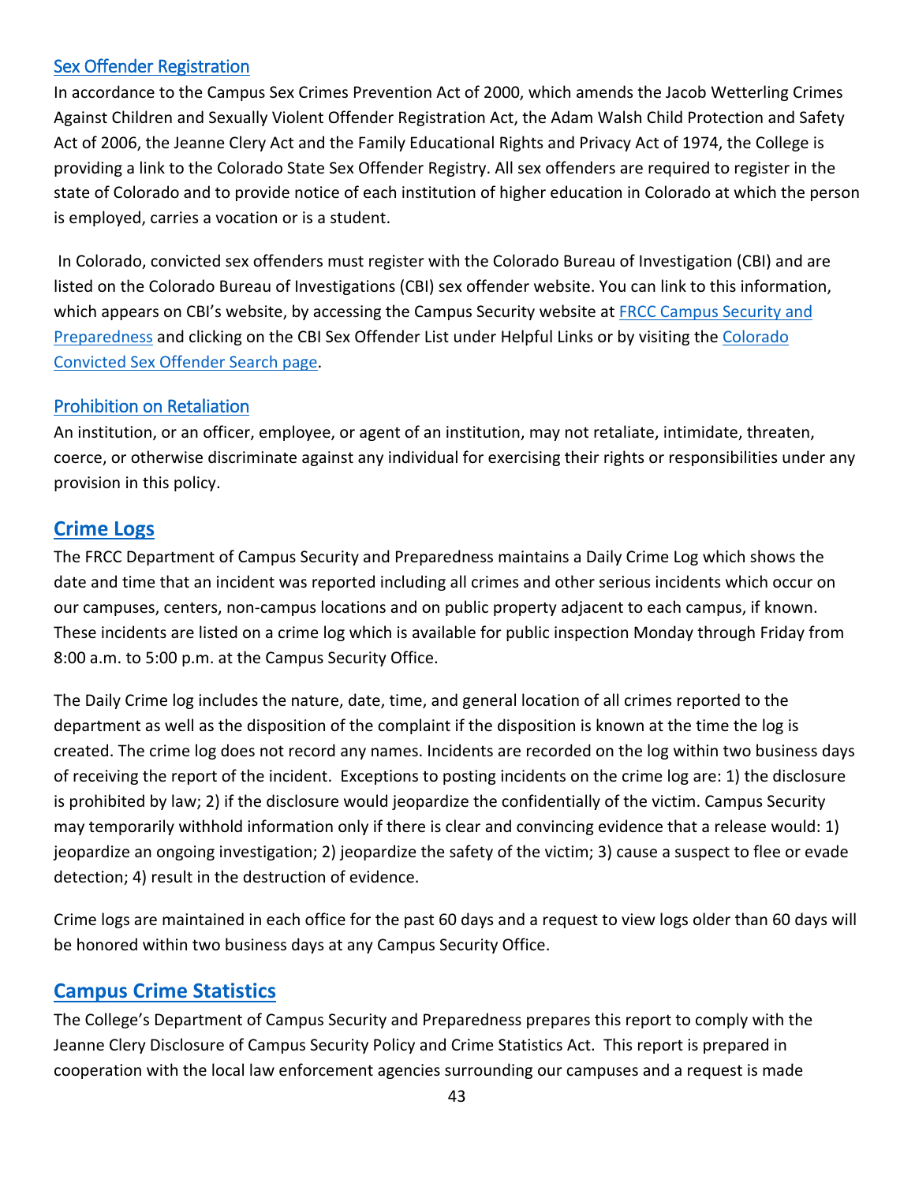### Sex Offender Registration

In accordance to the Campus Sex Crimes Prevention Act of 2000, which amends the Jacob Wetterling Crimes Against Children and Sexually Violent Offender Registration Act, the Adam Walsh Child Protection and Safety Act of 2006, the Jeanne Clery Act and the Family Educational Rights and Privacy Act of 1974, the College is providing a link to the Colorado State Sex Offender Registry. All sex offenders are required to register in the state of Colorado and to provide notice of each institution of higher education in Colorado at which the person is employed, carries a vocation or is a student.

In Colorado, convicted sex offenders must register with the Colorado Bureau of Investigation (CBI) and are listed on the Colorado Bureau of Investigations (CBI) sex offender website. You can link to this information, which appears on CBI's website, by accessing the Campus Security website at FRCC Campus Security and Preparedness and clicking on the CBI Sex Offender List under Helpful Links or by visiting the Colorado Convicted Sex Offender Search page.

### Prohibition on Retaliation

An institution, or an officer, employee, or agent of an institution, may not retaliate, intimidate, threaten, coerce, or otherwise discriminate against any individual for exercising their rights or responsibilities under any provision in this policy.

## Crime Logs

The FRCC Department of Campus Security and Preparedness maintains a Daily Crime Log which shows the date and time that an incident was reported including all crimes and other serious incidents which occur on our campuses, centers, non-campus locations and on public property adjacent to each campus, if known. These incidents are listed on a crime log which is available for public inspection Monday through Friday from 8:00 a.m. to 5:00 p.m. at the Campus Security Office.

The Daily Crime log includes the nature, date, time, and general location of all crimes reported to the department as well as the disposition of the complaint if the disposition is known at the time the log is created. The crime log does not record any names. Incidents are recorded on the log within two business days of receiving the report of the incident. Exceptions to posting incidents on the crime log are: 1) the disclosure is prohibited by law; 2) if the disclosure would jeopardize the confidentially of the victim. Campus Security may temporarily withhold information only if there is clear and convincing evidence that a release would: 1) jeopardize an ongoing investigation; 2) jeopardize the safety of the victim; 3) cause a suspect to flee or evade detection; 4) result in the destruction of evidence.

Crime logs are maintained in each office for the past 60 days and a request to view logs older than 60 days will be honored within two business days at any Campus Security Office.

## Campus Crime Statistics

The College's Department of Campus Security and Preparedness prepares this report to comply with the Jeanne Clery Disclosure of Campus Security Policy and Crime Statistics Act. This report is prepared in cooperation with the local law enforcement agencies surrounding our campuses and a request is made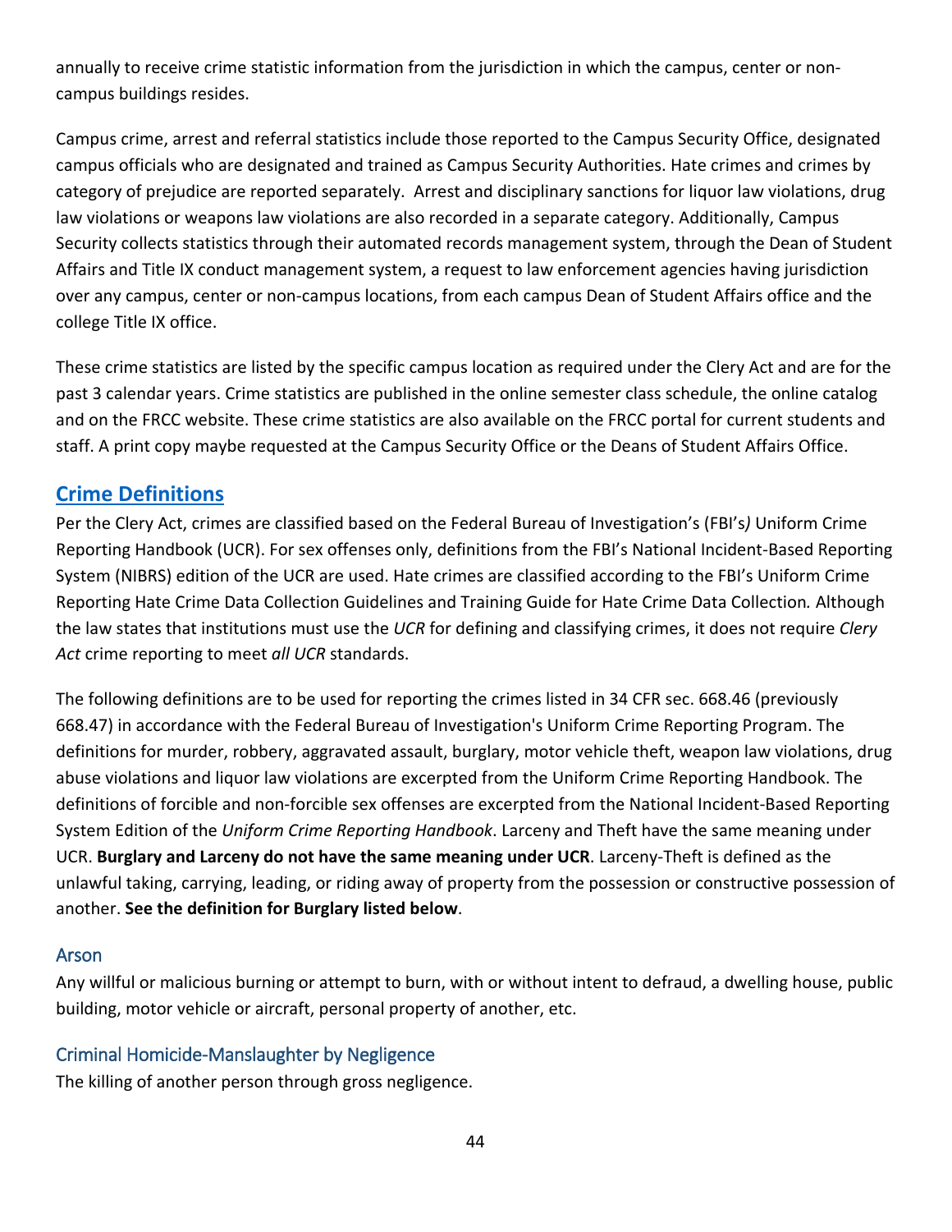annually to receive crime statistic information from the jurisdiction in which the campus, center or non-campus buildings resides.

Campus crime, arrest and referral statistics include those reported to the Campus Security Office, designated campus officials who are designated and trained as Campus Security Authorities. Hate crimes and crimes by category of prejudice are reported separately. Arrest and disciplinary sanctions for liquor law violations, drug law violations or weapons law violations are also recorded in a separate category. Additionally, Campus Security collects statistics through their automated records management system, through the Dean of Student Affairs and Title IX conduct management system, a request to law enforcement agencies having jurisdiction over any campus, center or non-campus locations, from each campus Dean of Student Affairs office and the college Title IX office.

These crime statistics are listed by the specific campus location as required under the Clery Act and are for the past 3 calendar years. Crime statistics are published in the online semester class schedule, the online catalog and on the FRCC website. These crime statistics are also available on the FRCC portal for current students and staff. A print copy maybe requested at the Campus Security Office or the Deans of Student Affairs Office.

## Crime Definitions

Per the Clery Act, crimes are classified based on the Federal Bureau of Investigation's (FBI's*)* Uniform Crime Reporting Handbook (UCR). For sex offenses only, definitions from the FBI's National Incident-Based Reporting System (NIBRS) edition of the UCR are used. Hate crimes are classified according to the FBI's Uniform Crime Reporting Hate Crime Data Collection Guidelines and Training Guide for Hate Crime Data Collection*.* Although the law states that institutions must use the *UCR* for defining and classifying crimes, it does not require *Clery Act* crime reporting to meet *all UCR* standards.

The following definitions are to be used for reporting the crimes listed in 34 CFR sec. 668.46 (previously 668.47) in accordance with the Federal Bureau of Investigation's Uniform Crime Reporting Program. The definitions for murder, robbery, aggravated assault, burglary, motor vehicle theft, weapon law violations, drug abuse violations and liquor law violations are excerpted from the Uniform Crime Reporting Handbook. The definitions of forcible and non-forcible sex offenses are excerpted from the National Incident-Based Reporting System Edition of the *Uniform Crime Reporting Handbook*. Larceny and Theft have the same meaning under UCR. **Burglary and Larceny do not have the same meaning under UCR**. Larceny-Theft is defined as the unlawful taking, carrying, leading, or riding away of property from the possession or constructive possession of another. **See the definition for Burglary listed below**.

### Arson

Any willful or malicious burning or attempt to burn, with or without intent to defraud, a dwelling house, public building, motor vehicle or aircraft, personal property of another, etc.

### Criminal Homicide-Manslaughter by Negligence

The killing of another person through gross negligence.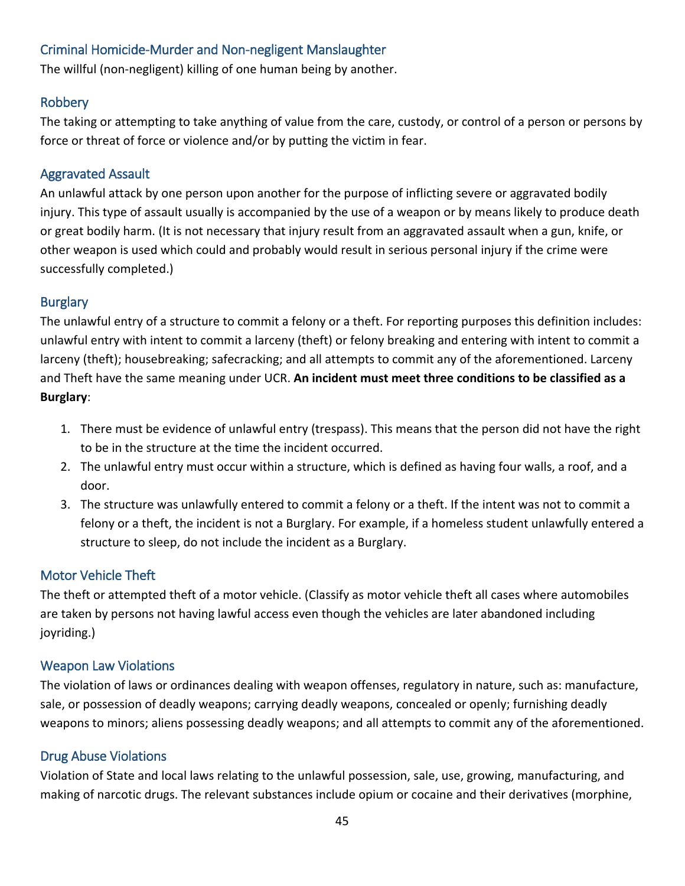### Criminal Homicide-Murder and Non-negligent Manslaughter

The willful (non-negligent) killing of one human being by another.

### Robbery

The taking or attempting to take anything of value from the care, custody, or control of a person or persons by force or threat of force or violence and/or by putting the victim in fear.

### Aggravated Assault

An unlawful attack by one person upon another for the purpose of inflicting severe or aggravated bodily injury. This type of assault usually is accompanied by the use of a weapon or by means likely to produce death or great bodily harm. (It is not necessary that injury result from an aggravated assault when a gun, knife, or other weapon is used which could and probably would result in serious personal injury if the crime were successfully completed.)

### Burglary

The unlawful entry of a structure to commit a felony or a theft. For reporting purposes this definition includes: unlawful entry with intent to commit a larceny (theft) or felony breaking and entering with intent to commit a larceny (theft); housebreaking; safecracking; and all attempts to commit any of the aforementioned. Larceny and Theft have the same meaning under UCR. **An incident must meet three conditions to be classified as a Burglary**:

1. There must be evidence of unlawful entry (trespass). This means that the person did not have the right to be in the structure at the time the incident occurred.
2. The unlawful entry must occur within a structure, which is defined as having four walls, a roof, and a door.
3. The structure was unlawfully entered to commit a felony or a theft. If the intent was not to commit a felony or a theft, the incident is not a Burglary. For example, if a homeless student unlawfully entered a structure to sleep, do not include the incident as a Burglary.

### Motor Vehicle Theft

The theft or attempted theft of a motor vehicle. (Classify as motor vehicle theft all cases where automobiles are taken by persons not having lawful access even though the vehicles are later abandoned including joyriding.)

### Weapon Law Violations

The violation of laws or ordinances dealing with weapon offenses, regulatory in nature, such as: manufacture, sale, or possession of deadly weapons; carrying deadly weapons, concealed or openly; furnishing deadly weapons to minors; aliens possessing deadly weapons; and all attempts to commit any of the aforementioned.

### Drug Abuse Violations

Violation of State and local laws relating to the unlawful possession, sale, use, growing, manufacturing, and making of narcotic drugs. The relevant substances include opium or cocaine and their derivatives (morphine,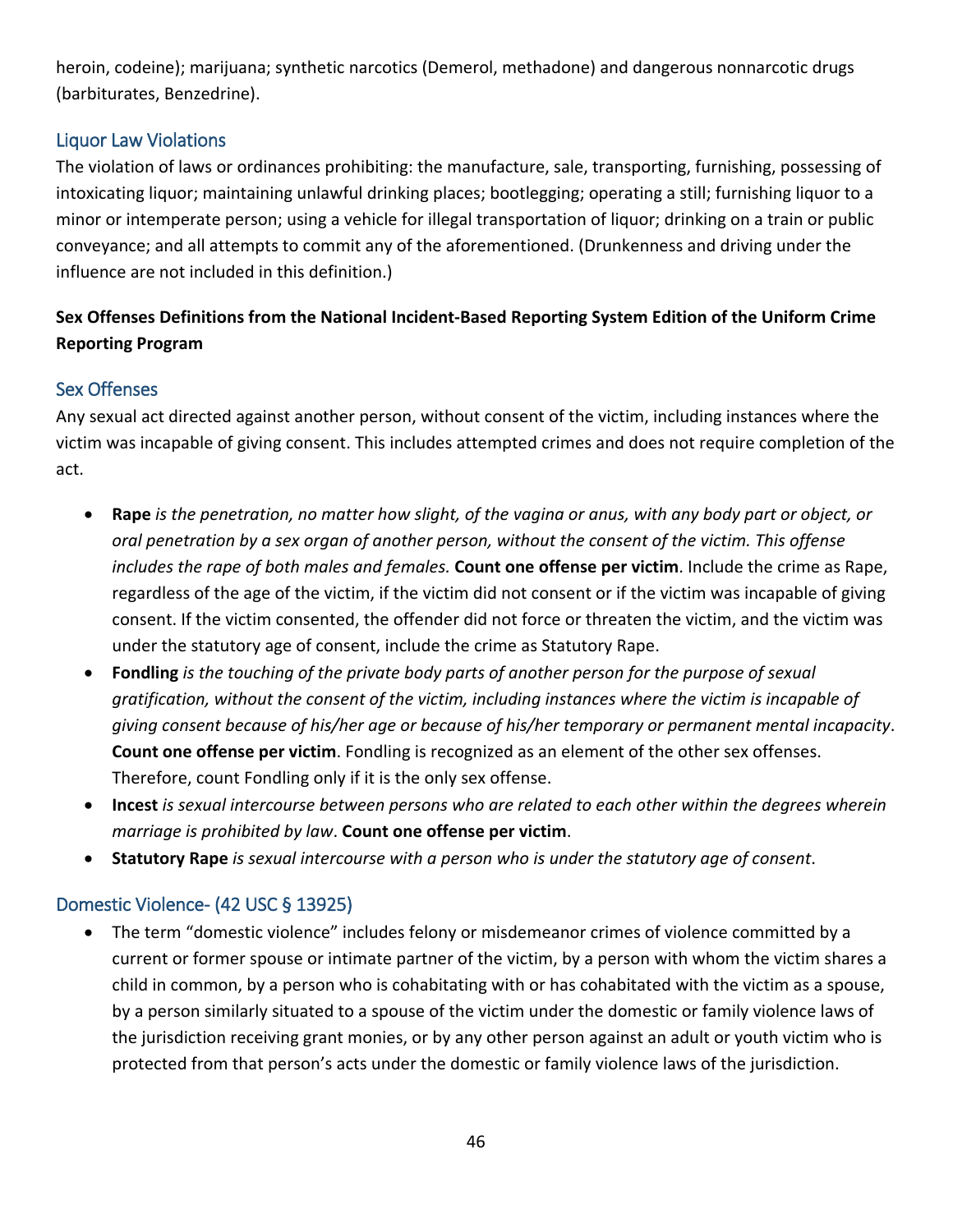heroin, codeine); marijuana; synthetic narcotics (Demerol, methadone) and dangerous nonnarcotic drugs (barbiturates, Benzedrine).

## Liquor Law Violations

The violation of laws or ordinances prohibiting: the manufacture, sale, transporting, furnishing, possessing of intoxicating liquor; maintaining unlawful drinking places; bootlegging; operating a still; furnishing liquor to a minor or intemperate person; using a vehicle for illegal transportation of liquor; drinking on a train or public conveyance; and all attempts to commit any of the aforementioned. (Drunkenness and driving under the influence are not included in this definition.)

**Sex Offenses Definitions from the National Incident-Based Reporting System Edition of the Uniform Crime Reporting Program**

## Sex Offenses

Any sexual act directed against another person, without consent of the victim, including instances where the victim was incapable of giving consent. This includes attempted crimes and does not require completion of the act.

- **Rape** *is the penetration, no matter how slight, of the vagina or anus, with any body part or object, or oral penetration by a sex organ of another person, without the consent of the victim. This offense includes the rape of both males and females.* **Count one offense per victim**. Include the crime as Rape, regardless of the age of the victim, if the victim did not consent or if the victim was incapable of giving consent. If the victim consented, the offender did not force or threaten the victim, and the victim was under the statutory age of consent, include the crime as Statutory Rape.
- **Fondling** *is the touching of the private body parts of another person for the purpose of sexual gratification, without the consent of the victim, including instances where the victim is incapable of giving consent because of his/her age or because of his/her temporary or permanent mental incapacity*. **Count one offense per victim**. Fondling is recognized as an element of the other sex offenses. Therefore, count Fondling only if it is the only sex offense.
- **Incest** *is sexual intercourse between persons who are related to each other within the degrees wherein marriage is prohibited by law*. **Count one offense per victim**.
- **Statutory Rape** *is sexual intercourse with a person who is under the statutory age of consent*.

## Domestic Violence- (42 USC § 13925)

- The term "domestic violence" includes felony or misdemeanor crimes of violence committed by a current or former spouse or intimate partner of the victim, by a person with whom the victim shares a child in common, by a person who is cohabitating with or has cohabitated with the victim as a spouse, by a person similarly situated to a spouse of the victim under the domestic or family violence laws of the jurisdiction receiving grant monies, or by any other person against an adult or youth victim who is protected from that person's acts under the domestic or family violence laws of the jurisdiction.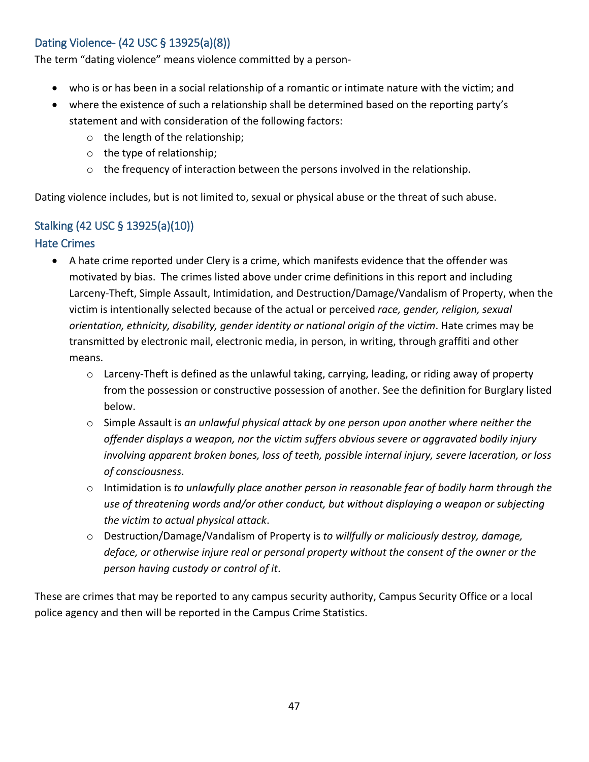### Dating Violence- (42 USC § 13925(a)(8))

The term "dating violence" means violence committed by a person-

- who is or has been in a social relationship of a romantic or intimate nature with the victim; and
- where the existence of such a relationship shall be determined based on the reporting party's statement and with consideration of the following factors:
  - the length of the relationship;
  - the type of relationship;
  - the frequency of interaction between the persons involved in the relationship.

Dating violence includes, but is not limited to, sexual or physical abuse or the threat of such abuse.

### Stalking (42 USC § 13925(a)(10))

### Hate Crimes

- A hate crime reported under Clery is a crime, which manifests evidence that the offender was motivated by bias. The crimes listed above under crime definitions in this report and including Larceny-Theft, Simple Assault, Intimidation, and Destruction/Damage/Vandalism of Property, when the victim is intentionally selected because of the actual or perceived *race, gender, religion, sexual orientation, ethnicity, disability, gender identity or national origin of the victim*. Hate crimes may be transmitted by electronic mail, electronic media, in person, in writing, through graffiti and other means.
  - Larceny-Theft is defined as the unlawful taking, carrying, leading, or riding away of property from the possession or constructive possession of another. See the definition for Burglary listed below.
  - Simple Assault is *an unlawful physical attack by one person upon another where neither the offender displays a weapon, nor the victim suffers obvious severe or aggravated bodily injury involving apparent broken bones, loss of teeth, possible internal injury, severe laceration, or loss of consciousness*.
  - Intimidation is *to unlawfully place another person in reasonable fear of bodily harm through the use of threatening words and/or other conduct, but without displaying a weapon or subjecting the victim to actual physical attack*.
  - Destruction/Damage/Vandalism of Property is *to willfully or maliciously destroy, damage, deface, or otherwise injure real or personal property without the consent of the owner or the person having custody or control of it*.

These are crimes that may be reported to any campus security authority, Campus Security Office or a local police agency and then will be reported in the Campus Crime Statistics.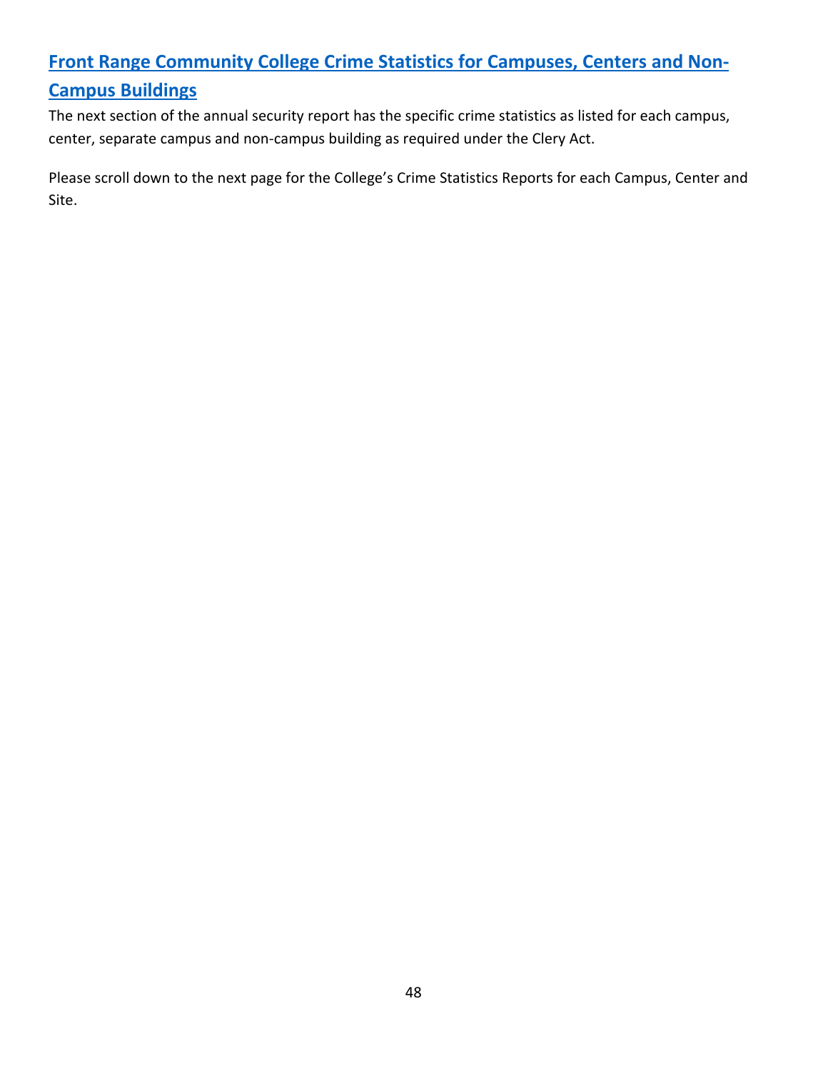## Front Range Community College Crime Statistics for Campuses, Centers and Non-Campus Buildings

The next section of the annual security report has the specific crime statistics as listed for each campus, center, separate campus and non-campus building as required under the Clery Act.

Please scroll down to the next page for the College's Crime Statistics Reports for each Campus, Center and Site.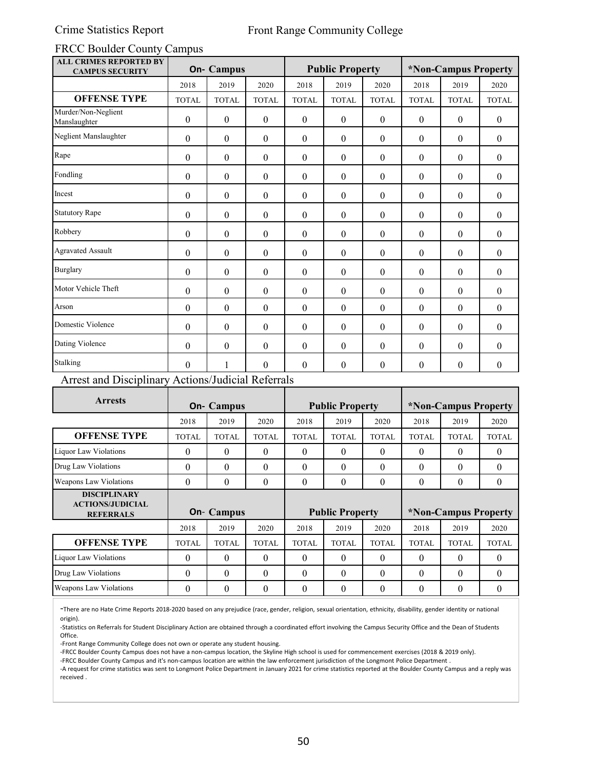Crime Statistics Report Front Range Community College

## FRCC Boulder County Campus

| ALL CRIMES REPORTED BY CAMPUS SECURITY | On- Campus | | | Public Property | | | *Non-Campus Property | | |
|---|---|---|---|---|---|---|---|---|---|
| | 2018 | 2019 | 2020 | 2018 | 2019 | 2020 | 2018 | 2019 | 2020 |
| **OFFENSE TYPE** | TOTAL | TOTAL | TOTAL | TOTAL | TOTAL | TOTAL | TOTAL | TOTAL | TOTAL |
| Murder/Non-Neglient Manslaughter | 0 | 0 | 0 | 0 | 0 | 0 | 0 | 0 | 0 |
| Neglient Manslaughter | 0 | 0 | 0 | 0 | 0 | 0 | 0 | 0 | 0 |
| Rape | 0 | 0 | 0 | 0 | 0 | 0 | 0 | 0 | 0 |
| Fondling | 0 | 0 | 0 | 0 | 0 | 0 | 0 | 0 | 0 |
| Incest | 0 | 0 | 0 | 0 | 0 | 0 | 0 | 0 | 0 |
| Statutory Rape | 0 | 0 | 0 | 0 | 0 | 0 | 0 | 0 | 0 |
| Robbery | 0 | 0 | 0 | 0 | 0 | 0 | 0 | 0 | 0 |
| Agravated Assault | 0 | 0 | 0 | 0 | 0 | 0 | 0 | 0 | 0 |
| Burglary | 0 | 0 | 0 | 0 | 0 | 0 | 0 | 0 | 0 |
| Motor Vehicle Theft | 0 | 0 | 0 | 0 | 0 | 0 | 0 | 0 | 0 |
| Arson | 0 | 0 | 0 | 0 | 0 | 0 | 0 | 0 | 0 |
| Domestic Violence | 0 | 0 | 0 | 0 | 0 | 0 | 0 | 0 | 0 |
| Dating Violence | 0 | 0 | 0 | 0 | 0 | 0 | 0 | 0 | 0 |
| Stalking | 0 | 1 | 0 | 0 | 0 | 0 | 0 | 0 | 0 |

## Arrest and Disciplinary Actions/Judicial Referrals

| Arrests | On- Campus | | | Public Property | | | *Non-Campus Property | | |
|---|---|---|---|---|---|---|---|---|---|
| | 2018 | 2019 | 2020 | 2018 | 2019 | 2020 | 2018 | 2019 | 2020 |
| **OFFENSE TYPE** | TOTAL | TOTAL | TOTAL | TOTAL | TOTAL | TOTAL | TOTAL | TOTAL | TOTAL |
| Liquor Law Violations | 0 | 0 | 0 | 0 | 0 | 0 | 0 | 0 | 0 |
| Drug Law Violations | 0 | 0 | 0 | 0 | 0 | 0 | 0 | 0 | 0 |
| Weapons Law Violations | 0 | 0 | 0 | 0 | 0 | 0 | 0 | 0 | 0 |

| DISCIPLINARY ACTIONS/JUDICIAL REFERRALS | On- Campus | | | Public Property | | | *Non-Campus Property | | |
|---|---|---|---|---|---|---|---|---|---|
| | 2018 | 2019 | 2020 | 2018 | 2019 | 2020 | 2018 | 2019 | 2020 |
| **OFFENSE TYPE** | TOTAL | TOTAL | TOTAL | TOTAL | TOTAL | TOTAL | TOTAL | TOTAL | TOTAL |
| Liquor Law Violations | 0 | 0 | 0 | 0 | 0 | 0 | 0 | 0 | 0 |
| Drug Law Violations | 0 | 0 | 0 | 0 | 0 | 0 | 0 | 0 | 0 |
| Weapons Law Violations | 0 | 0 | 0 | 0 | 0 | 0 | 0 | 0 | 0 |

-There are no Hate Crime Reports 2018-2020 based on any prejudice (race, gender, religion, sexual orientation, ethnicity, disability, gender identity or national origin).

-Statistics on Referrals for Student Disciplinary Action are obtained through a coordinated effort involving the Campus Security Office and the Dean of Students Office.

-Front Range Community College does not own or operate any student housing.

-FRCC Boulder County Campus does not have a non-campus location, the Skyline High school is used for commencement exercises (2018 & 2019 only).

-FRCC Boulder County Campus and it's non-campus location are within the law enforcement jurisdiction of the Longmont Police Department .

-A request for crime statistics was sent to Longmont Police Department in January 2021 for crime statistics reported at the Boulder County Campus and a reply was received .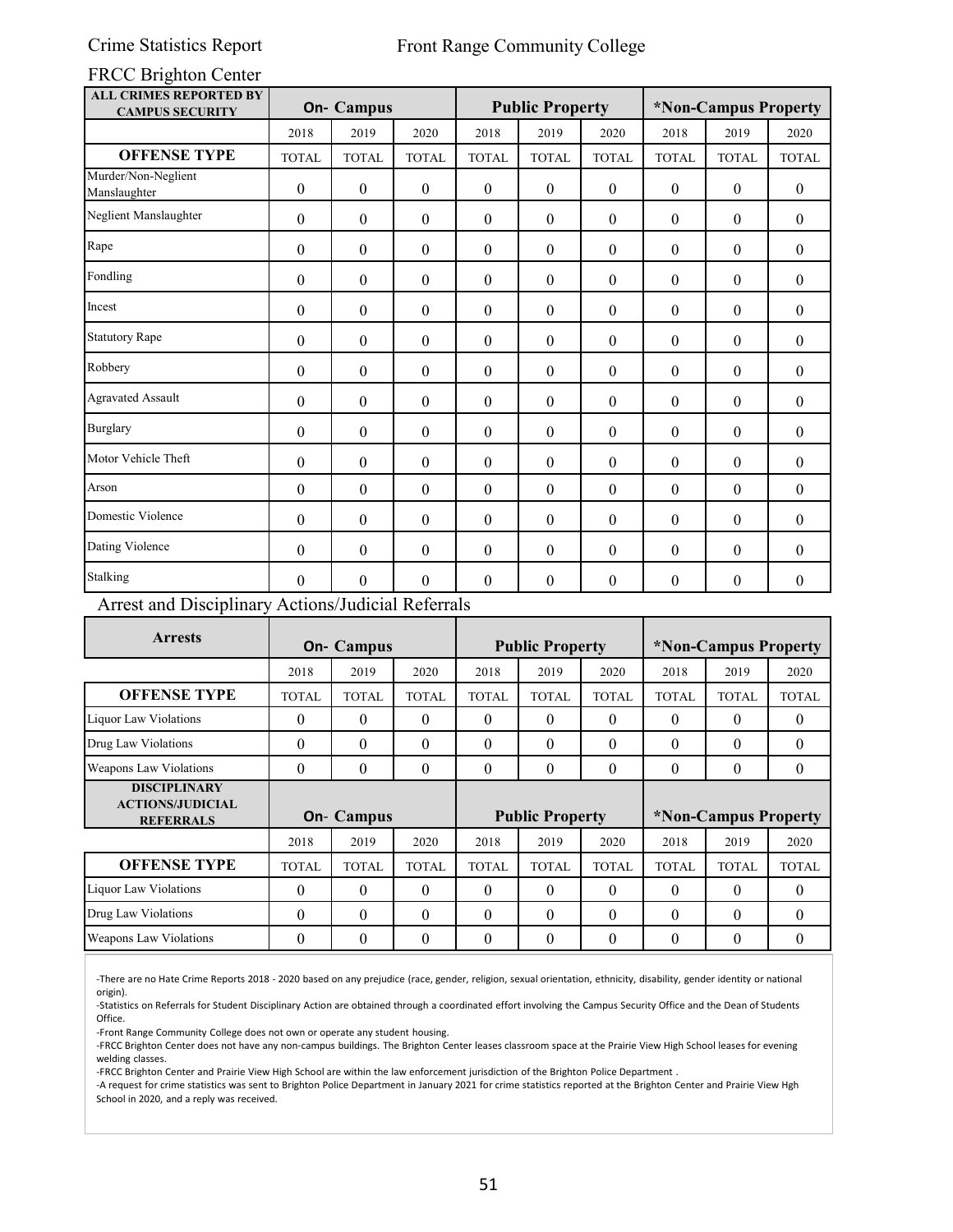Crime Statistics Report — Front Range Community College

## FRCC Brighton Center

| ALL CRIMES REPORTED BY CAMPUS SECURITY | On- Campus | | | Public Property | | | *Non-Campus Property | | |
|---|---|---|---|---|---|---|---|---|---|
| | 2018 | 2019 | 2020 | 2018 | 2019 | 2020 | 2018 | 2019 | 2020 |
| **OFFENSE TYPE** | TOTAL | TOTAL | TOTAL | TOTAL | TOTAL | TOTAL | TOTAL | TOTAL | TOTAL |
| Murder/Non-Neglient Manslaughter | 0 | 0 | 0 | 0 | 0 | 0 | 0 | 0 | 0 |
| Neglient Manslaughter | 0 | 0 | 0 | 0 | 0 | 0 | 0 | 0 | 0 |
| Rape | 0 | 0 | 0 | 0 | 0 | 0 | 0 | 0 | 0 |
| Fondling | 0 | 0 | 0 | 0 | 0 | 0 | 0 | 0 | 0 |
| Incest | 0 | 0 | 0 | 0 | 0 | 0 | 0 | 0 | 0 |
| Statutory Rape | 0 | 0 | 0 | 0 | 0 | 0 | 0 | 0 | 0 |
| Robbery | 0 | 0 | 0 | 0 | 0 | 0 | 0 | 0 | 0 |
| Agravated Assault | 0 | 0 | 0 | 0 | 0 | 0 | 0 | 0 | 0 |
| Burglary | 0 | 0 | 0 | 0 | 0 | 0 | 0 | 0 | 0 |
| Motor Vehicle Theft | 0 | 0 | 0 | 0 | 0 | 0 | 0 | 0 | 0 |
| Arson | 0 | 0 | 0 | 0 | 0 | 0 | 0 | 0 | 0 |
| Domestic Violence | 0 | 0 | 0 | 0 | 0 | 0 | 0 | 0 | 0 |
| Dating Violence | 0 | 0 | 0 | 0 | 0 | 0 | 0 | 0 | 0 |
| Stalking | 0 | 0 | 0 | 0 | 0 | 0 | 0 | 0 | 0 |

## Arrest and Disciplinary Actions/Judicial Referrals

| Arrests | On- Campus | | | Public Property | | | *Non-Campus Property | | |
|---|---|---|---|---|---|---|---|---|---|
| | 2018 | 2019 | 2020 | 2018 | 2019 | 2020 | 2018 | 2019 | 2020 |
| **OFFENSE TYPE** | TOTAL | TOTAL | TOTAL | TOTAL | TOTAL | TOTAL | TOTAL | TOTAL | TOTAL |
| Liquor Law Violations | 0 | 0 | 0 | 0 | 0 | 0 | 0 | 0 | 0 |
| Drug Law Violations | 0 | 0 | 0 | 0 | 0 | 0 | 0 | 0 | 0 |
| Weapons Law Violations | 0 | 0 | 0 | 0 | 0 | 0 | 0 | 0 | 0 |
| **DISCIPLINARY ACTIONS/JUDICIAL REFERRALS** | **On- Campus** | | | **Public Property** | | | ***Non-Campus Property** | | |
| | 2018 | 2019 | 2020 | 2018 | 2019 | 2020 | 2018 | 2019 | 2020 |
| **OFFENSE TYPE** | TOTAL | TOTAL | TOTAL | TOTAL | TOTAL | TOTAL | TOTAL | TOTAL | TOTAL |
| Liquor Law Violations | 0 | 0 | 0 | 0 | 0 | 0 | 0 | 0 | 0 |
| Drug Law Violations | 0 | 0 | 0 | 0 | 0 | 0 | 0 | 0 | 0 |
| Weapons Law Violations | 0 | 0 | 0 | 0 | 0 | 0 | 0 | 0 | 0 |

-There are no Hate Crime Reports 2018 - 2020 based on any prejudice (race, gender, religion, sexual orientation, ethnicity, disability, gender identity or national origin).
-Statistics on Referrals for Student Disciplinary Action are obtained through a coordinated effort involving the Campus Security Office and the Dean of Students Office.
-Front Range Community College does not own or operate any student housing.
-FRCC Brighton Center does not have any non-campus buildings. The Brighton Center leases classroom space at the Prairie View High School leases for evening welding classes.
-FRCC Brighton Center and Prairie View High School are within the law enforcement jurisdiction of the Brighton Police Department .
-A request for crime statistics was sent to Brighton Police Department in January 2021 for crime statistics reported at the Brighton Center and Prairie View Hgh School in 2020, and a reply was received.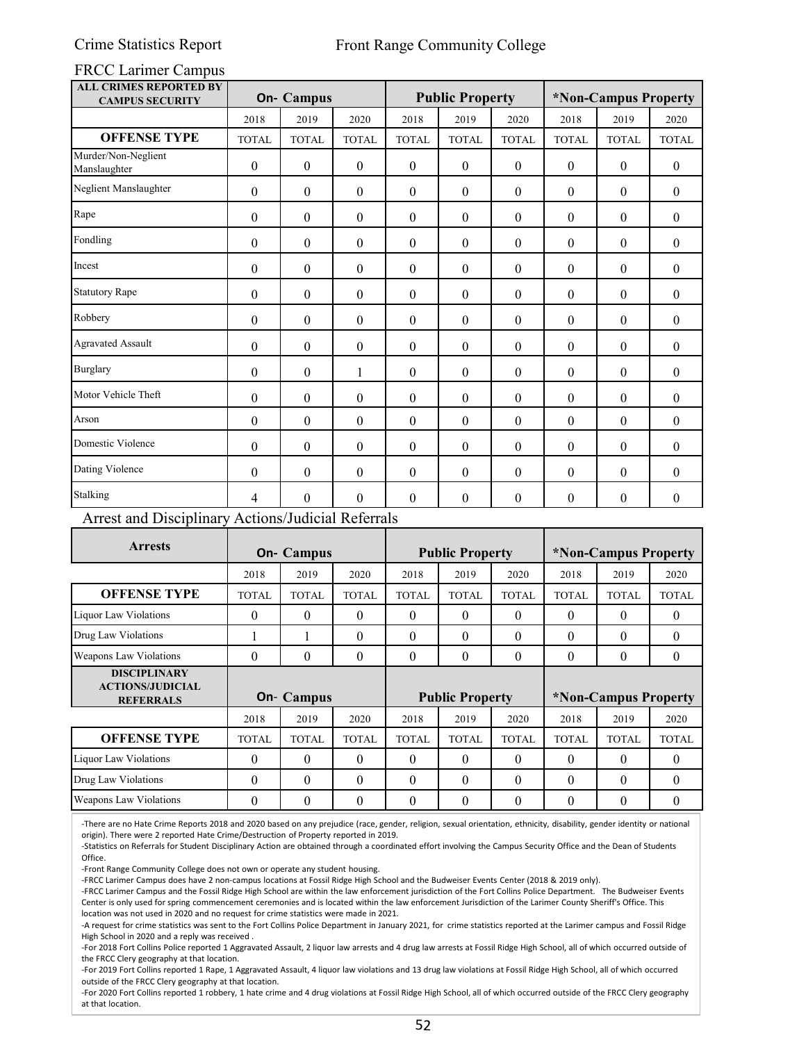Crime Statistics Report Front Range Community College

## FRCC Larimer Campus

| ALL CRIMES REPORTED BY CAMPUS SECURITY | On- Campus | | | Public Property | | | *Non-Campus Property | | |
|---|---|---|---|---|---|---|---|---|---|
| | 2018 | 2019 | 2020 | 2018 | 2019 | 2020 | 2018 | 2019 | 2020 |
| **OFFENSE TYPE** | TOTAL | TOTAL | TOTAL | TOTAL | TOTAL | TOTAL | TOTAL | TOTAL | TOTAL |
| Murder/Non-Neglient Manslaughter | 0 | 0 | 0 | 0 | 0 | 0 | 0 | 0 | 0 |
| Neglient Manslaughter | 0 | 0 | 0 | 0 | 0 | 0 | 0 | 0 | 0 |
| Rape | 0 | 0 | 0 | 0 | 0 | 0 | 0 | 0 | 0 |
| Fondling | 0 | 0 | 0 | 0 | 0 | 0 | 0 | 0 | 0 |
| Incest | 0 | 0 | 0 | 0 | 0 | 0 | 0 | 0 | 0 |
| Statutory Rape | 0 | 0 | 0 | 0 | 0 | 0 | 0 | 0 | 0 |
| Robbery | 0 | 0 | 0 | 0 | 0 | 0 | 0 | 0 | 0 |
| Agravated Assault | 0 | 0 | 0 | 0 | 0 | 0 | 0 | 0 | 0 |
| Burglary | 0 | 0 | 1 | 0 | 0 | 0 | 0 | 0 | 0 |
| Motor Vehicle Theft | 0 | 0 | 0 | 0 | 0 | 0 | 0 | 0 | 0 |
| Arson | 0 | 0 | 0 | 0 | 0 | 0 | 0 | 0 | 0 |
| Domestic Violence | 0 | 0 | 0 | 0 | 0 | 0 | 0 | 0 | 0 |
| Dating Violence | 0 | 0 | 0 | 0 | 0 | 0 | 0 | 0 | 0 |
| Stalking | 4 | 0 | 0 | 0 | 0 | 0 | 0 | 0 | 0 |

## Arrest and Disciplinary Actions/Judicial Referrals

| Arrests | On- Campus | | | Public Property | | | *Non-Campus Property | | |
|---|---|---|---|---|---|---|---|---|---|
| | 2018 | 2019 | 2020 | 2018 | 2019 | 2020 | 2018 | 2019 | 2020 |
| **OFFENSE TYPE** | TOTAL | TOTAL | TOTAL | TOTAL | TOTAL | TOTAL | TOTAL | TOTAL | TOTAL |
| Liquor Law Violations | 0 | 0 | 0 | 0 | 0 | 0 | 0 | 0 | 0 |
| Drug Law Violations | 1 | 1 | 0 | 0 | 0 | 0 | 0 | 0 | 0 |
| Weapons Law Violations | 0 | 0 | 0 | 0 | 0 | 0 | 0 | 0 | 0 |

| DISCIPLINARY ACTIONS/JUDICIAL REFERRALS | On- Campus | | | Public Property | | | *Non-Campus Property | | |
|---|---|---|---|---|---|---|---|---|---|
| | 2018 | 2019 | 2020 | 2018 | 2019 | 2020 | 2018 | 2019 | 2020 |
| **OFFENSE TYPE** | TOTAL | TOTAL | TOTAL | TOTAL | TOTAL | TOTAL | TOTAL | TOTAL | TOTAL |
| Liquor Law Violations | 0 | 0 | 0 | 0 | 0 | 0 | 0 | 0 | 0 |
| Drug Law Violations | 0 | 0 | 0 | 0 | 0 | 0 | 0 | 0 | 0 |
| Weapons Law Violations | 0 | 0 | 0 | 0 | 0 | 0 | 0 | 0 | 0 |

-There are no Hate Crime Reports 2018 and 2020 based on any prejudice (race, gender, religion, sexual orientation, ethnicity, disability, gender identity or national origin). There were 2 reported Hate Crime/Destruction of Property reported in 2019.

-Statistics on Referrals for Student Disciplinary Action are obtained through a coordinated effort involving the Campus Security Office and the Dean of Students Office.

-Front Range Community College does not own or operate any student housing.

-FRCC Larimer Campus does have 2 non-campus locations at Fossil Ridge High School and the Budweiser Events Center (2018 & 2019 only).

-FRCC Larimer Campus and the Fossil Ridge High School are within the law enforcement jurisdiction of the Fort Collins Police Department. The Budweiser Events Center is only used for spring commencement ceremonies and is located within the law enforcement Jurisdiction of the Larimer County Sheriff's Office. This location was not used in 2020 and no request for crime statistics were made in 2021.

-A request for crime statistics was sent to the Fort Collins Police Department in January 2021, for crime statistics reported at the Larimer campus and Fossil Ridge High School in 2020 and a reply was received .

-For 2018 Fort Collins Police reported 1 Aggravated Assault, 2 liquor law arrests and 4 drug law arrests at Fossil Ridge High School, all of which occurred outside of the FRCC Clery geography at that location.

-For 2019 Fort Collins reported 1 Rape, 1 Aggravated Assault, 4 liquor law violations and 13 drug law violations at Fossil Ridge High School, all of which occurred outside of the FRCC Clery geography at that location.

-For 2020 Fort Collins reported 1 robbery, 1 hate crime and 4 drug violations at Fossil Ridge High School, all of which occurred outside of the FRCC Clery geography at that location.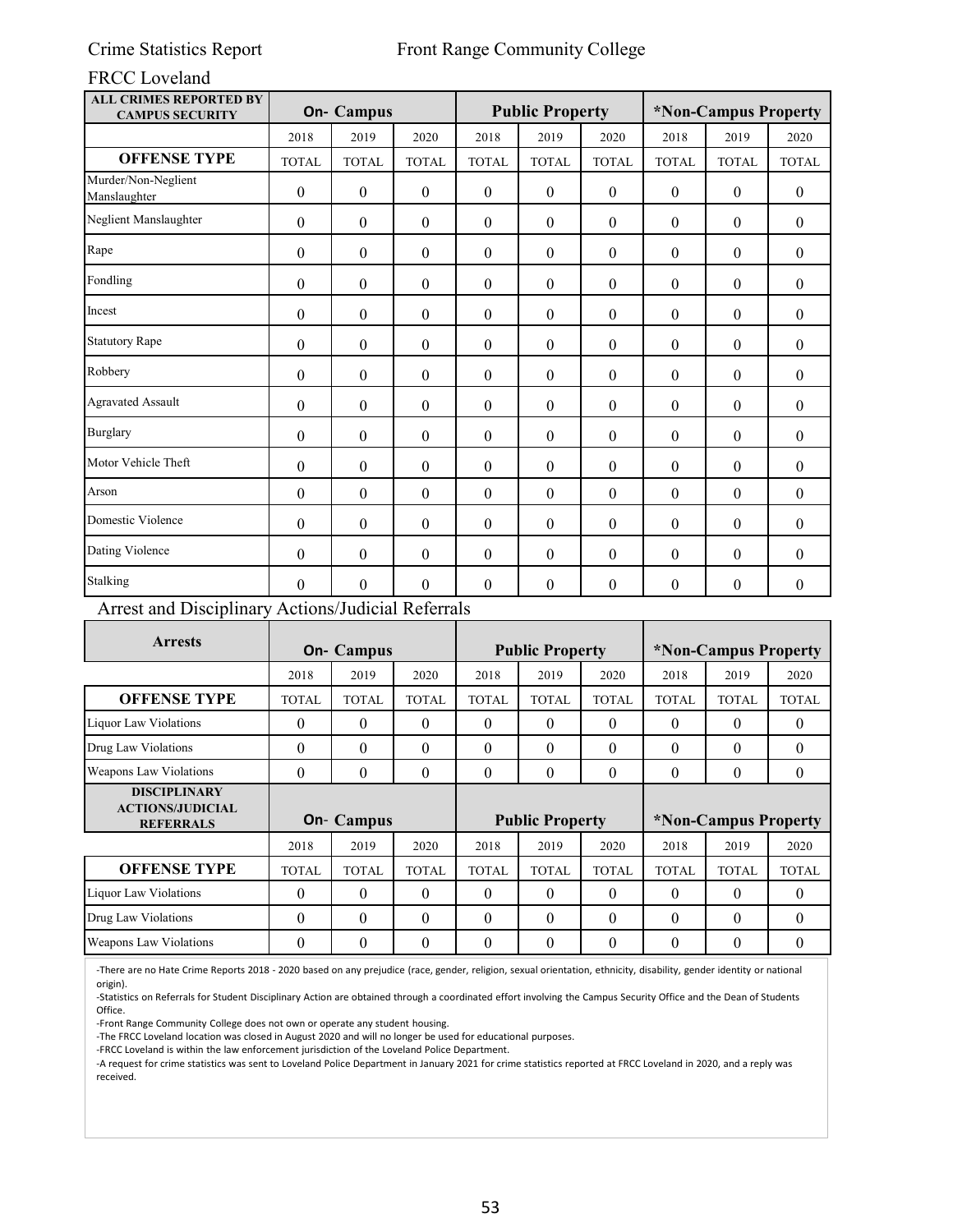FRCC Loveland

| ALL CRIMES REPORTED BY CAMPUS SECURITY | On- Campus | | | Public Property | | | *Non-Campus Property | | |
|---|---|---|---|---|---|---|---|---|---|
| | 2018 | 2019 | 2020 | 2018 | 2019 | 2020 | 2018 | 2019 | 2020 |
| **OFFENSE TYPE** | TOTAL | TOTAL | TOTAL | TOTAL | TOTAL | TOTAL | TOTAL | TOTAL | TOTAL |
| Murder/Non-Neglient Manslaughter | 0 | 0 | 0 | 0 | 0 | 0 | 0 | 0 | 0 |
| Neglient Manslaughter | 0 | 0 | 0 | 0 | 0 | 0 | 0 | 0 | 0 |
| Rape | 0 | 0 | 0 | 0 | 0 | 0 | 0 | 0 | 0 |
| Fondling | 0 | 0 | 0 | 0 | 0 | 0 | 0 | 0 | 0 |
| Incest | 0 | 0 | 0 | 0 | 0 | 0 | 0 | 0 | 0 |
| Statutory Rape | 0 | 0 | 0 | 0 | 0 | 0 | 0 | 0 | 0 |
| Robbery | 0 | 0 | 0 | 0 | 0 | 0 | 0 | 0 | 0 |
| Agravated Assault | 0 | 0 | 0 | 0 | 0 | 0 | 0 | 0 | 0 |
| Burglary | 0 | 0 | 0 | 0 | 0 | 0 | 0 | 0 | 0 |
| Motor Vehicle Theft | 0 | 0 | 0 | 0 | 0 | 0 | 0 | 0 | 0 |
| Arson | 0 | 0 | 0 | 0 | 0 | 0 | 0 | 0 | 0 |
| Domestic Violence | 0 | 0 | 0 | 0 | 0 | 0 | 0 | 0 | 0 |
| Dating Violence | 0 | 0 | 0 | 0 | 0 | 0 | 0 | 0 | 0 |
| Stalking | 0 | 0 | 0 | 0 | 0 | 0 | 0 | 0 | 0 |

Arrest and Disciplinary Actions/Judicial Referrals

| Arrests | On- Campus | | | Public Property | | | *Non-Campus Property | | |
|---|---|---|---|---|---|---|---|---|---|
| | 2018 | 2019 | 2020 | 2018 | 2019 | 2020 | 2018 | 2019 | 2020 |
| **OFFENSE TYPE** | TOTAL | TOTAL | TOTAL | TOTAL | TOTAL | TOTAL | TOTAL | TOTAL | TOTAL |
| Liquor Law Violations | 0 | 0 | 0 | 0 | 0 | 0 | 0 | 0 | 0 |
| Drug Law Violations | 0 | 0 | 0 | 0 | 0 | 0 | 0 | 0 | 0 |
| Weapons Law Violations | 0 | 0 | 0 | 0 | 0 | 0 | 0 | 0 | 0 |
| **DISCIPLINARY ACTIONS/JUDICIAL REFERRALS** | **On- Campus** | | | **Public Property** | | | ***Non-Campus Property** | | |
| | 2018 | 2019 | 2020 | 2018 | 2019 | 2020 | 2018 | 2019 | 2020 |
| **OFFENSE TYPE** | TOTAL | TOTAL | TOTAL | TOTAL | TOTAL | TOTAL | TOTAL | TOTAL | TOTAL |
| Liquor Law Violations | 0 | 0 | 0 | 0 | 0 | 0 | 0 | 0 | 0 |
| Drug Law Violations | 0 | 0 | 0 | 0 | 0 | 0 | 0 | 0 | 0 |
| Weapons Law Violations | 0 | 0 | 0 | 0 | 0 | 0 | 0 | 0 | 0 |

-There are no Hate Crime Reports 2018 - 2020 based on any prejudice (race, gender, religion, sexual orientation, ethnicity, disability, gender identity or national origin).
-Statistics on Referrals for Student Disciplinary Action are obtained through a coordinated effort involving the Campus Security Office and the Dean of Students Office.
-Front Range Community College does not own or operate any student housing.
-The FRCC Loveland location was closed in August 2020 and will no longer be used for educational purposes.
-FRCC Loveland is within the law enforcement jurisdiction of the Loveland Police Department.
-A request for crime statistics was sent to Loveland Police Department in January 2021 for crime statistics reported at FRCC Loveland in 2020, and a reply was received.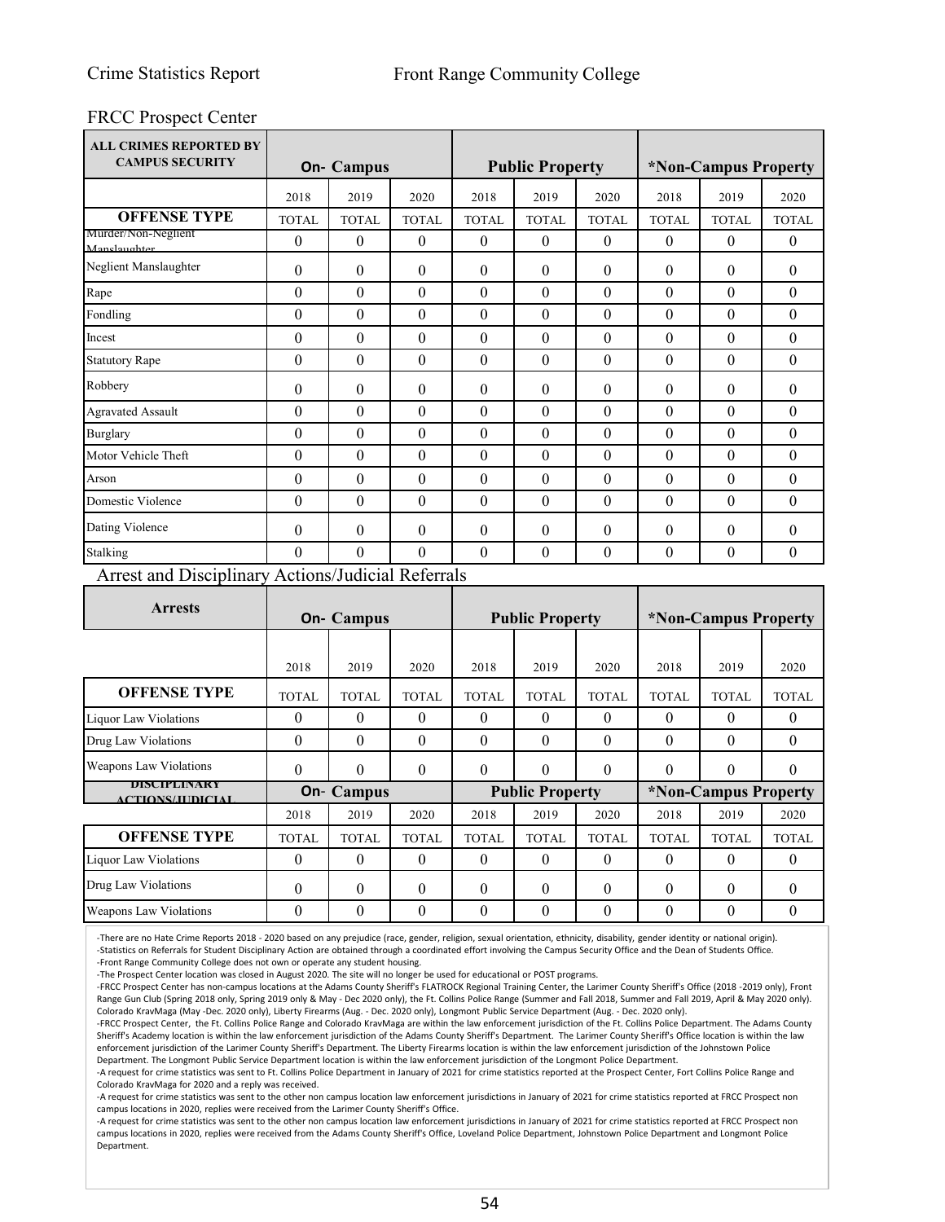## FRCC Prospect Center

| ALL CRIMES REPORTED BY CAMPUS SECURITY | On- Campus | | | Public Property | | | *Non-Campus Property | | |
|---|---|---|---|---|---|---|---|---|---|
| | 2018 | 2019 | 2020 | 2018 | 2019 | 2020 | 2018 | 2019 | 2020 |
| **OFFENSE TYPE** | TOTAL | TOTAL | TOTAL | TOTAL | TOTAL | TOTAL | TOTAL | TOTAL | TOTAL |
| Murder/Non-Neglient Manslaughter | 0 | 0 | 0 | 0 | 0 | 0 | 0 | 0 | 0 |
| Neglient Manslaughter | 0 | 0 | 0 | 0 | 0 | 0 | 0 | 0 | 0 |
| Rape | 0 | 0 | 0 | 0 | 0 | 0 | 0 | 0 | 0 |
| Fondling | 0 | 0 | 0 | 0 | 0 | 0 | 0 | 0 | 0 |
| Incest | 0 | 0 | 0 | 0 | 0 | 0 | 0 | 0 | 0 |
| Statutory Rape | 0 | 0 | 0 | 0 | 0 | 0 | 0 | 0 | 0 |
| Robbery | 0 | 0 | 0 | 0 | 0 | 0 | 0 | 0 | 0 |
| Agravated Assault | 0 | 0 | 0 | 0 | 0 | 0 | 0 | 0 | 0 |
| Burglary | 0 | 0 | 0 | 0 | 0 | 0 | 0 | 0 | 0 |
| Motor Vehicle Theft | 0 | 0 | 0 | 0 | 0 | 0 | 0 | 0 | 0 |
| Arson | 0 | 0 | 0 | 0 | 0 | 0 | 0 | 0 | 0 |
| Domestic Violence | 0 | 0 | 0 | 0 | 0 | 0 | 0 | 0 | 0 |
| Dating Violence | 0 | 0 | 0 | 0 | 0 | 0 | 0 | 0 | 0 |
| Stalking | 0 | 0 | 0 | 0 | 0 | 0 | 0 | 0 | 0 |

Arrest and Disciplinary Actions/Judicial Referrals

| Arrests | On- Campus | | | Public Property | | | *Non-Campus Property | | |
|---|---|---|---|---|---|---|---|---|---|
| | 2018 | 2019 | 2020 | 2018 | 2019 | 2020 | 2018 | 2019 | 2020 |
| **OFFENSE TYPE** | TOTAL | TOTAL | TOTAL | TOTAL | TOTAL | TOTAL | TOTAL | TOTAL | TOTAL |
| Liquor Law Violations | 0 | 0 | 0 | 0 | 0 | 0 | 0 | 0 | 0 |
| Drug Law Violations | 0 | 0 | 0 | 0 | 0 | 0 | 0 | 0 | 0 |
| Weapons Law Violations | 0 | 0 | 0 | 0 | 0 | 0 | 0 | 0 | 0 |

| DISCIPLINARY ACTIONS/JUDICIAL | On- Campus | | | Public Property | | | *Non-Campus Property | | |
|---|---|---|---|---|---|---|---|---|---|
| | 2018 | 2019 | 2020 | 2018 | 2019 | 2020 | 2018 | 2019 | 2020 |
| **OFFENSE TYPE** | TOTAL | TOTAL | TOTAL | TOTAL | TOTAL | TOTAL | TOTAL | TOTAL | TOTAL |
| Liquor Law Violations | 0 | 0 | 0 | 0 | 0 | 0 | 0 | 0 | 0 |
| Drug Law Violations | 0 | 0 | 0 | 0 | 0 | 0 | 0 | 0 | 0 |
| Weapons Law Violations | 0 | 0 | 0 | 0 | 0 | 0 | 0 | 0 | 0 |

-There are no Hate Crime Reports 2018 - 2020 based on any prejudice (race, gender, religion, sexual orientation, ethnicity, disability, gender identity or national origin).
-Statistics on Referrals for Student Disciplinary Action are obtained through a coordinated effort involving the Campus Security Office and the Dean of Students Office.
-Front Range Community College does not own or operate any student housing.
-The Prospect Center location was closed in August 2020. The site will no longer be used for educational or POST programs.
-FRCC Prospect Center has non-campus locations at the Adams County Sheriff's FLATROCK Regional Training Center, the Larimer County Sheriff's Office (2018 -2019 only), Front Range Gun Club (Spring 2018 only, Spring 2019 only & May - Dec 2020 only), the Ft. Collins Police Range (Summer and Fall 2018, Summer and Fall 2019, April & May 2020 only). Colorado KravMaga (May -Dec. 2020 only), Liberty Firearms (Aug. - Dec. 2020 only), Longmont Public Service Department (Aug. - Dec. 2020 only).
-FRCC Prospect Center, the Ft. Collins Police Range and Colorado KravMaga are within the law enforcement jurisdiction of the Ft. Collins Police Department. The Adams County Sheriff's Academy location is within the law enforcement jurisdiction of the Adams County Sheriff's Department. The Larimer County Sheriff's Office location is within the law enforcement jurisdiction of the Larimer County Sheriff's Department. The Liberty Firearms location is within the law enforcement jurisdiction of the Johnstown Police Department. The Longmont Public Service Department location is within the law enforcement jurisdiction of the Longmont Police Department.
-A request for crime statistics was sent to Ft. Collins Police Department in January of 2021 for crime statistics reported at the Prospect Center, Fort Collins Police Range and Colorado KravMaga for 2020 and a reply was received.
-A request for crime statistics was sent to the other non campus location law enforcement jurisdictions in January of 2021 for crime statistics reported at FRCC Prospect non campus locations in 2020, replies were received from the Larimer County Sheriff's Office.
-A request for crime statistics was sent to the other non campus location law enforcement jurisdictions in January of 2021 for crime statistics reported at FRCC Prospect non campus locations in 2020, replies were received from the Adams County Sheriff's Office, Loveland Police Department, Johnstown Police Department and Longmont Police Department.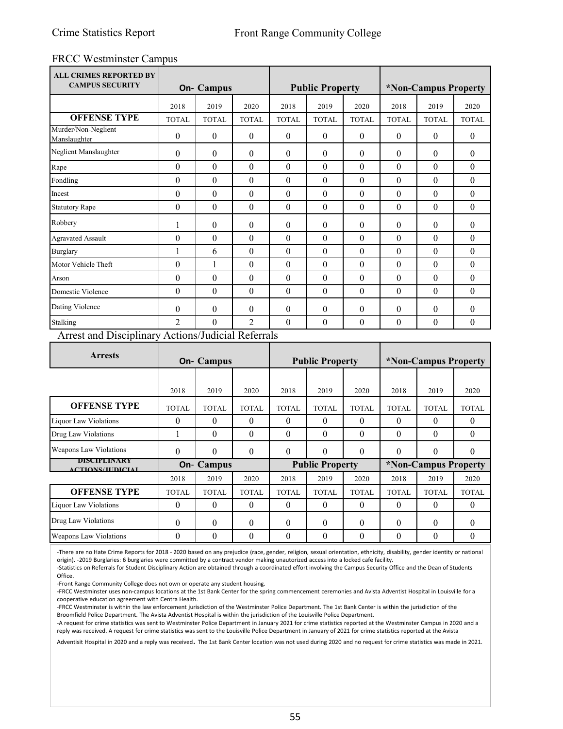Crime Statistics Report Front Range Community College

## FRCC Westminster Campus

| ALL CRIMES REPORTED BY CAMPUS SECURITY | On- Campus | | | Public Property | | | *Non-Campus Property | | |
|---|---|---|---|---|---|---|---|---|---|
| | 2018 | 2019 | 2020 | 2018 | 2019 | 2020 | 2018 | 2019 | 2020 |
| OFFENSE TYPE | TOTAL | TOTAL | TOTAL | TOTAL | TOTAL | TOTAL | TOTAL | TOTAL | TOTAL |
| Murder/Non-Neglient Manslaughter | 0 | 0 | 0 | 0 | 0 | 0 | 0 | 0 | 0 |
| Neglient Manslaughter | 0 | 0 | 0 | 0 | 0 | 0 | 0 | 0 | 0 |
| Rape | 0 | 0 | 0 | 0 | 0 | 0 | 0 | 0 | 0 |
| Fondling | 0 | 0 | 0 | 0 | 0 | 0 | 0 | 0 | 0 |
| Incest | 0 | 0 | 0 | 0 | 0 | 0 | 0 | 0 | 0 |
| Statutory Rape | 0 | 0 | 0 | 0 | 0 | 0 | 0 | 0 | 0 |
| Robbery | 1 | 0 | 0 | 0 | 0 | 0 | 0 | 0 | 0 |
| Agravated Assault | 0 | 0 | 0 | 0 | 0 | 0 | 0 | 0 | 0 |
| Burglary | 1 | 6 | 0 | 0 | 0 | 0 | 0 | 0 | 0 |
| Motor Vehicle Theft | 0 | 1 | 0 | 0 | 0 | 0 | 0 | 0 | 0 |
| Arson | 0 | 0 | 0 | 0 | 0 | 0 | 0 | 0 | 0 |
| Domestic Violence | 0 | 0 | 0 | 0 | 0 | 0 | 0 | 0 | 0 |
| Dating Violence | 0 | 0 | 0 | 0 | 0 | 0 | 0 | 0 | 0 |
| Stalking | 2 | 0 | 2 | 0 | 0 | 0 | 0 | 0 | 0 |

## Arrest and Disciplinary Actions/Judicial Referrals

| Arrests | On- Campus | | | Public Property | | | *Non-Campus Property | | |
|---|---|---|---|---|---|---|---|---|---|
| | 2018 | 2019 | 2020 | 2018 | 2019 | 2020 | 2018 | 2019 | 2020 |
| OFFENSE TYPE | TOTAL | TOTAL | TOTAL | TOTAL | TOTAL | TOTAL | TOTAL | TOTAL | TOTAL |
| Liquor Law Violations | 0 | 0 | 0 | 0 | 0 | 0 | 0 | 0 | 0 |
| Drug Law Violations | 1 | 0 | 0 | 0 | 0 | 0 | 0 | 0 | 0 |
| Weapons Law Violations | 0 | 0 | 0 | 0 | 0 | 0 | 0 | 0 | 0 |

| DISCIPLINARY ACTIONS/JUDICIAL | On- Campus | | | Public Property | | | *Non-Campus Property | | |
|---|---|---|---|---|---|---|---|---|---|
| | 2018 | 2019 | 2020 | 2018 | 2019 | 2020 | 2018 | 2019 | 2020 |
| OFFENSE TYPE | TOTAL | TOTAL | TOTAL | TOTAL | TOTAL | TOTAL | TOTAL | TOTAL | TOTAL |
| Liquor Law Violations | 0 | 0 | 0 | 0 | 0 | 0 | 0 | 0 | 0 |
| Drug Law Violations | 0 | 0 | 0 | 0 | 0 | 0 | 0 | 0 | 0 |
| Weapons Law Violations | 0 | 0 | 0 | 0 | 0 | 0 | 0 | 0 | 0 |

-There are no Hate Crime Reports for 2018 - 2020 based on any prejudice (race, gender, religion, sexual orientation, ethnicity, disability, gender identity or national origin). -2019 Burglaries: 6 burglaries were committed by a contract vendor making unautorized access into a locked cafe facility.

-Statistics on Referrals for Student Disciplinary Action are obtained through a coordinated effort involving the Campus Security Office and the Dean of Students Office.

-Front Range Community College does not own or operate any student housing.

-FRCC Westminster uses non-campus locations at the 1st Bank Center for the spring commencement ceremonies and Avista Adventist Hospital in Louisville for a cooperative education agreement with Centra Health.

-FRCC Westminster is within the law enforcement jurisdiction of the Westminster Police Department. The 1st Bank Center is within the jurisdiction of the Broomfield Police Department. The Avista Adventist Hospital is within the jurisdiction of the Louisville Police Department.

-A request for crime statistics was sent to Westminster Police Department in January 2021 for crime statistics reported at the Westminster Campus in 2020 and a reply was received. A request for crime statistics was sent to the Louisville Police Department in January of 2021 for crime statistics reported at the Avista Adventisit Hospital in 2020 and a reply was received. The 1st Bank Center location was not used during 2020 and no request for crime statistics was made in 2021.